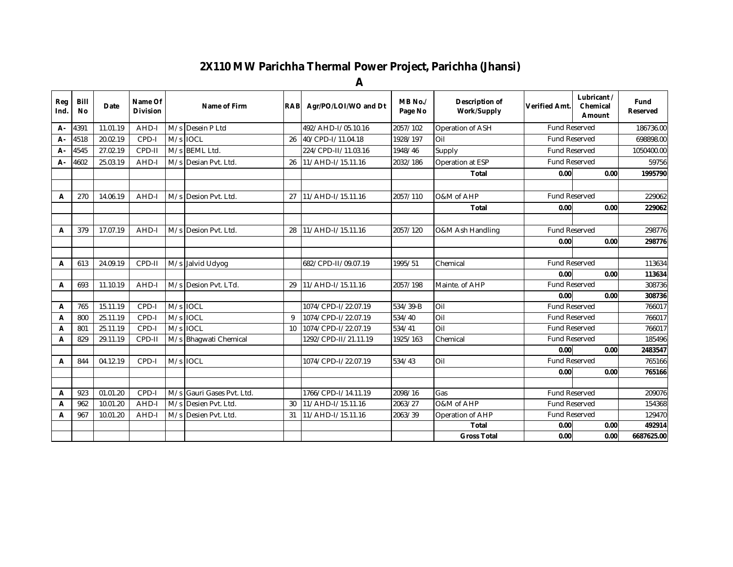# 2X110 MW Parichha Thermal Power Project, Parichha (Jhansi)

## A

| Reg Ind. | Bill No | Date | Name Of Division | | Name of Firm | RAB | Agr/PO/LOI/WO and Dt | MB No./ Page No | Description of Work/Supply | Verified Amt. | Lubricant / Chemical Amount | Fund Reserved |
|---|---|---|---|---|---|---|---|---|---|---|---|---|
| A- | 4391 | 11.01.19 | AHD-I | M/s | Desein P Ltd | | 492/AHD-I/05.10.16 | 2057/102 | Operation of ASH | Fund Reserved | | 186736.00 |
| A- | 4518 | 20.02.19 | CPD-I | M/s | IOCL | 26 | 40/CPD-I/11.04.18 | 1928/197 | Oil | Fund Reserved | | 698898.00 |
| A- | 4545 | 27.02.19 | CPD-II | M/s | BEML Ltd. | | 224/CPD-II/11.03.16 | 1948/46 | Supply | Fund Reserved | | 1050400.00 |
| A- | 4602 | 25.03.19 | AHD-I | M/s | Desian Pvt. Ltd. | 26 | 11/AHD-I/15.11.16 | 2032/186 | Operation at ESP | Fund Reserved | | 59756 |
| | | | | | | | | | **Total** | **0.00** | **0.00** | **1995790** |
| | | | | | | | | | | | | |
| A | 270 | 14.06.19 | AHD-I | M/s | Desion Pvt. Ltd. | 27 | 11/AHD-I/15.11.16 | 2057/110 | O&M of AHP | Fund Reserved | | 229062 |
| | | | | | | | | | **Total** | **0.00** | **0.00** | **229062** |
| | | | | | | | | | | | | |
| A | 379 | 17.07.19 | AHD-I | M/s | Desion Pvt. Ltd. | 28 | 11/AHD-I/15.11.16 | 2057/120 | O&M Ash Handling | Fund Reserved | | 298776 |
| | | | | | | | | | | **0.00** | **0.00** | **298776** |
| | | | | | | | | | | | | |
| A | 613 | 24.09.19 | CPD-II | M/s | Jalvid Udyog | | 682/CPD-II/09.07.19 | 1995/51 | Chemical | Fund Reserved | | 113634 |
| | | | | | | | | | | **0.00** | **0.00** | **113634** |
| A | 693 | 11.10.19 | AHD-I | M/s | Desion Pvt. LTd. | 29 | 11/AHD-I/15.11.16 | 2057/198 | Mainte. of AHP | Fund Reserved | | 308736 |
| | | | | | | | | | | **0.00** | **0.00** | **308736** |
| A | 765 | 15.11.19 | CPD-I | M/s | IOCL | | 1074/CPD-I/22.07.19 | 534/39-B | Oil | Fund Reserved | | 766017 |
| A | 800 | 25.11.19 | CPD-I | M/s | IOCL | 9 | 1074/CPD-I/22.07.19 | 534/40 | Oil | Fund Reserved | | 766017 |
| A | 801 | 25.11.19 | CPD-I | M/s | IOCL | 10 | 1074/CPD-I/22.07.19 | 534/41 | Oil | Fund Reserved | | 766017 |
| A | 829 | 29.11.19 | CPD-II | M/s | Bhagwati Chemical | | 1292/CPD-II/21.11.19 | 1925/163 | Chemical | Fund Reserved | | 185496 |
| | | | | | | | | | | **0.00** | **0.00** | **2483547** |
| A | 844 | 04.12.19 | CPD-I | M/s | IOCL | | 1074/CPD-I/22.07.19 | 534/43 | Oil | Fund Reserved | | 765166 |
| | | | | | | | | | | **0.00** | **0.00** | **765166** |
| | | | | | | | | | | | | |
| A | 923 | 01.01.20 | CPD-I | M/s | Gauri Gases Pvt. Ltd. | | 1766/CPD-I/14.11.19 | 2098/16 | Gas | Fund Reserved | | 209076 |
| A | 962 | 10.01.20 | AHD-I | M/s | Desien Pvt. Ltd. | 30 | 11/AHD-I/15.11.16 | 2063/27 | O&M of AHP | Fund Reserved | | 154368 |
| A | 967 | 10.01.20 | AHD-I | M/s | Desien Pvt. Ltd. | 31 | 11/AHD-I/15.11.16 | 2063/39 | Operation of AHP | Fund Reserved | | 129470 |
| | | | | | | | | | **Total** | **0.00** | **0.00** | **492914** |
| | | | | | | | | | **Gross Total** | **0.00** | **0.00** | **6687625.00** |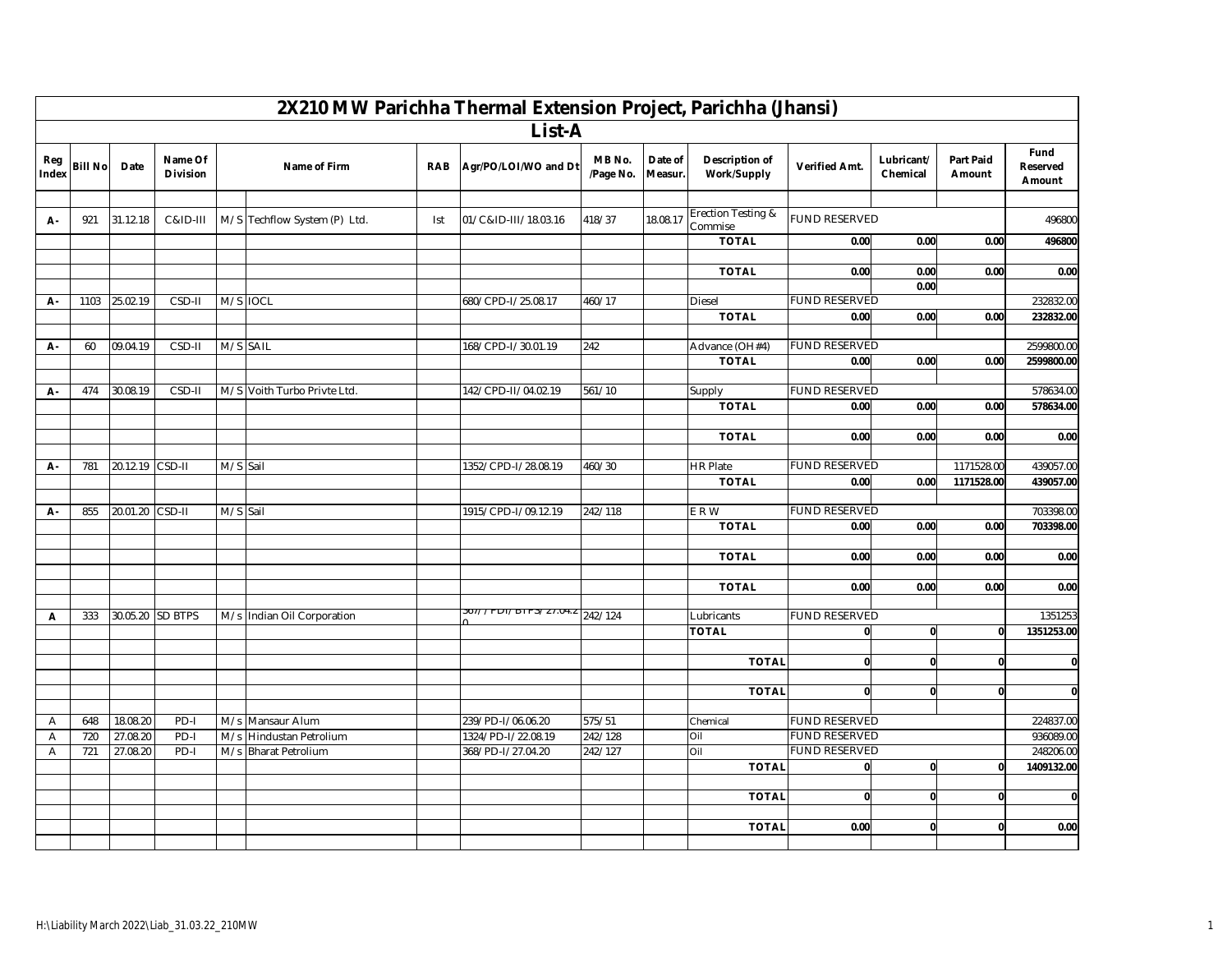# 2X210 MW Parichha Thermal Extension Project, Parichha (Jhansi)

## List-A

| Reg Index | Bill No | Date | Name Of Division | | Name of Firm | RAB | Agr/PO/LOI/WO and Dt | MB No. /Page No. | Date of Measur. | Description of Work/Supply | Verified Amt. | Lubricant/ Chemical | Part Paid Amount | Fund Reserved Amount |
|---|---|---|---|---|---|---|---|---|---|---|---|---|---|---|
| A- | 921 | 31.12.18 | C&ID-III | M/S | Techflow System (P) Ltd. | Ist | 01/C&ID-III/18.03.16 | 418/37 | 18.08.17 | Erection Testing & Commise | FUND RESERVED | | | 496800 |
| | | | | | | | | | | TOTAL | 0.00 | 0.00 | 0.00 | 496800 |
| | | | | | | | | | | TOTAL | 0.00 | 0.00 | 0.00 | 0.00 |
| | | | | | | | | | | | | 0.00 | | |
| A- | 1103 | 25.02.19 | CSD-II | M/S | IOCL | | 680/CPD-I/25.08.17 | 460/17 | | Diesel | FUND RESERVED | | | 232832.00 |
| | | | | | | | | | | TOTAL | 0.00 | 0.00 | 0.00 | 232832.00 |
| A- | 60 | 09.04.19 | CSD-II | M/S | SAIL | | 168/CPD-I/30.01.19 | 242 | | Advance (OH#4) | FUND RESERVED | | | 2599800.00 |
| | | | | | | | | | | TOTAL | 0.00 | 0.00 | 0.00 | 2599800.00 |
| A- | 474 | 30.08.19 | CSD-II | M/S | Voith Turbo Privte Ltd. | | 142/CPD-II/04.02.19 | 561/10 | | Supply | FUND RESERVED | | | 578634.00 |
| | | | | | | | | | | TOTAL | 0.00 | 0.00 | 0.00 | 578634.00 |
| | | | | | | | | | | TOTAL | 0.00 | 0.00 | 0.00 | 0.00 |
| A- | 781 | 20.12.19 | CSD-II | M/S | Sail | | 1352/CPD-I/28.08.19 | 460/30 | | HR Plate | FUND RESERVED | | 1171528.00 | 439057.00 |
| | | | | | | | | | | TOTAL | 0.00 | 0.00 | 1171528.00 | 439057.00 |
| A- | 855 | 20.01.20 | CSD-II | M/S | Sail | | 1915/CPD-I/09.12.19 | 242/118 | | E R W | FUND RESERVED | | | 703398.00 |
| | | | | | | | | | | TOTAL | 0.00 | 0.00 | 0.00 | 703398.00 |
| | | | | | | | | | | TOTAL | 0.00 | 0.00 | 0.00 | 0.00 |
| | | | | | | | | | | TOTAL | 0.00 | 0.00 | 0.00 | 0.00 |
| A | 333 | 30.05.20 | SD BTPS | M/s | Indian Oil Corporation | | 367/PDI/BTPS/27.04.20 | 242/124 | | Lubricants | FUND RESERVED | | | 1351253 |
| | | | | | | | | | | TOTAL | 0 | 0 | 0 | 1351253.00 |
| | | | | | | | | | | TOTAL | 0 | 0 | 0 | 0 |
| | | | | | | | | | | TOTAL | 0 | 0 | 0 | 0 |
| A | 648 | 18.08.20 | PD-I | M/s | Mansaur Alum | | 239/PD-I/06.06.20 | 575/51 | | Chemical | FUND RESERVED | | | 224837.00 |
| A | 720 | 27.08.20 | PD-I | M/s | Hindustan Petrolium | | 1324/PD-I/22.08.19 | 242/128 | | Oil | FUND RESERVED | | | 936089.00 |
| A | 721 | 27.08.20 | PD-I | M/s | Bharat Petrolium | | 368/PD-I/27.04.20 | 242/127 | | Oil | FUND RESERVED | | | 248206.00 |
| | | | | | | | | | | TOTAL | 0 | 0 | 0 | 1409132.00 |
| | | | | | | | | | | TOTAL | 0 | 0 | 0 | 0 |
| | | | | | | | | | | TOTAL | 0.00 | 0 | 0 | 0.00 |

H:\Liability March 2022\Liab_31.03.22_210MW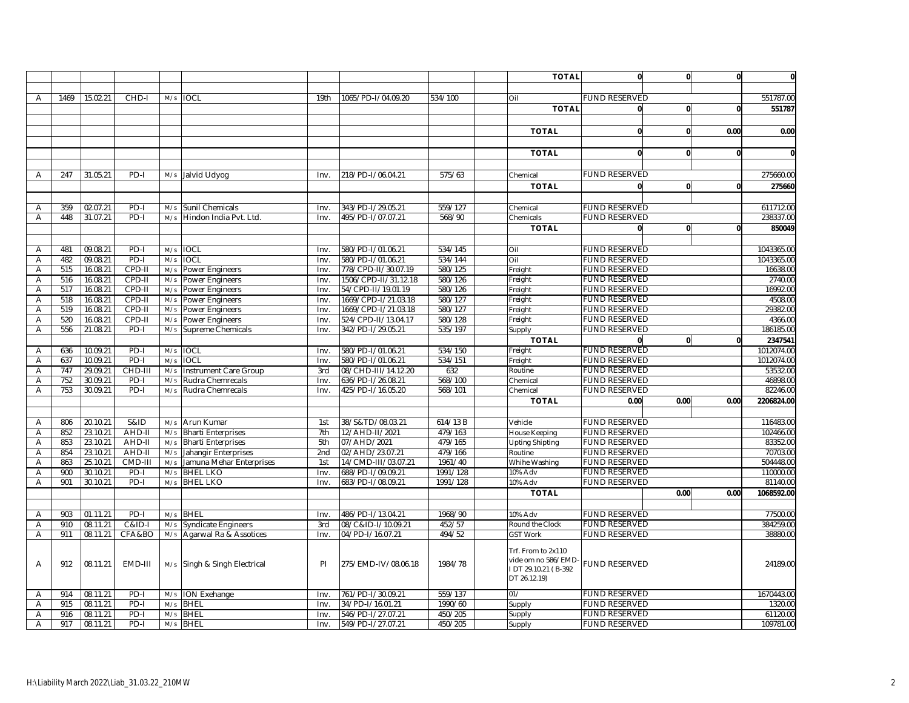| | | | | | | | | | | | | | | |
|---|---|---|---|---|---|---|---|---|---|---|---|---|---|---|
| | | | | | | | | | | TOTAL | 0 | 0 | 0 | 0 |
| | | | | | | | | | | | | | | |
| A | 1469 | 15.02.21 | CHD-I | M/s | IOCL | 19th | 1065/PD-I/04.09.20 | 534/100 | | Oil | FUND RESERVED | | | 551787.00 |
| | | | | | | | | | | TOTAL | 0 | 0 | 0 | 551787 |
| | | | | | | | | | | | | | | |
| | | | | | | | | | | TOTAL | 0 | 0 | 0.00 | 0.00 |
| | | | | | | | | | | | | | | |
| | | | | | | | | | | TOTAL | 0 | 0 | 0 | 0 |
| | | | | | | | | | | | | | | |
| A | 247 | 31.05.21 | PD-I | M/s | Jalvid Udyog | Inv. | 218/PD-I/06.04.21 | 575/63 | | Chemical | FUND RESERVED | | | 275660.00 |
| | | | | | | | | | | TOTAL | 0 | 0 | 0 | 275660 |
| | | | | | | | | | | | | | | |
| A | 359 | 02.07.21 | PD-I | M/s | Sunil Chemicals | Inv. | 343/PD-I/29.05.21 | 559/127 | | Chemical | FUND RESERVED | | | 611712.00 |
| A | 448 | 31.07.21 | PD-I | M/s | Hindon India Pvt. Ltd. | Inv. | 495/PD-I/07.07.21 | 568/90 | | Chemicals | FUND RESERVED | | | 238337.00 |
| | | | | | | | | | | TOTAL | 0 | 0 | 0 | 850049 |
| | | | | | | | | | | | | | | |
| A | 481 | 09.08.21 | PD-I | M/s | IOCL | Inv. | 580/PD-I/01.06.21 | 534/145 | | Oil | FUND RESERVED | | | 1043365.00 |
| A | 482 | 09.08.21 | PD-I | M/s | IOCL | Inv. | 580/PD-I/01.06.21 | 534/144 | | Oil | FUND RESERVED | | | 1043365.00 |
| A | 515 | 16.08.21 | CPD-II | M/s | Power Engineers | Inv. | 778/CPD-II/30.07.19 | 580/125 | | Freight | FUND RESERVED | | | 16638.00 |
| A | 516 | 16.08.21 | CPD-II | M/s | Power Engineers | Inv. | 1506/CPD-II/31.12.18 | 580/126 | | Freight | FUND RESERVED | | | 2740.00 |
| A | 517 | 16.08.21 | CPD-II | M/s | Power Engineers | Inv. | 54/CPD-II/19.01.19 | 580/126 | | Freight | FUND RESERVED | | | 16992.00 |
| A | 518 | 16.08.21 | CPD-II | M/s | Power Engineers | Inv. | 1669/CPD-I/21.03.18 | 580/127 | | Freight | FUND RESERVED | | | 4508.00 |
| A | 519 | 16.08.21 | CPD-II | M/s | Power Engineers | Inv. | 1669/CPD-I/21.03.18 | 580/127 | | Freight | FUND RESERVED | | | 29382.00 |
| A | 520 | 16.08.21 | CPD-II | M/s | Power Engineers | Inv. | 524/CPD-II/13.04.17 | 580/128 | | Freight | FUND RESERVED | | | 4366.00 |
| A | 556 | 21.08.21 | PD-I | M/s | Supreme Chemicals | Inv. | 342/PD-I/29.05.21 | 535/197 | | Supply | FUND RESERVED | | | 186185.00 |
| | | | | | | | | | | TOTAL | 0 | 0 | 0 | 2347541 |
| A | 636 | 10.09.21 | PD-I | M/s | IOCL | Inv. | 580/PD-I/01.06.21 | 534/150 | | Freight | FUND RESERVED | | | 1012074.00 |
| A | 637 | 10.09.21 | PD-I | M/s | IOCL | Inv. | 580/PD-I/01.06.21 | 534/151 | | Freight | FUND RESERVED | | | 1012074.00 |
| A | 747 | 29.09.21 | CHD-III | M/s | Instrument Care Group | 3rd | 08/CHD-III/14.12.20 | 632 | | Routine | FUND RESERVED | | | 53532.00 |
| A | 752 | 30.09.21 | PD-I | M/s | Rudra Chemrecals | Inv. | 636/PD-I/26.08.21 | 568/100 | | Chemical | FUND RESERVED | | | 46898.00 |
| A | 753 | 30.09.21 | PD-I | M/s | Rudra Chemrecals | Inv. | 425/PD-I/16.05.20 | 568/101 | | Chemical | FUND RESERVED | | | 82246.00 |
| | | | | | | | | | | TOTAL | 0.00 | 0.00 | 0.00 | 2206824.00 |
| | | | | | | | | | | | | | | |
| A | 806 | 20.10.21 | S&ID | M/s | Arun Kumar | 1st | 38/S&TD/08.03.21 | 614/13 B | | Vehicle | FUND RESERVED | | | 116483.00 |
| A | 852 | 23.10.21 | AHD-II | M/s | Bharti Enterprises | 7th | 12/AHD-II/2021 | 479/163 | | House Keeping | FUND RESERVED | | | 102466.00 |
| A | 853 | 23.10.21 | AHD-II | M/s | Bharti Enterprises | 5th | 07/AHD/2021 | 479/165 | | Upting Shipting | FUND RESERVED | | | 83352.00 |
| A | 854 | 23.10.21 | AHD-II | M/s | Jahangir Enterprises | 2nd | 02/AHD/23.07.21 | 479/166 | | Routine | FUND RESERVED | | | 70703.00 |
| A | 863 | 25.10.21 | CMD-III | M/s | Jamuna Mehar Enterprises | 1st | 14/CMD-III/03.07.21 | 1961/40 | | Whihe Washing | FUND RESERVED | | | 504448.00 |
| A | 900 | 30.10.21 | PD-I | M/s | BHEL LKO | Inv. | 688/PD-I/09.09.21 | 1991/128 | | 10% Adv | FUND RESERVED | | | 110000.00 |
| A | 901 | 30.10.21 | PD-I | M/s | BHEL LKO | Inv. | 683/PD-I/08.09.21 | 1991/128 | | 10% Adv | FUND RESERVED | | | 81140.00 |
| | | | | | | | | | | TOTAL | | 0.00 | 0.00 | 1068592.00 |
| | | | | | | | | | | | | | | |
| A | 903 | 01.11.21 | PD-I | M/s | BHEL | Inv. | 486/PD-I/13.04.21 | 1968/90 | | 10% Adv | FUND RESERVED | | | 77500.00 |
| A | 910 | 08.11.21 | C&ID-I | M/s | Syndicate Engineers | 3rd | 08/C&ID-I/10.09.21 | 452/57 | | Round the Clock | FUND RESERVED | | | 384259.00 |
| A | 911 | 08.11.21 | CFA&BO | M/s | Agarwal Ra & Assotices | Inv. | 04/PD-I/16.07.21 | 494/52 | | GST Work | FUND RESERVED | | | 38880.00 |
| A | 912 | 08.11.21 | EMD-III | M/s | Singh & Singh Electrical | PI | 275/EMD-IV/08.06.18 | 1984/78 | | Trf. From to 2x110 vide om no 586/EMD-I DT 29.10.21 ( B-392 DT 26.12.19) | FUND RESERVED | | | 24189.00 |
| A | 914 | 08.11.21 | PD-I | M/s | ION Exehange | Inv. | 761/PD-I/30.09.21 | 559/137 | | 01/ | FUND RESERVED | | | 1670443.00 |
| A | 915 | 08.11.21 | PD-I | M/s | BHEL | Inv. | 34/PD-I/16.01.21 | 1990/60 | | Supply | FUND RESERVED | | | 1320.00 |
| A | 916 | 08.11.21 | PD-I | M/s | BHEL | Inv. | 546/PD-I/27.07.21 | 450/205 | | Supply | FUND RESERVED | | | 61120.00 |
| A | 917 | 08.11.21 | PD-I | M/s | BHEL | Inv. | 549/PD-I/27.07.21 | 450/205 | | Supply | FUND RESERVED | | | 109781.00 |

H:\Liability March 2022\Liab_31.03.22_210MW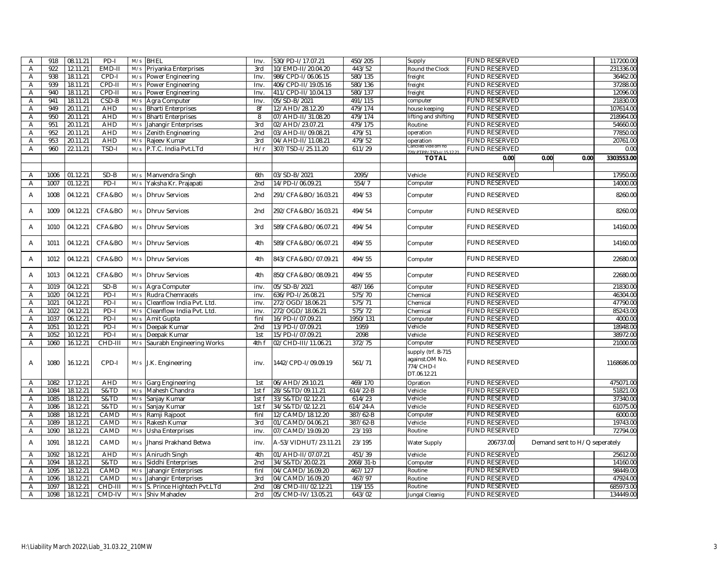| | | | | | | | | | | | | | | |
|---|---|---|---|---|---|---|---|---|---|---|---|---|---|---|
| A | 918 | 08.11.21 | PD-I | M/s | BHEL | Inv. | 530/PD-I/17.07.21 | 450/205 | | Supply | FUND RESERVED | | | 117200.00 |
| A | 922 | 12.11.21 | EMD-II | M/s | Priyanka Enterprises | 3rd | 10/EMD-II/20.04.20 | 443/52 | | Round the Clock | FUND RESERVED | | | 231336.00 |
| A | 938 | 18.11.21 | CPD-I | M/s | Power Engineering | Inv. | 986/CPD-I/06.06.15 | 580/135 | | freight | FUND RESERVED | | | 36462.00 |
| A | 939 | 18.11.21 | CPD-II | M/s | Power Engineering | Inv. | 406/CPD-II/19.05.16 | 580/136 | | freight | FUND RESERVED | | | 37288.00 |
| A | 940 | 18.11.21 | CPD-II | M/s | Power Engineering | Inv. | 411/CPD-II/10.04.13 | 580/137 | | freight | FUND RESERVED | | | 12096.00 |
| A | 941 | 18.11.21 | CSD-B | M/s | Agra Computer | Inv. | 05/SD-B/2021 | 491/115 | | computer | FUND RESERVED | | | 21830.00 |
| A | 949 | 20.11.21 | AHD | M/s | Bharti Enterprises | 8f | 12/AHD/28.12.20 | 479/174 | | house keeping | FUND RESERVED | | | 107614.00 |
| A | 950 | 20.11.21 | AHD | M/s | Bharti Enterprises | 8 | 07/AHD-II/31.08.20 | 479/174 | | lifting and shifting | FUND RESERVED | | | 218964.00 |
| A | 951 | 20.11.21 | AHD | M/s | Jahangir Enterprises | 3rd | 02/AHD/23.07.21 | 479/175 | | Routine | FUND RESERVED | | | 54660.00 |
| A | 952 | 20.11.21 | AHD | M/s | Zenith Engineering | 2nd | 03/AHD-II/09.08.21 | 479/51 | | operation | FUND RESERVED | | | 77850.00 |
| A | 953 | 20.11.21 | AHD | M/s | Rajeev Kumar | 3rd | 04/AHD-II/11.08.21 | 479/52 | | operation | FUND RESERVED | | | 20761.00 |
| A | 960 | 22.11.21 | TSD-I | M/s | P.T.C. India Pvt.LTd | H/r | 307/TSD-I/25.11.20 | 611/29 | | Candled vide om no 720/PTPP/TSD-I/15.12.21 | FUND RESERVED | | | 0.00 |
| | | | | | | | | | | **TOTAL** | 0.00 | 0.00 | 0.00 | 3303553.00 |
| | | | | | | | | | | | | | | |
| A | 1006 | 01.12.21 | SD-B | M/s | Manvendra Singh | 6th | 03/SD-B/2021 | 2095/ | | Vehicle | FUND RESERVED | | | 17950.00 |
| A | 1007 | 01.12.21 | PD-I | M/s | Yaksha Kr. Prajapati | 2nd | 14/PD-I/06.09.21 | 554/7 | | Computer | FUND RESERVED | | | 14000.00 |
| A | 1008 | 04.12.21 | CFA&BO | M/s | Dhruv Services | 2nd | 291/CFA&BO/16.03.21 | 494/53 | | Computer | FUND RESERVED | | | 8260.00 |
| A | 1009 | 04.12.21 | CFA&BO | M/s | Dhruv Services | 2nd | 292/CFA&BO/16.03.21 | 494/54 | | Computer | FUND RESERVED | | | 8260.00 |
| A | 1010 | 04.12.21 | CFA&BO | M/s | Dhruv Services | 3rd | 589/CFA&BO/06.07.21 | 494/54 | | Computer | FUND RESERVED | | | 14160.00 |
| A | 1011 | 04.12.21 | CFA&BO | M/s | Dhruv Services | 4th | 589/CFA&BO/06.07.21 | 494/55 | | Computer | FUND RESERVED | | | 14160.00 |
| A | 1012 | 04.12.21 | CFA&BO | M/s | Dhruv Services | 4th | 843/CFA&BO/07.09.21 | 494/55 | | Computer | FUND RESERVED | | | 22680.00 |
| A | 1013 | 04.12.21 | CFA&BO | M/s | Dhruv Services | 4th | 850/CFA&BO/08.09.21 | 494/55 | | Computer | FUND RESERVED | | | 22680.00 |
| A | 1019 | 04.12.21 | SD-B | M/s | Agra Computer | inv. | 05/SD-B/2021 | 487/166 | | Computer | FUND RESERVED | | | 21830.00 |
| A | 1020 | 04.12.21 | PD-I | M/s | Rudra Chemracels | inv. | 636/PD-I/26.08.21 | 575/70 | | Chemical | FUND RESERVED | | | 46304.00 |
| A | 1021 | 04.12.21 | PD-I | M/s | Cleanflow India Pvt. Ltd. | inv. | 272/OGD/18.06.21 | 575/71 | | Chemical | FUND RESERVED | | | 47790.00 |
| A | 1022 | 04.12.21 | PD-I | M/s | Cleanflow India Pvt. Ltd. | inv. | 272/OGD/18.06.21 | 575/72 | | Chemical | FUND RESERVED | | | 85243.00 |
| A | 1037 | 06.12.21 | PD-I | M/s | Amit Gupta | finl | 16/PD-I/07.09.21 | 1950/131 | | Computer | FUND RESERVED | | | 4000.00 |
| A | 1051 | 10.12.21 | PD-I | M/s | Deepak Kumar | 2nd | 13/PD-I/07.09.21 | 1959 | | Vehicle | FUND RESERVED | | | 18948.00 |
| A | 1052 | 10.12.21 | PD-I | M/s | Deepak Kumar | 1st | 15/PD-I/07.09.21 | 2098 | | Vehicle | FUND RESERVED | | | 38972.00 |
| A | 1060 | 16.12.21 | CHD-III | M/s | Saurabh Engineering Works | 4th f | 02/CHD-III/11.06.21 | 372/75 | | Computer | FUND RESERVED | | | 21000.00 |
| A | 1080 | 16.12.21 | CPD-I | M/s | J.K. Engineering | inv. | 1442/CPD-I/09.09.19 | 561/71 | | supply (trf. B-715 against.OM No. 774/CHD-I DT.06.12.21 | FUND RESERVED | | | 1168686.00 |
| A | 1082 | 17.12.21 | AHD | M/s | Garg Engineering | 1st | 06/AHD/29.10.21 | 469/170 | | Opration | FUND RESERVED | | | 475071.00 |
| A | 1084 | 18.12.21 | S&TD | M/s | Mahesh Chandra | 1st f | 28/S&TD/09.11.21 | 614/22-B | | Vehicle | FUND RESERVED | | | 51821.00 |
| A | 1085 | 18.12.21 | S&TD | M/s | Sanjay Kumar | 1st f | 33/S&TD/02.12.21 | 614/23 | | Vehicle | FUND RESERVED | | | 37340.00 |
| A | 1086 | 18.12.21 | S&TD | M/s | Sanjay Kumar | 1st f | 34/S&TD/02.12.21 | 614/24-A | | Vehicle | FUND RESERVED | | | 61075.00 |
| A | 1088 | 18.12.21 | CAMD | M/s | Ramji Rajpoot | finl | 12/CAMD/18.12.20 | 387/62-B | | Computer | FUND RESERVED | | | 6000.00 |
| A | 1089 | 18.12.21 | CAMD | M/s | Rakesh Kumar | 3rd | 01/CAMD/04.06.21 | 387/62-B | | Vehicle | FUND RESERVED | | | 19743.00 |
| A | 1090 | 18.12.21 | CAMD | M/s | Usha Enterprises | inv. | 07/CAMD/19.09.20 | 23/193 | | Routine | FUND RESERVED | | | 72794.00 |
| A | 1091 | 18.12.21 | CAMD | M/s | Jhansi Prakhand Betwa | inv. | A-53/VIDHUT/23.11.21 | 23/195 | | Water Supply | 206737.00 | Demand sent to H/Q seperately | | |
| A | 1092 | 18.12.21 | AHD | M/s | Anirudh Singh | 4th | 01/AHD-II/07.07.21 | 451/39 | | Vehicle | FUND RESERVED | | | 25612.00 |
| A | 1094 | 18.12.21 | S&TD | M/s | Siddhi Enterprises | 2nd | 34/S&TD/20.02.21 | 2068/31-b | | Computer | FUND RESERVED | | | 14160.00 |
| A | 1095 | 18.12.21 | CAMD | M/s | Jahangir Enterprises | finl | 04/CAMD/16.09.20 | 467/127 | | Routine | FUND RESERVED | | | 98449.00 |
| A | 1096 | 18.12.21 | CAMD | M/s | Jahangir Enterprises | 3rd | 04/CAMD/16.09.20 | 467/97 | | Routine | FUND RESERVED | | | 47924.00 |
| A | 1097 | 18.12.21 | CHD-III | M/s | S. Prince Hightech Pvt.LTd | 2nd | 08/CMD-III/02.12.21 | 119/155 | | Routine | FUND RESERVED | | | 685973.00 |
| A | 1098 | 18.12.21 | CMD-IV | M/s | Shiv Mahadev | 2rd | 05/CMD-IV/13.05.21 | 643/02 | | Jungal Cleanig | FUND RESERVED | | | 134449.00 |

H:\Liability March 2022\Liab_31.03.22_210MW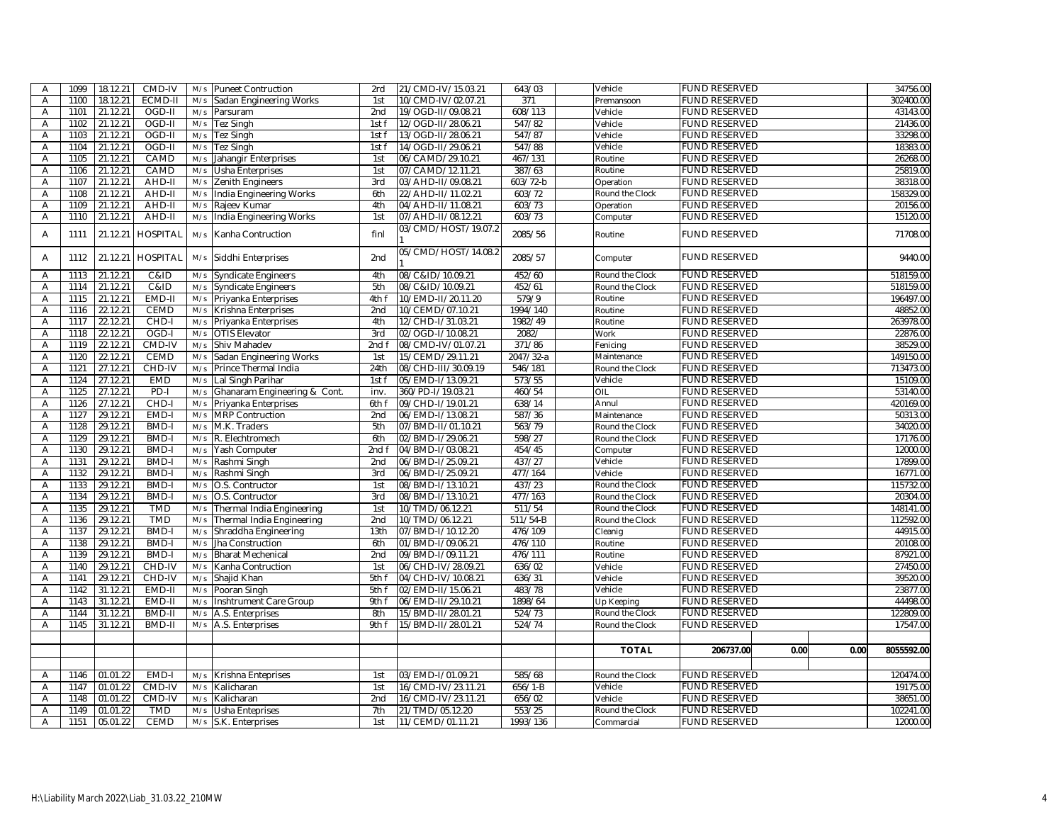| A | 1099 | 18.12.21 | CMD-IV | M/s | Puneet Contruction | 2rd | 21/CMD-IV/15.03.21 | 643/03 | | Vehicle | FUND RESERVED | | | 34756.00 |
|---|---|---|---|---|---|---|---|---|---|---|---|---|---|---|
| A | 1100 | 18.12.21 | ECMD-II | M/s | Sadan Engineering Works | 1st | 10/CMD-IV/02.07.21 | 371 | | Premansoon | FUND RESERVED | | | 302400.00 |
| A | 1101 | 21.12.21 | OGD-II | M/s | Parsuram | 2nd | 19/OGD-II/09.08.21 | 608/113 | | Vehicle | FUND RESERVED | | | 43143.00 |
| A | 1102 | 21.12.21 | OGD-II | M/s | Tez Singh | 1st f | 12/OGD-II/28.06.21 | 547/82 | | Vehicle | FUND RESERVED | | | 21436.00 |
| A | 1103 | 21.12.21 | OGD-II | M/s | Tez Singh | 1st f | 13/OGD-II/28.06.21 | 547/87 | | Vehicle | FUND RESERVED | | | 33298.00 |
| A | 1104 | 21.12.21 | OGD-II | M/s | Tez Singh | 1st f | 14/OGD-II/29.06.21 | 547/88 | | Vehicle | FUND RESERVED | | | 18383.00 |
| A | 1105 | 21.12.21 | CAMD | M/s | Jahangir Enterprises | 1st | 06/CAMD/29.10.21 | 467/131 | | Routine | FUND RESERVED | | | 26268.00 |
| A | 1106 | 21.12.21 | CAMD | M/s | Usha Enterprises | 1st | 07/CAMD/12.11.21 | 387/63 | | Routine | FUND RESERVED | | | 25819.00 |
| A | 1107 | 21.12.21 | AHD-II | M/s | Zenith Engineers | 3rd | 03/AHD-II/09.08.21 | 603/72-b | | Operation | FUND RESERVED | | | 38318.00 |
| A | 1108 | 21.12.21 | AHD-II | M/s | India Engineering Works | 6th | 22/AHD-II/11.02.21 | 603/72 | | Round the Clock | FUND RESERVED | | | 158329.00 |
| A | 1109 | 21.12.21 | AHD-II | M/s | Rajeev Kumar | 4th | 04/AHD-II/11.08.21 | 603/73 | | Operation | FUND RESERVED | | | 20156.00 |
| A | 1110 | 21.12.21 | AHD-II | M/s | India Engineering Works | 1st | 07/AHD-II/08.12.21 | 603/73 | | Computer | FUND RESERVED | | | 15120.00 |
| A | 1111 | 21.12.21 | HOSPITAL | M/s | Kanha Contruction | finl | 03/CMD/HOST/19.07.21 | 2085/56 | | Routine | FUND RESERVED | | | 71708.00 |
| A | 1112 | 21.12.21 | HOSPITAL | M/s | Siddhi Enterprises | 2nd | 05/CMD/HOST/14.08.21 | 2085/57 | | Computer | FUND RESERVED | | | 9440.00 |
| A | 1113 | 21.12.21 | C&ID | M/s | Syndicate Engineers | 4th | 08/C&ID/10.09.21 | 452/60 | | Round the Clock | FUND RESERVED | | | 518159.00 |
| A | 1114 | 21.12.21 | C&ID | M/s | Syndicate Engineers | 5th | 08/C&ID/10.09.21 | 452/61 | | Round the Clock | FUND RESERVED | | | 518159.00 |
| A | 1115 | 21.12.21 | EMD-II | M/s | Priyanka Enterprises | 4th f | 10/EMD-II/20.11.20 | 579/9 | | Routine | FUND RESERVED | | | 196497.00 |
| A | 1116 | 22.12.21 | CEMD | M/s | Krishna Enterprises | 2nd | 10/CEMD/07.10.21 | 1994/140 | | Routine | FUND RESERVED | | | 48852.00 |
| A | 1117 | 22.12.21 | CHD-I | M/s | Priyanka Enterprises | 4th | 12/CHD-I/31.03.21 | 1982/49 | | Routine | FUND RESERVED | | | 263978.00 |
| A | 1118 | 22.12.21 | OGD-I | M/s | OTIS Elevator | 3rd | 02/OGD-I/10.08.21 | 2082/ | | Work | FUND RESERVED | | | 22876.00 |
| A | 1119 | 22.12.21 | CMD-IV | M/s | Shiv Mahadev | 2nd f | 08/CMD-IV/01.07.21 | 371/86 | | Fenicing | FUND RESERVED | | | 38529.00 |
| A | 1120 | 22.12.21 | CEMD | M/s | Sadan Engineering Works | 1st | 15/CEMD/29.11.21 | 2047/32-a | | Maintenance | FUND RESERVED | | | 149150.00 |
| A | 1121 | 27.12.21 | CHD-IV | M/s | Prince Thermal India | 24th | 08/CHD-III/30.09.19 | 546/181 | | Round the Clock | FUND RESERVED | | | 713473.00 |
| A | 1124 | 27.12.21 | EMD | M/s | Lal Singh Parihar | 1st f | 05/EMD-I/13.09.21 | 573/55 | | Vehicle | FUND RESERVED | | | 15109.00 |
| A | 1125 | 27.12.21 | PD-I | M/s | Ghanaram Engineering & Cont. | inv. | 360/PD-I/19.03.21 | 460/54 | | OIL | FUND RESERVED | | | 53140.00 |
| A | 1126 | 27.12.21 | CHD-I | M/s | Priyanka Enterprises | 6th f | 09/CHD-I/19.01.21 | 638/14 | | Annul | FUND RESERVED | | | 420169.00 |
| A | 1127 | 29.12.21 | EMD-I | M/s | MRP Contruction | 2nd | 06/EMD-I/13.08.21 | 587/36 | | Maintenance | FUND RESERVED | | | 50313.00 |
| A | 1128 | 29.12.21 | BMD-I | M/s | M.K. Traders | 5th | 07/BMD-II/01.10.21 | 563/79 | | Round the Clock | FUND RESERVED | | | 34020.00 |
| A | 1129 | 29.12.21 | BMD-I | M/s | R. Elechtromech | 6th | 02/BMD-I/29.06.21 | 598/27 | | Round the Clock | FUND RESERVED | | | 17176.00 |
| A | 1130 | 29.12.21 | BMD-I | M/s | Yash Computer | 2nd f | 04/BMD-I/03.08.21 | 454/45 | | Computer | FUND RESERVED | | | 12000.00 |
| A | 1131 | 29.12.21 | BMD-I | M/s | Rashmi Singh | 2nd | 06/BMD-I/25.09.21 | 437/27 | | Vehicle | FUND RESERVED | | | 17899.00 |
| A | 1132 | 29.12.21 | BMD-I | M/s | Rashmi Singh | 3rd | 06/BMD-I/25.09.21 | 477/164 | | Vehicle | FUND RESERVED | | | 16771.00 |
| A | 1133 | 29.12.21 | BMD-I | M/s | O.S. Contructor | 1st | 08/BMD-I/13.10.21 | 437/23 | | Round the Clock | FUND RESERVED | | | 115732.00 |
| A | 1134 | 29.12.21 | BMD-I | M/s | O.S. Contructor | 3rd | 08/BMD-I/13.10.21 | 477/163 | | Round the Clock | FUND RESERVED | | | 20304.00 |
| A | 1135 | 29.12.21 | TMD | M/s | Thermal India Engineering | 1st | 10/TMD/06.12.21 | 511/54 | | Round the Clock | FUND RESERVED | | | 148141.00 |
| A | 1136 | 29.12.21 | TMD | M/s | Thermal India Engineering | 2nd | 10/TMD/06.12.21 | 511/54-B | | Round the Clock | FUND RESERVED | | | 112592.00 |
| A | 1137 | 29.12.21 | BMD-I | M/s | Shraddha Engineering | 13th | 07/BMD-I/10.12.20 | 476/109 | | Cleanig | FUND RESERVED | | | 44915.00 |
| A | 1138 | 29.12.21 | BMD-I | M/s | Jha Construction | 6th | 01/BMD-I/09.06.21 | 476/110 | | Routine | FUND RESERVED | | | 20108.00 |
| A | 1139 | 29.12.21 | BMD-I | M/s | Bharat Mechenical | 2nd | 09/BMD-I/09.11.21 | 476/111 | | Routine | FUND RESERVED | | | 87921.00 |
| A | 1140 | 29.12.21 | CHD-IV | M/s | Kanha Contruction | 1st | 06/CHD-IV/28.09.21 | 636/02 | | Vehicle | FUND RESERVED | | | 27450.00 |
| A | 1141 | 29.12.21 | CHD-IV | M/s | Shajid Khan | 5th f | 04/CHD-IV/10.08.21 | 636/31 | | Vehicle | FUND RESERVED | | | 39520.00 |
| A | 1142 | 31.12.21 | EMD-II | M/s | Pooran Singh | 5th f | 02/EMD-II/15.06.21 | 483/78 | | Vehicle | FUND RESERVED | | | 23877.00 |
| A | 1143 | 31.12.21 | EMD-II | M/s | Inshtrument Care Group | 9th f | 06/EMD-II/29.10.21 | 1898/64 | | Up Keeping | FUND RESERVED | | | 44498.00 |
| A | 1144 | 31.12.21 | BMD-II | M/s | A.S. Enterprises | 8th | 15/BMD-II/28.01.21 | 524/73 | | Round the Clock | FUND RESERVED | | | 122809.00 |
| A | 1145 | 31.12.21 | BMD-II | M/s | A.S. Enterprises | 9th f | 15/BMD-II/28.01.21 | 524/74 | | Round the Clock | FUND RESERVED | | | 17547.00 |
| | | | | | | | | | | | | | | |
| | | | | | | | | | | **TOTAL** | **206737.00** | **0.00** | **0.00** | **8055592.00** |
| | | | | | | | | | | | | | | |
| A | 1146 | 01.01.22 | EMD-I | M/s | Krishna Enteprises | 1st | 03/EMD-I/01.09.21 | 585/68 | | Round the Clock | FUND RESERVED | | | 120474.00 |
| A | 1147 | 01.01.22 | CMD-IV | M/s | Kalicharan | 1st | 16/CMD-IV/23.11.21 | 656/1-B | | Vehicle | FUND RESERVED | | | 19175.00 |
| A | 1148 | 01.01.22 | CMD-IV | M/s | Kalicharan | 2nd | 16/CMD-IV/23.11.21 | 656/02 | | Vehicle | FUND RESERVED | | | 38651.00 |
| A | 1149 | 01.01.22 | TMD | M/s | Usha Enteprises | 7th | 21/TMD/05.12.20 | 553/25 | | Round the Clock | FUND RESERVED | | | 102241.00 |
| A | 1151 | 05.01.22 | CEMD | M/s | S.K. Enterprises | 1st | 11/CEMD/01.11.21 | 1993/136 | | Commarcial | FUND RESERVED | | | 12000.00 |

H:\Liability March 2022\Liab_31.03.22_210MW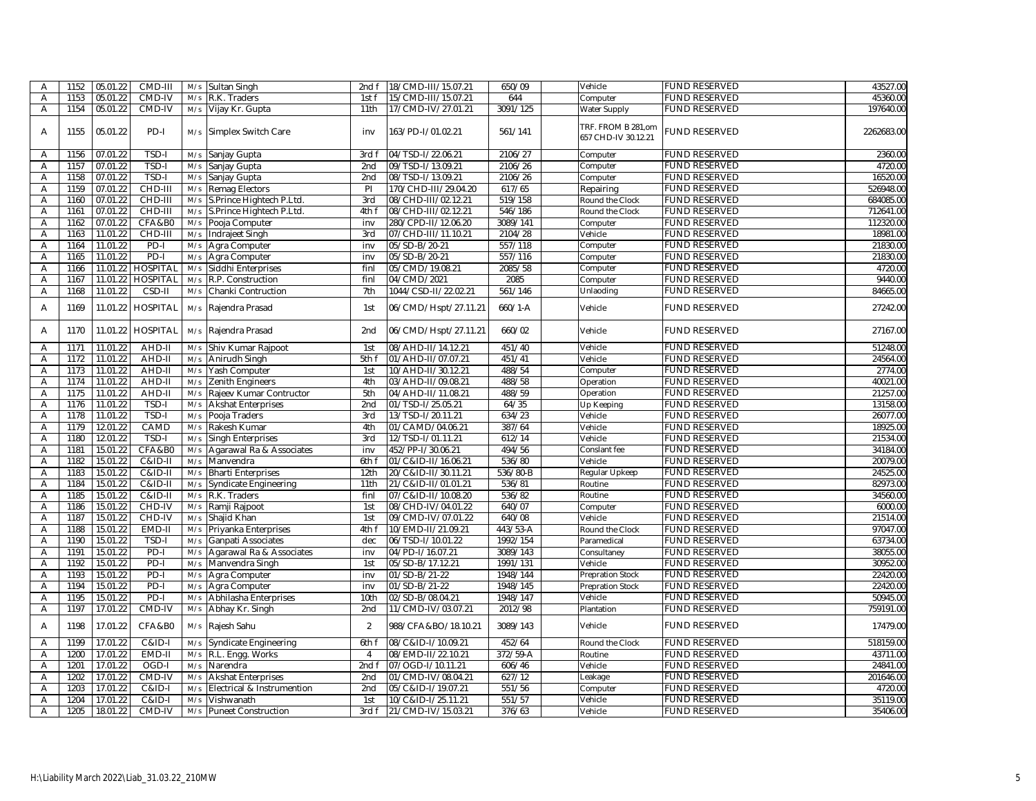| A | 1152 | 05.01.22 | CMD-III | M/s | Sultan Singh | 2nd f | 18/CMD-III/15.07.21 | 650/09 | | Vehicle | FUND RESERVED | 43527.00 |
|---|---|---|---|---|---|---|---|---|---|---|---|---|
| A | 1153 | 05.01.22 | CMD-IV | M/s | R.K. Traders | 1st f | 15/CMD-III/15.07.21 | 644 | | Computer | FUND RESERVED | 45360.00 |
| A | 1154 | 05.01.22 | CMD-IV | M/s | Vijay Kr. Gupta | 11th | 17/CMD-IV/27.01.21 | 3091/125 | | Water Supply | FUND RESERVED | 197640.00 |
| A | 1155 | 05.01.22 | PD-I | M/s | Simplex Switch Care | inv | 163/PD-I/01.02.21 | 561/141 | | TRF. FROM B 281,om 657 CHD-IV 30.12.21 | FUND RESERVED | 2262683.00 |
| A | 1156 | 07.01.22 | TSD-I | M/s | Sanjay Gupta | 3rd f | 04/TSD-I/22.06.21 | 2106/27 | | Computer | FUND RESERVED | 2360.00 |
| A | 1157 | 07.01.22 | TSD-I | M/s | Sanjay Gupta | 2nd | 09/TSD-I/13.09.21 | 2106/26 | | Computer | FUND RESERVED | 4720.00 |
| A | 1158 | 07.01.22 | TSD-I | M/s | Sanjay Gupta | 2nd | 08/TSD-I/13.09.21 | 2106/26 | | Computer | FUND RESERVED | 16520.00 |
| A | 1159 | 07.01.22 | CHD-III | M/s | Remag Electors | PI | 170/CHD-III/29.04.20 | 617/65 | | Repairing | FUND RESERVED | 526948.00 |
| A | 1160 | 07.01.22 | CHD-III | M/s | S.Prince Hightech P.Ltd. | 3rd | 08/CHD-III/02.12.21 | 519/158 | | Round the Clock | FUND RESERVED | 684085.00 |
| A | 1161 | 07.01.22 | CHD-III | M/s | S.Prince Hightech P.Ltd. | 4th f | 08/CHD-III/02.12.21 | 546/186 | | Round the Clock | FUND RESERVED | 712641.00 |
| A | 1162 | 07.01.22 | CFA&B0 | M/s | Pooja Computer | inv | 280/CPD-II/12.06.20 | 3089/141 | | Computer | FUND RESERVED | 112320.00 |
| A | 1163 | 11.01.22 | CHD-III | M/s | Indrajeet Singh | 3rd | 07/CHD-III/11.10.21 | 2104/28 | | Vehicle | FUND RESERVED | 18981.00 |
| A | 1164 | 11.01.22 | PD-I | M/s | Agra Computer | inv | 05/SD-B/20-21 | 557/118 | | Computer | FUND RESERVED | 21830.00 |
| A | 1165 | 11.01.22 | PD-I | M/s | Agra Computer | inv | 05/SD-B/20-21 | 557/116 | | Computer | FUND RESERVED | 21830.00 |
| A | 1166 | 11.01.22 | HOSPITAL | M/s | Siddhi Enterprises | finl | 05/CMD/19.08.21 | 2085/58 | | Computer | FUND RESERVED | 4720.00 |
| A | 1167 | 11.01.22 | HOSPITAL | M/s | R.P. Construction | finl | 04/CMD/2021 | 2085 | | Computer | FUND RESERVED | 9440.00 |
| A | 1168 | 11.01.22 | CSD-II | M/s | Chanki Contruction | 7th | 1044/CSD-II/22.02.21 | 561/146 | | Unlaoding | FUND RESERVED | 84665.00 |
| A | 1169 | 11.01.22 | HOSPITAL | M/s | Rajendra Prasad | 1st | 06/CMD/Hspt/27.11.21 | 660/1-A | | Vehicle | FUND RESERVED | 27242.00 |
| A | 1170 | 11.01.22 | HOSPITAL | M/s | Rajendra Prasad | 2nd | 06/CMD/Hspt/27.11.21 | 660/02 | | Vehicle | FUND RESERVED | 27167.00 |
| A | 1171 | 11.01.22 | AHD-II | M/s | Shiv Kumar Rajpoot | 1st | 08/AHD-II/14.12.21 | 451/40 | | Vehicle | FUND RESERVED | 51248.00 |
| A | 1172 | 11.01.22 | AHD-II | M/s | Anirudh Singh | 5th f | 01/AHD-II/07.07.21 | 451/41 | | Vehicle | FUND RESERVED | 24564.00 |
| A | 1173 | 11.01.22 | AHD-II | M/s | Yash Computer | 1st | 10/AHD-II/30.12.21 | 488/54 | | Computer | FUND RESERVED | 2774.00 |
| A | 1174 | 11.01.22 | AHD-II | M/s | Zenith Engineers | 4th | 03/AHD-II/09.08.21 | 488/58 | | Operation | FUND RESERVED | 40021.00 |
| A | 1175 | 11.01.22 | AHD-II | M/s | Rajeev Kumar Contructor | 5th | 04/AHD-II/11.08.21 | 488/59 | | Operation | FUND RESERVED | 21257.00 |
| A | 1176 | 11.01.22 | TSD-I | M/s | Akshat Enterprises | 2nd | 01/TSD-I/25.05.21 | 64/35 | | Up Keeping | FUND RESERVED | 13158.00 |
| A | 1178 | 11.01.22 | TSD-I | M/s | Pooja Traders | 3rd | 13/TSD-I/20.11.21 | 634/23 | | Vehicle | FUND RESERVED | 26077.00 |
| A | 1179 | 12.01.22 | CAMD | M/s | Rakesh Kumar | 4th | 01/CAMD/04.06.21 | 387/64 | | Vehicle | FUND RESERVED | 18925.00 |
| A | 1180 | 12.01.22 | TSD-I | M/s | Singh Enterprises | 3rd | 12/TSD-I/01.11.21 | 612/14 | | Vehicle | FUND RESERVED | 21534.00 |
| A | 1181 | 15.01.22 | CFA&B0 | M/s | Agarawal Ra & Associates | inv | 452/PP-I/30.06.21 | 494/56 | | Conslant fee | FUND RESERVED | 34184.00 |
| A | 1182 | 15.01.22 | C&ID-II | M/s | Manvendra | 6th f | 01/C&ID-II/16.06.21 | 536/80 | | Vehicle | FUND RESERVED | 20079.00 |
| A | 1183 | 15.01.22 | C&ID-II | M/s | Bharti Enterprises | 12th | 20/C&ID-II/30.11.21 | 536/80-B | | Regular Upkeep | FUND RESERVED | 24525.00 |
| A | 1184 | 15.01.22 | C&ID-II | M/s | Syndicate Engineering | 11th | 21/C&ID-II/01.01.21 | 536/81 | | Routine | FUND RESERVED | 82973.00 |
| A | 1185 | 15.01.22 | C&ID-II | M/s | R.K. Traders | finl | 07/C&ID-II/10.08.20 | 536/82 | | Routine | FUND RESERVED | 34560.00 |
| A | 1186 | 15.01.22 | CHD-IV | M/s | Ramji Rajpoot | 1st | 08/CHD-IV/04.01.22 | 640/07 | | Computer | FUND RESERVED | 6000.00 |
| A | 1187 | 15.01.22 | CHD-IV | M/s | Shajid Khan | 1st | 09/CMD-IV/07.01.22 | 640/08 | | Vehicle | FUND RESERVED | 21514.00 |
| A | 1188 | 15.01.22 | EMD-II | M/s | Priyanka Enterprises | 4th f | 10/EMD-II/21.09.21 | 443/53-A | | Round the Clock | FUND RESERVED | 97047.00 |
| A | 1190 | 15.01.22 | TSD-I | M/s | Ganpati Associates | dec | 06/TSD-I/10.01.22 | 1992/154 | | Paramedical | FUND RESERVED | 63734.00 |
| A | 1191 | 15.01.22 | PD-I | M/s | Agarawal Ra & Associates | inv | 04/PD-I/16.07.21 | 3089/143 | | Consultaney | FUND RESERVED | 38055.00 |
| A | 1192 | 15.01.22 | PD-I | M/s | Manvendra Singh | 1st | 05/SD-B/17.12.21 | 1991/131 | | Vehicle | FUND RESERVED | 30952.00 |
| A | 1193 | 15.01.22 | PD-I | M/s | Agra Computer | inv | 01/SD-B/21-22 | 1948/144 | | Prepration Stock | FUND RESERVED | 22420.00 |
| A | 1194 | 15.01.22 | PD-I | M/s | Agra Computer | inv | 01/SD-B/21-22 | 1948/145 | | Prepration Stock | FUND RESERVED | 22420.00 |
| A | 1195 | 15.01.22 | PD-I | M/s | Abhilasha Enterprises | 10th | 02/SD-B/08.04.21 | 1948/147 | | Vehicle | FUND RESERVED | 50945.00 |
| A | 1197 | 17.01.22 | CMD-IV | M/s | Abhay Kr. Singh | 2nd | 11/CMD-IV/03.07.21 | 2012/98 | | Plantation | FUND RESERVED | 759191.00 |
| A | 1198 | 17.01.22 | CFA&B0 | M/s | Rajesh Sahu | 2 | 988/CFA&BO/18.10.21 | 3089/143 | | Vehicle | FUND RESERVED | 17479.00 |
| A | 1199 | 17.01.22 | C&ID-I | M/s | Syndicate Engineering | 6th f | 08/C&ID-I/10.09.21 | 452/64 | | Round the Clock | FUND RESERVED | 518159.00 |
| A | 1200 | 17.01.22 | EMD-II | M/s | R.L. Engg. Works | 4 | 08/EMD-II/22.10.21 | 372/59-A | | Routine | FUND RESERVED | 43711.00 |
| A | 1201 | 17.01.22 | OGD-I | M/s | Narendra | 2nd f | 07/OGD-I/10.11.21 | 606/46 | | Vehicle | FUND RESERVED | 24841.00 |
| A | 1202 | 17.01.22 | CMD-IV | M/s | Akshat Enterprises | 2nd | 01/CMD-IV/08.04.21 | 627/12 | | Leakage | FUND RESERVED | 201646.00 |
| A | 1203 | 17.01.22 | C&ID-I | M/s | Electrical & Instrumention | 2nd | 05/C&ID-I/19.07.21 | 551/56 | | Computer | FUND RESERVED | 4720.00 |
| A | 1204 | 17.01.22 | C&ID-I | M/s | Vishwanath | 1st | 10/C&ID-I/25.11.21 | 551/57 | | Vehicle | FUND RESERVED | 35119.00 |
| A | 1205 | 18.01.22 | CMD-IV | M/s | Puneet Construction | 3rd f | 21/CMD-IV/15.03.21 | 376/63 | | Vehicle | FUND RESERVED | 35406.00 |

H:\Liability March 2022\Liab_31.03.22_210MW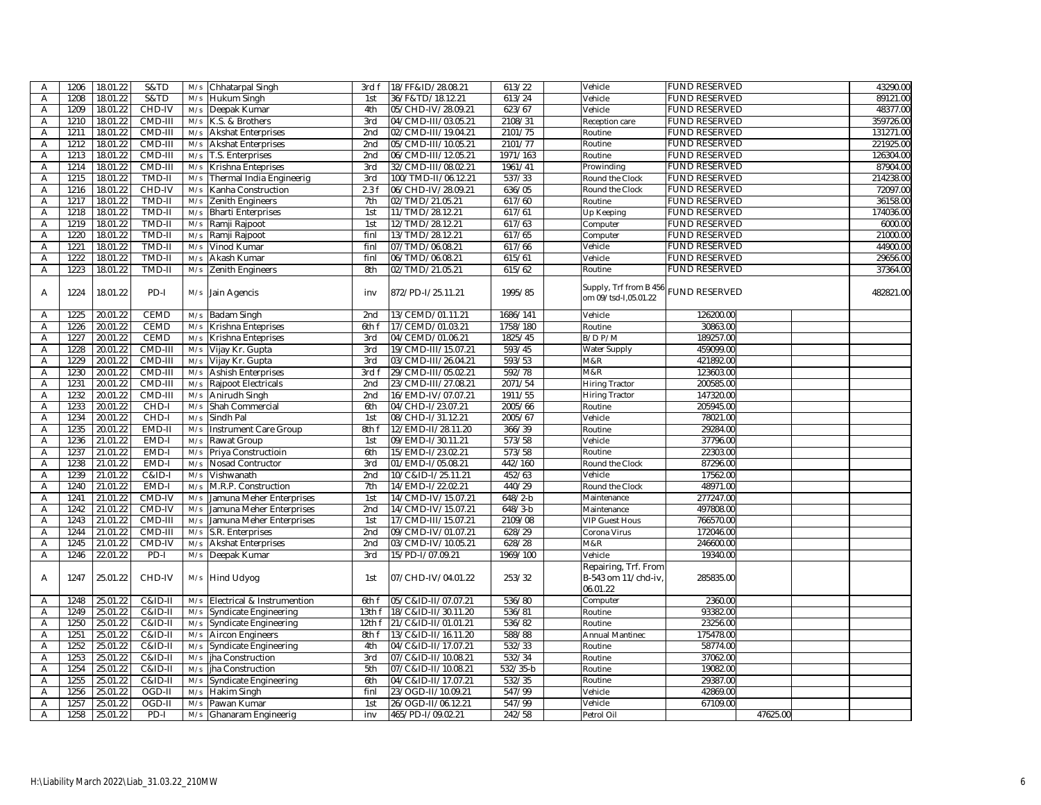| | | | | | | | | | | | | | |
|---|---|---|---|---|---|---|---|---|---|---|---|---|---|
| A | 1206 | 18.01.22 | S&TD | M/s | Chhatarpal Singh | 3rd f | 18/FF&ID/28.08.21 | 613/22 | | Vehicle | FUND RESERVED | | 43290.00 |
| A | 1208 | 18.01.22 | S&TD | M/s | Hukum Singh | 1st | 36/F&TD/18.12.21 | 613/24 | | Vehicle | FUND RESERVED | | 89121.00 |
| A | 1209 | 18.01.22 | CHD-IV | M/s | Deepak Kumar | 4th | 05/CHD-IV/28.09.21 | 623/67 | | Vehicle | FUND RESERVED | | 48377.00 |
| A | 1210 | 18.01.22 | CMD-III | M/s | K.S. & Brothers | 3rd | 04/CMD-III/03.05.21 | 2108/31 | | Reception care | FUND RESERVED | | 359726.00 |
| A | 1211 | 18.01.22 | CMD-III | M/s | Akshat Enterprises | 2nd | 02/CMD-III/19.04.21 | 2101/75 | | Routine | FUND RESERVED | | 131271.00 |
| A | 1212 | 18.01.22 | CMD-III | M/s | Akshat Enterprises | 2nd | 05/CMD-III/10.05.21 | 2101/77 | | Routine | FUND RESERVED | | 221925.00 |
| A | 1213 | 18.01.22 | CMD-III | M/s | T.S. Enterprises | 2nd | 06/CMD-III/12.05.21 | 1971/163 | | Routine | FUND RESERVED | | 126304.00 |
| A | 1214 | 18.01.22 | CMD-III | M/s | Krishna Enteprises | 3rd | 32/CMD-III/08.02.21 | 1961/41 | | Prowinding | FUND RESERVED | | 87904.00 |
| A | 1215 | 18.01.22 | TMD-II | M/s | Thermal India Engineerig | 3rd | 100/TMD-II/06.12.21 | 537/33 | | Round the Clock | FUND RESERVED | | 214238.00 |
| A | 1216 | 18.01.22 | CHD-IV | M/s | Kanha Construction | 2.3 f | 06/CHD-IV/28.09.21 | 636/05 | | Round the Clock | FUND RESERVED | | 72097.00 |
| A | 1217 | 18.01.22 | TMD-II | M/s | Zenith Engineers | 7th | 02/TMD/21.05.21 | 617/60 | | Routine | FUND RESERVED | | 36158.00 |
| A | 1218 | 18.01.22 | TMD-II | M/s | Bharti Enterprises | 1st | 11/TMD/28.12.21 | 617/61 | | Up Keeping | FUND RESERVED | | 174036.00 |
| A | 1219 | 18.01.22 | TMD-II | M/s | Ramji Rajpoot | 1st | 12/TMD/28.12.21 | 617/63 | | Computer | FUND RESERVED | | 6000.00 |
| A | 1220 | 18.01.22 | TMD-II | M/s | Ramji Rajpoot | finl | 13/TMD/28.12.21 | 617/65 | | Computer | FUND RESERVED | | 21000.00 |
| A | 1221 | 18.01.22 | TMD-II | M/s | Vinod Kumar | finl | 07/TMD/06.08.21 | 617/66 | | Vehicle | FUND RESERVED | | 44900.00 |
| A | 1222 | 18.01.22 | TMD-II | M/s | Akash Kumar | finl | 06/TMD/06.08.21 | 615/61 | | Vehicle | FUND RESERVED | | 29656.00 |
| A | 1223 | 18.01.22 | TMD-II | M/s | Zenith Engineers | 8th | 02/TMD/21.05.21 | 615/62 | | Routine | FUND RESERVED | | 37364.00 |
| A | 1224 | 18.01.22 | PD-I | M/s | Jain Agencis | inv | 872/PD-I/25.11.21 | 1995/85 | | Supply, Trf from B 456 om 09/tsd-I,05.01.22 | FUND RESERVED | | 482821.00 |
| A | 1225 | 20.01.22 | CEMD | M/s | Badam Singh | 2nd | 13/CEMD/01.11.21 | 1686/141 | | Vehicle | 126200.00 | | |
| A | 1226 | 20.01.22 | CEMD | M/s | Krishna Enteprises | 6th f | 17/CEMD/01.03.21 | 1758/180 | | Routine | 30863.00 | | |
| A | 1227 | 20.01.22 | CEMD | M/s | Krishna Enteprises | 3rd | 04/CEMD/01.06.21 | 1825/45 | | B/D P/M | 189257.00 | | |
| A | 1228 | 20.01.22 | CMD-III | M/s | Vijay Kr. Gupta | 3rd | 19/CMD-III/15.07.21 | 593/45 | | Water Supply | 459099.00 | | |
| A | 1229 | 20.01.22 | CMD-III | M/s | Vijay Kr. Gupta | 3rd | 03/CMD-III/26.04.21 | 593/53 | | M&R | 421892.00 | | |
| A | 1230 | 20.01.22 | CMD-III | M/s | Ashish Enterprises | 3rd f | 29/CMD-III/05.02.21 | 592/78 | | M&R | 123603.00 | | |
| A | 1231 | 20.01.22 | CMD-III | M/s | Rajpoot Electricals | 2nd | 23/CMD-III/27.08.21 | 2071/54 | | Hiring Tractor | 200585.00 | | |
| A | 1232 | 20.01.22 | CMD-III | M/s | Anirudh Singh | 2nd | 16/EMD-IV/07.07.21 | 1911/55 | | Hiring Tractor | 147320.00 | | |
| A | 1233 | 20.01.22 | CHD-I | M/s | Shah Commercial | 6th | 04/CHD-I/23.07.21 | 2005/66 | | Routine | 205945.00 | | |
| A | 1234 | 20.01.22 | CHD-I | M/s | Sindh Pal | 1st | 08/CHD-I/31.12.21 | 2005/67 | | Vehicle | 78021.00 | | |
| A | 1235 | 20.01.22 | EMD-II | M/s | Instrument Care Group | 8th f | 12/EMD-II/28.11.20 | 366/39 | | Routine | 29284.00 | | |
| A | 1236 | 21.01.22 | EMD-I | M/s | Rawat Group | 1st | 09/EMD-I/30.11.21 | 573/58 | | Vehicle | 37796.00 | | |
| A | 1237 | 21.01.22 | EMD-I | M/s | Priya Constructioin | 6th | 15/EMD-I/23.02.21 | 573/58 | | Routine | 22303.00 | | |
| A | 1238 | 21.01.22 | EMD-I | M/s | Nosad Contructor | 3rd | 01/EMD-I/05.08.21 | 442/160 | | Round the Clock | 87296.00 | | |
| A | 1239 | 21.01.22 | C&ID-I | M/s | Vishwanath | 2nd | 10/C&ID-I/25.11.21 | 452/63 | | Vehicle | 17562.00 | | |
| A | 1240 | 21.01.22 | EMD-I | M/s | M.R.P. Construction | 7th | 14/EMD-I/22.02.21 | 440/29 | | Round the Clock | 48971.00 | | |
| A | 1241 | 21.01.22 | CMD-IV | M/s | Jamuna Meher Enterprises | 1st | 14/CMD-IV/15.07.21 | 648/2-b | | Maintenance | 277247.00 | | |
| A | 1242 | 21.01.22 | CMD-IV | M/s | Jamuna Meher Enterprises | 2nd | 14/CMD-IV/15.07.21 | 648/3-b | | Maintenance | 497808.00 | | |
| A | 1243 | 21.01.22 | CMD-III | M/s | Jamuna Meher Enterprises | 1st | 17/CMD-III/15.07.21 | 2109/08 | | VIP Guest Hous | 766570.00 | | |
| A | 1244 | 21.01.22 | CMD-III | M/s | S.R. Enterprises | 2nd | 09/CMD-IV/01.07.21 | 628/29 | | Corona Virus | 172046.00 | | |
| A | 1245 | 21.01.22 | CMD-IV | M/s | Akshat Enterprises | 2nd | 03/CMD-IV/10.05.21 | 628/28 | | M&R | 246600.00 | | |
| A | 1246 | 22.01.22 | PD-I | M/s | Deepak Kumar | 3rd | 15/PD-I/07.09.21 | 1969/100 | | Vehicle | 19340.00 | | |
| A | 1247 | 25.01.22 | CHD-IV | M/s | Hind Udyog | 1st | 07/CHD-IV/04.01.22 | 253/32 | | Repairing, Trf. From B-543 om 11/chd-iv, 06.01.22 | 285835.00 | | |
| A | 1248 | 25.01.22 | C&ID-II | M/s | Electrical & Instrumention | 6th f | 05/C&ID-II/07.07.21 | 536/80 | | Computer | 2360.00 | | |
| A | 1249 | 25.01.22 | C&ID-II | M/s | Syndicate Engineering | 13th f | 18/C&ID-II/30.11.20 | 536/81 | | Routine | 93382.00 | | |
| A | 1250 | 25.01.22 | C&ID-II | M/s | Syndicate Engineering | 12th f | 21/C&ID-II/01.01.21 | 536/82 | | Routine | 23256.00 | | |
| A | 1251 | 25.01.22 | C&ID-II | M/s | Aircon Engineers | 8th f | 13/C&ID-II/16.11.20 | 588/88 | | Annual Mantinec | 175478.00 | | |
| A | 1252 | 25.01.22 | C&ID-II | M/s | Syndicate Engineering | 4th | 04/C&ID-II/17.07.21 | 532/33 | | Routine | 58774.00 | | |
| A | 1253 | 25.01.22 | C&ID-II | M/s | jha Construction | 3rd | 07/C&ID-II/10.08.21 | 532/34 | | Routine | 37062.00 | | |
| A | 1254 | 25.01.22 | C&ID-II | M/s | jha Construction | 5th | 07/C&ID-II/10.08.21 | 532/35-b | | Routine | 19082.00 | | |
| A | 1255 | 25.01.22 | C&ID-II | M/s | Syndicate Engineering | 6th | 04/C&ID-II/17.07.21 | 532/35 | | Routine | 29387.00 | | |
| A | 1256 | 25.01.22 | OGD-II | M/s | Hakim Singh | finl | 23/OGD-II/10.09.21 | 547/99 | | Vehicle | 42869.00 | | |
| A | 1257 | 25.01.22 | OGD-II | M/s | Pawan Kumar | 1st | 26/OGD-II/06.12.21 | 547/99 | | Vehicle | 67109.00 | | |
| A | 1258 | 25.01.22 | PD-I | M/s | Ghanaram Engineerig | inv | 465/PD-I/09.02.21 | 242/58 | | Petrol Oil | | 47625.00 | |

H:\Liability March 2022\Liab_31.03.22_210MW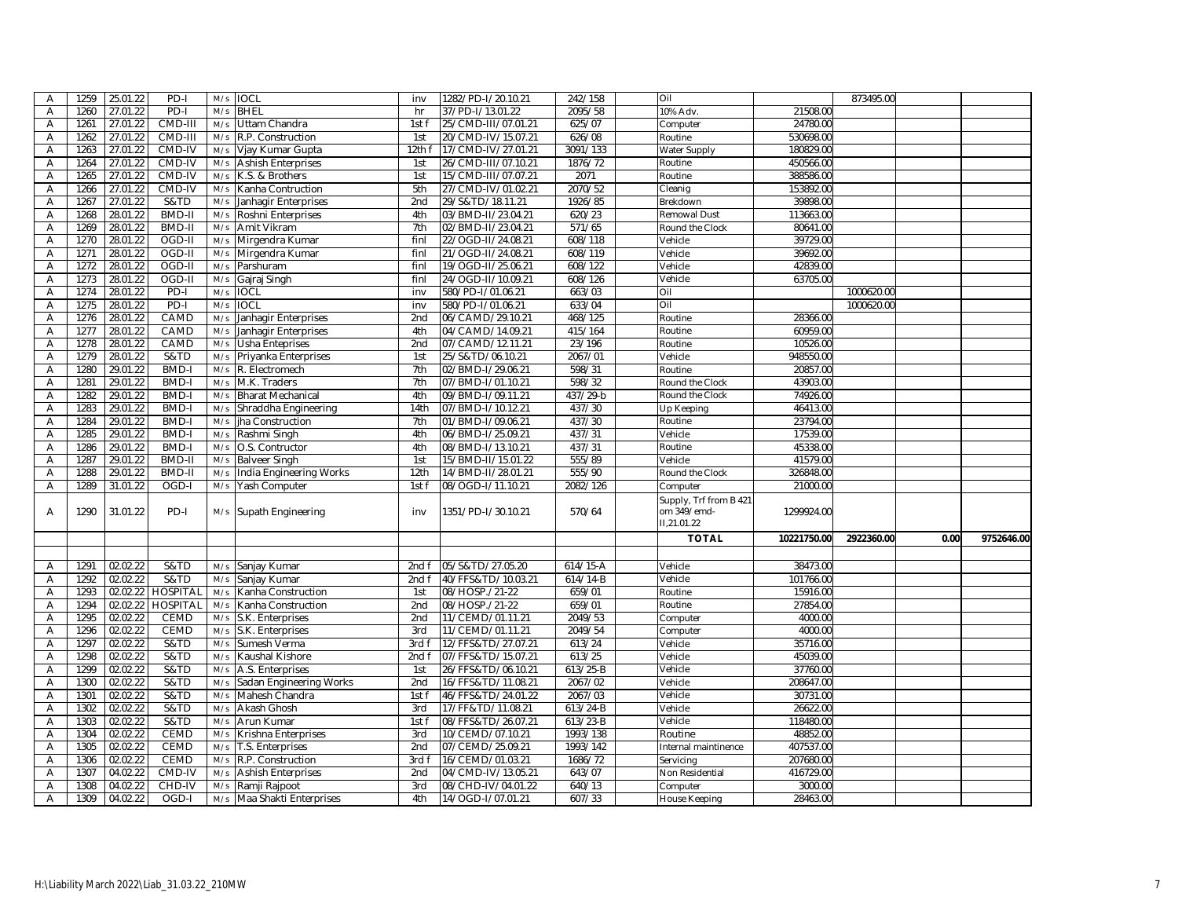| | | | | | | | | | | | | | | |
|---|---|---|---|---|---|---|---|---|---|---|---|---|---|---|
| A | 1259 | 25.01.22 | PD-I | M/s | IOCL | inv | 1282/PD-I/20.10.21 | 242/158 | | Oil | | 873495.00 | | |
| A | 1260 | 27.01.22 | PD-I | M/s | BHEL | hr | 37/PD-I/13.01.22 | 2095/58 | | 10% Adv. | 21508.00 | | | |
| A | 1261 | 27.01.22 | CMD-III | M/s | Uttam Chandra | 1st f | 25/CMD-III/07.01.21 | 625/07 | | Computer | 24780.00 | | | |
| A | 1262 | 27.01.22 | CMD-III | M/s | R.P. Construction | 1st | 20/CMD-IV/15.07.21 | 626/08 | | Routine | 530698.00 | | | |
| A | 1263 | 27.01.22 | CMD-IV | M/s | Vjay Kumar Gupta | 12th f | 17/CMD-IV/27.01.21 | 3091/133 | | Water Supply | 180829.00 | | | |
| A | 1264 | 27.01.22 | CMD-IV | M/s | Ashish Enterprises | 1st | 26/CMD-III/07.10.21 | 1876/72 | | Routine | 450566.00 | | | |
| A | 1265 | 27.01.22 | CMD-IV | M/s | K.S. & Brothers | 1st | 15/CMD-III/07.07.21 | 2071 | | Routine | 388586.00 | | | |
| A | 1266 | 27.01.22 | CMD-IV | M/s | Kanha Contruction | 5th | 27/CMD-IV/01.02.21 | 2070/52 | | Cleanig | 153892.00 | | | |
| A | 1267 | 27.01.22 | S&TD | M/s | Janhagir Enterprises | 2nd | 29/S&TD/18.11.21 | 1926/85 | | Brekdown | 39898.00 | | | |
| A | 1268 | 28.01.22 | BMD-II | M/s | Roshni Enterprises | 4th | 03/BMD-II/23.04.21 | 620/23 | | Remowal Dust | 113663.00 | | | |
| A | 1269 | 28.01.22 | BMD-II | M/s | Amit Vikram | 7th | 02/BMD-II/23.04.21 | 571/65 | | Round the Clock | 80641.00 | | | |
| A | 1270 | 28.01.22 | OGD-II | M/s | Mirgendra Kumar | finl | 22/OGD-II/24.08.21 | 608/118 | | Vehicle | 39729.00 | | | |
| A | 1271 | 28.01.22 | OGD-II | M/s | Mirgendra Kumar | finl | 21/OGD-II/24.08.21 | 608/119 | | Vehicle | 39692.00 | | | |
| A | 1272 | 28.01.22 | OGD-II | M/s | Parshuram | finl | 19/OGD-II/25.06.21 | 608/122 | | Vehicle | 42839.00 | | | |
| A | 1273 | 28.01.22 | OGD-II | M/s | Gajraj Singh | finl | 24/OGD-II/10.09.21 | 608/126 | | Vehicle | 63705.00 | | | |
| A | 1274 | 28.01.22 | PD-I | M/s | IOCL | inv | 580/PD-I/01.06.21 | 663/03 | | Oil | | 1000620.00 | | |
| A | 1275 | 28.01.22 | PD-I | M/s | IOCL | inv | 580/PD-I/01.06.21 | 633/04 | | Oil | | 1000620.00 | | |
| A | 1276 | 28.01.22 | CAMD | M/s | Janhagir Enterprises | 2nd | 06/CAMD/29.10.21 | 468/125 | | Routine | 28366.00 | | | |
| A | 1277 | 28.01.22 | CAMD | M/s | Janhagir Enterprises | 4th | 04/CAMD/14.09.21 | 415/164 | | Routine | 60959.00 | | | |
| A | 1278 | 28.01.22 | CAMD | M/s | Usha Enteprises | 2nd | 07/CAMD/12.11.21 | 23/196 | | Routine | 10526.00 | | | |
| A | 1279 | 28.01.22 | S&TD | M/s | Priyanka Enterprises | 1st | 25/S&TD/06.10.21 | 2067/01 | | Vehicle | 948550.00 | | | |
| A | 1280 | 29.01.22 | BMD-I | M/s | R. Electromech | 7th | 02/BMD-I/29.06.21 | 598/31 | | Routine | 20857.00 | | | |
| A | 1281 | 29.01.22 | BMD-I | M/s | M.K. Traders | 7th | 07/BMD-I/01.10.21 | 598/32 | | Round the Clock | 43903.00 | | | |
| A | 1282 | 29.01.22 | BMD-I | M/s | Bharat Mechanical | 4th | 09/BMD-I/09.11.21 | 437/29-b | | Round the Clock | 74926.00 | | | |
| A | 1283 | 29.01.22 | BMD-I | M/s | Shraddha Engineering | 14th | 07/BMD-I/10.12.21 | 437/30 | | Up Keeping | 46413.00 | | | |
| A | 1284 | 29.01.22 | BMD-I | M/s | jha Construction | 7th | 01/BMD-I/09.06.21 | 437/30 | | Routine | 23794.00 | | | |
| A | 1285 | 29.01.22 | BMD-I | M/s | Rashmi Singh | 4th | 06/BMD-I/25.09.21 | 437/31 | | Vehicle | 17539.00 | | | |
| A | 1286 | 29.01.22 | BMD-I | M/s | O.S. Contructor | 4th | 08/BMD-I/13.10.21 | 437/31 | | Routine | 45338.00 | | | |
| A | 1287 | 29.01.22 | BMD-II | M/s | Balveer Singh | 1st | 15/BMD-II/15.01.22 | 555/89 | | Vehicle | 41579.00 | | | |
| A | 1288 | 29.01.22 | BMD-II | M/s | India Engineering Works | 12th | 14/BMD-II/28.01.21 | 555/90 | | Round the Clock | 326848.00 | | | |
| A | 1289 | 31.01.22 | OGD-I | M/s | Yash Computer | 1st f | 08/OGD-I/11.10.21 | 2082/126 | | Computer | 21000.00 | | | |
| A | 1290 | 31.01.22 | PD-I | M/s | Supath Engineering | inv | 1351/PD-I/30.10.21 | 570/64 | | Supply, Trf from B 421 om 349/emd-II,21.01.22 | 1299924.00 | | | |
| | | | | | | | | | | **TOTAL** | **10221750.00** | **2922360.00** | **0.00** | **9752646.00** |
| | | | | | | | | | | | | | | |
| A | 1291 | 02.02.22 | S&TD | M/s | Sanjay Kumar | 2nd f | 05/S&TD/27.05.20 | 614/15-A | | Vehicle | 38473.00 | | | |
| A | 1292 | 02.02.22 | S&TD | M/s | Sanjay Kumar | 2nd f | 40/FFS&TD/10.03.21 | 614/14-B | | Vehicle | 101766.00 | | | |
| A | 1293 | 02.02.22 | HOSPITAL | M/s | Kanha Construction | 1st | 08/HOSP./21-22 | 659/01 | | Routine | 15916.00 | | | |
| A | 1294 | 02.02.22 | HOSPITAL | M/s | Kanha Construction | 2nd | 08/HOSP./21-22 | 659/01 | | Routine | 27854.00 | | | |
| A | 1295 | 02.02.22 | CEMD | M/s | S.K. Enterprises | 2nd | 11/CEMD/01.11.21 | 2049/53 | | Computer | 4000.00 | | | |
| A | 1296 | 02.02.22 | CEMD | M/s | S.K. Enterprises | 3rd | 11/CEMD/01.11.21 | 2049/54 | | Computer | 4000.00 | | | |
| A | 1297 | 02.02.22 | S&TD | M/s | Sumesh Verma | 3rd f | 12/FFS&TD/27.07.21 | 613/24 | | Vehicle | 35716.00 | | | |
| A | 1298 | 02.02.22 | S&TD | M/s | Kaushal Kishore | 2nd f | 07/FFS&TD/15.07.21 | 613/25 | | Vehicle | 45039.00 | | | |
| A | 1299 | 02.02.22 | S&TD | M/s | A.S. Enterprises | 1st | 26/FFS&TD/06.10.21 | 613/25-B | | Vehicle | 37760.00 | | | |
| A | 1300 | 02.02.22 | S&TD | M/s | Sadan Engineering Works | 2nd | 16/FFS&TD/11.08.21 | 2067/02 | | Vehicle | 208647.00 | | | |
| A | 1301 | 02.02.22 | S&TD | M/s | Mahesh Chandra | 1st f | 46/FFS&TD/24.01.22 | 2067/03 | | Vehicle | 30731.00 | | | |
| A | 1302 | 02.02.22 | S&TD | M/s | Akash Ghosh | 3rd | 17/FF&TD/11.08.21 | 613/24-B | | Vehicle | 26622.00 | | | |
| A | 1303 | 02.02.22 | S&TD | M/s | Arun Kumar | 1st f | 08/FFS&TD/26.07.21 | 613/23-B | | Vehicle | 118480.00 | | | |
| A | 1304 | 02.02.22 | CEMD | M/s | Krishna Enterprises | 3rd | 10/CEMD/07.10.21 | 1993/138 | | Routine | 48852.00 | | | |
| A | 1305 | 02.02.22 | CEMD | M/s | T.S. Enterprises | 2nd | 07/CEMD/25.09.21 | 1993/142 | | Internal maintinence | 407537.00 | | | |
| A | 1306 | 02.02.22 | CEMD | M/s | R.P. Construction | 3rd f | 16/CEMD/01.03.21 | 1686/72 | | Servicing | 207680.00 | | | |
| A | 1307 | 04.02.22 | CMD-IV | M/s | Ashish Enterprises | 2nd | 04/CMD-IV/13.05.21 | 643/07 | | Non Residential | 416729.00 | | | |
| A | 1308 | 04.02.22 | CHD-IV | M/s | Ramji Rajpoot | 3rd | 08/CHD-IV/04.01.22 | 640/13 | | Computer | 3000.00 | | | |
| A | 1309 | 04.02.22 | OGD-I | M/s | Maa Shakti Enterprises | 4th | 14/OGD-I/07.01.21 | 607/33 | | House Keeping | 28463.00 | | | |

H:\Liability March 2022\Liab_31.03.22_210MW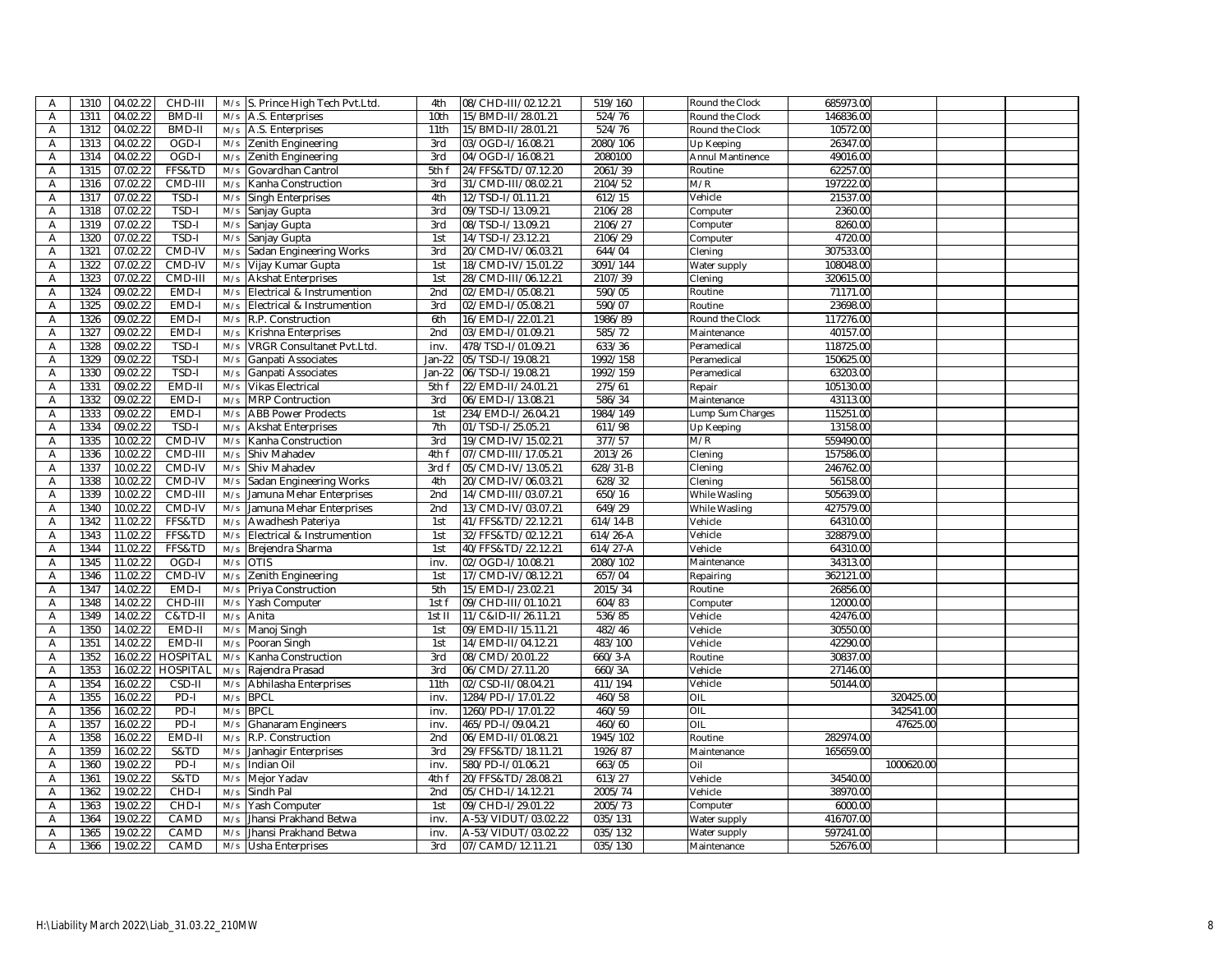| | | | | | | | | | | | | | | |
|---|---|---|---|---|---|---|---|---|---|---|---|---|---|---|
| A | 1310 | 04.02.22 | CHD-III | M/s | S. Prince High Tech Pvt.Ltd. | 4th | 08/CHD-III/02.12.21 | 519/160 | | Round the Clock | 685973.00 | | | |
| A | 1311 | 04.02.22 | BMD-II | M/s | A.S. Enterprises | 10th | 15/BMD-II/28.01.21 | 524/76 | | Round the Clock | 146836.00 | | | |
| A | 1312 | 04.02.22 | BMD-II | M/s | A.S. Enterprises | 11th | 15/BMD-II/28.01.21 | 524/76 | | Round the Clock | 10572.00 | | | |
| A | 1313 | 04.02.22 | OGD-I | M/s | Zenith Engineering | 3rd | 03/OGD-I/16.08.21 | 2080/106 | | Up Keeping | 26347.00 | | | |
| A | 1314 | 04.02.22 | OGD-I | M/s | Zenith Engineering | 3rd | 04/OGD-I/16.08.21 | 2080100 | | Annul Mantinence | 49016.00 | | | |
| A | 1315 | 07.02.22 | FFS&TD | M/s | Govardhan Cantrol | 5th f | 24/FFS&TD/07.12.20 | 2061/39 | | Routine | 62257.00 | | | |
| A | 1316 | 07.02.22 | CMD-III | M/s | Kanha Construction | 3rd | 31/CMD-III/08.02.21 | 2104/52 | | M/R | 197222.00 | | | |
| A | 1317 | 07.02.22 | TSD-I | M/s | Singh Enterprises | 4th | 12/TSD-I/01.11.21 | 612/15 | | Vehicle | 21537.00 | | | |
| A | 1318 | 07.02.22 | TSD-I | M/s | Sanjay Gupta | 3rd | 09/TSD-I/13.09.21 | 2106/28 | | Computer | 2360.00 | | | |
| A | 1319 | 07.02.22 | TSD-I | M/s | Sanjay Gupta | 3rd | 08/TSD-I/13.09.21 | 2106/27 | | Computer | 8260.00 | | | |
| A | 1320 | 07.02.22 | TSD-I | M/s | Sanjay Gupta | 1st | 14/TSD-I/23.12.21 | 2106/29 | | Computer | 4720.00 | | | |
| A | 1321 | 07.02.22 | CMD-IV | M/s | Sadan Engineering Works | 3rd | 20/CMD-IV/06.03.21 | 644/04 | | Clening | 307533.00 | | | |
| A | 1322 | 07.02.22 | CMD-IV | M/s | Vijay Kumar Gupta | 1st | 18/CMD-IV/15.01.22 | 3091/144 | | Water supply | 108048.00 | | | |
| A | 1323 | 07.02.22 | CMD-III | M/s | Akshat Enterprises | 1st | 28/CMD-III/06.12.21 | 2107/39 | | Clening | 320615.00 | | | |
| A | 1324 | 09.02.22 | EMD-I | M/s | Electrical & Instrumention | 2nd | 02/EMD-I/05.08.21 | 590/05 | | Routine | 71171.00 | | | |
| A | 1325 | 09.02.22 | EMD-I | M/s | Electrical & Instrumention | 3rd | 02/EMD-I/05.08.21 | 590/07 | | Routine | 23698.00 | | | |
| A | 1326 | 09.02.22 | EMD-I | M/s | R.P. Construction | 6th | 16/EMD-I/22.01.21 | 1986/89 | | Round the Clock | 117276.00 | | | |
| A | 1327 | 09.02.22 | EMD-I | M/s | Krishna Enterprises | 2nd | 03/EMD-I/01.09.21 | 585/72 | | Maintenance | 40157.00 | | | |
| A | 1328 | 09.02.22 | TSD-I | M/s | VRGR Consultanet Pvt.Ltd. | inv. | 478/TSD-I/01.09.21 | 633/36 | | Peramedical | 118725.00 | | | |
| A | 1329 | 09.02.22 | TSD-I | M/s | Ganpati Associates | Jan-22 | 05/TSD-I/19.08.21 | 1992/158 | | Peramedical | 150625.00 | | | |
| A | 1330 | 09.02.22 | TSD-I | M/s | Ganpati Associates | Jan-22 | 06/TSD-I/19.08.21 | 1992/159 | | Peramedical | 63203.00 | | | |
| A | 1331 | 09.02.22 | EMD-II | M/s | Vikas Electrical | 5th f | 22/EMD-II/24.01.21 | 275/61 | | Repair | 105130.00 | | | |
| A | 1332 | 09.02.22 | EMD-I | M/s | MRP Contruction | 3rd | 06/EMD-I/13.08.21 | 586/34 | | Maintenance | 43113.00 | | | |
| A | 1333 | 09.02.22 | EMD-I | M/s | ABB Power Prodects | 1st | 234/EMD-I/26.04.21 | 1984/149 | | Lump Sum Charges | 115251.00 | | | |
| A | 1334 | 09.02.22 | TSD-I | M/s | Akshat Enterprises | 7th | 01/TSD-I/25.05.21 | 611/98 | | Up Keeping | 13158.00 | | | |
| A | 1335 | 10.02.22 | CMD-IV | M/s | Kanha Construction | 3rd | 19/CMD-IV/15.02.21 | 377/57 | | M/R | 559490.00 | | | |
| A | 1336 | 10.02.22 | CMD-III | M/s | Shiv Mahadev | 4th f | 07/CMD-III/17.05.21 | 2013/26 | | Clening | 157586.00 | | | |
| A | 1337 | 10.02.22 | CMD-IV | M/s | Shiv Mahadev | 3rd f | 05/CMD-IV/13.05.21 | 628/31-B | | Clening | 246762.00 | | | |
| A | 1338 | 10.02.22 | CMD-IV | M/s | Sadan Engineering Works | 4th | 20/CMD-IV/06.03.21 | 628/32 | | Clening | 56158.00 | | | |
| A | 1339 | 10.02.22 | CMD-III | M/s | Jamuna Mehar Enterprises | 2nd | 14/CMD-III/03.07.21 | 650/16 | | While Wasling | 505639.00 | | | |
| A | 1340 | 10.02.22 | CMD-IV | M/s | Jamuna Mehar Enterprises | 2nd | 13/CMD-IV/03.07.21 | 649/29 | | While Wasling | 427579.00 | | | |
| A | 1342 | 11.02.22 | FFS&TD | M/s | Awadhesh Pateriya | 1st | 41/FFS&TD/22.12.21 | 614/14-B | | Vehicle | 64310.00 | | | |
| A | 1343 | 11.02.22 | FFS&TD | M/s | Electrical & Instrumention | 1st | 32/FFS&TD/02.12.21 | 614/26-A | | Vehicle | 328879.00 | | | |
| A | 1344 | 11.02.22 | FFS&TD | M/s | Brejendra Sharma | 1st | 40/FFS&TD/22.12.21 | 614/27-A | | Vehicle | 64310.00 | | | |
| A | 1345 | 11.02.22 | OGD-I | M/s | OTIS | inv. | 02/OGD-I/10.08.21 | 2080/102 | | Maintenance | 34313.00 | | | |
| A | 1346 | 11.02.22 | CMD-IV | M/s | Zenith Engineering | 1st | 17/CMD-IV/08.12.21 | 657/04 | | Repairing | 362121.00 | | | |
| A | 1347 | 14.02.22 | EMD-I | M/s | Priya Construction | 5th | 15/EMD-I/23.02.21 | 2015/34 | | Routine | 26856.00 | | | |
| A | 1348 | 14.02.22 | CHD-III | M/s | Yash Computer | 1st f | 09/CHD-III/01.10.21 | 604/83 | | Computer | 12000.00 | | | |
| A | 1349 | 14.02.22 | C&TD-II | M/s | Anita | 1st II | 11/C&ID-II/26.11.21 | 536/85 | | Vehicle | 42476.00 | | | |
| A | 1350 | 14.02.22 | EMD-II | M/s | Manoj Singh | 1st | 09/EMD-II/15.11.21 | 482/46 | | Vehicle | 30550.00 | | | |
| A | 1351 | 14.02.22 | EMD-II | M/s | Pooran Singh | 1st | 14/EMD-II/04.12.21 | 483/100 | | Vehicle | 42290.00 | | | |
| A | 1352 | 16.02.22 | HOSPITAL | M/s | Kanha Construction | 3rd | 08/CMD/20.01.22 | 660/3-A | | Routine | 30837.00 | | | |
| A | 1353 | 16.02.22 | HOSPITAL | M/s | Rajendra Prasad | 3rd | 06/CMD/27.11.20 | 660/3A | | Vehicle | 27146.00 | | | |
| A | 1354 | 16.02.22 | CSD-II | M/s | Abhilasha Enterprises | 11th | 02/CSD-II/08.04.21 | 411/194 | | Vehicle | 50144.00 | | | |
| A | 1355 | 16.02.22 | PD-I | M/s | BPCL | inv. | 1284/PD-I/17.01.22 | 460/58 | | OIL | | 320425.00 | | |
| A | 1356 | 16.02.22 | PD-I | M/s | BPCL | inv. | 1260/PD-I/17.01.22 | 460/59 | | OIL | | 342541.00 | | |
| A | 1357 | 16.02.22 | PD-I | M/s | Ghanaram Engineers | inv. | 465/PD-I/09.04.21 | 460/60 | | OIL | | 47625.00 | | |
| A | 1358 | 16.02.22 | EMD-II | M/s | R.P. Construction | 2nd | 06/EMD-II/01.08.21 | 1945/102 | | Routine | 282974.00 | | | |
| A | 1359 | 16.02.22 | S&TD | M/s | Janhagir Enterprises | 3rd | 29/FFS&TD/18.11.21 | 1926/87 | | Maintenance | 165659.00 | | | |
| A | 1360 | 19.02.22 | PD-I | M/s | Indian Oil | inv. | 580/PD-I/01.06.21 | 663/05 | | Oil | | 1000620.00 | | |
| A | 1361 | 19.02.22 | S&TD | M/s | Mejor Yadav | 4th f | 20/FFS&TD/28.08.21 | 613/27 | | Vehicle | 34540.00 | | | |
| A | 1362 | 19.02.22 | CHD-I | M/s | Sindh Pal | 2nd | 05/CHD-I/14.12.21 | 2005/74 | | Vehicle | 38970.00 | | | |
| A | 1363 | 19.02.22 | CHD-I | M/s | Yash Computer | 1st | 09/CHD-I/29.01.22 | 2005/73 | | Computer | 6000.00 | | | |
| A | 1364 | 19.02.22 | CAMD | M/s | Jhansi Prakhand Betwa | inv. | A-53/VIDUT/03.02.22 | 035/131 | | Water supply | 416707.00 | | | |
| A | 1365 | 19.02.22 | CAMD | M/s | Jhansi Prakhand Betwa | inv. | A-53/VIDUT/03.02.22 | 035/132 | | Water supply | 597241.00 | | | |
| A | 1366 | 19.02.22 | CAMD | M/s | Usha Enterprises | 3rd | 07/CAMD/12.11.21 | 035/130 | | Maintenance | 52676.00 | | | |

H:\Liability March 2022\Liab_31.03.22_210MW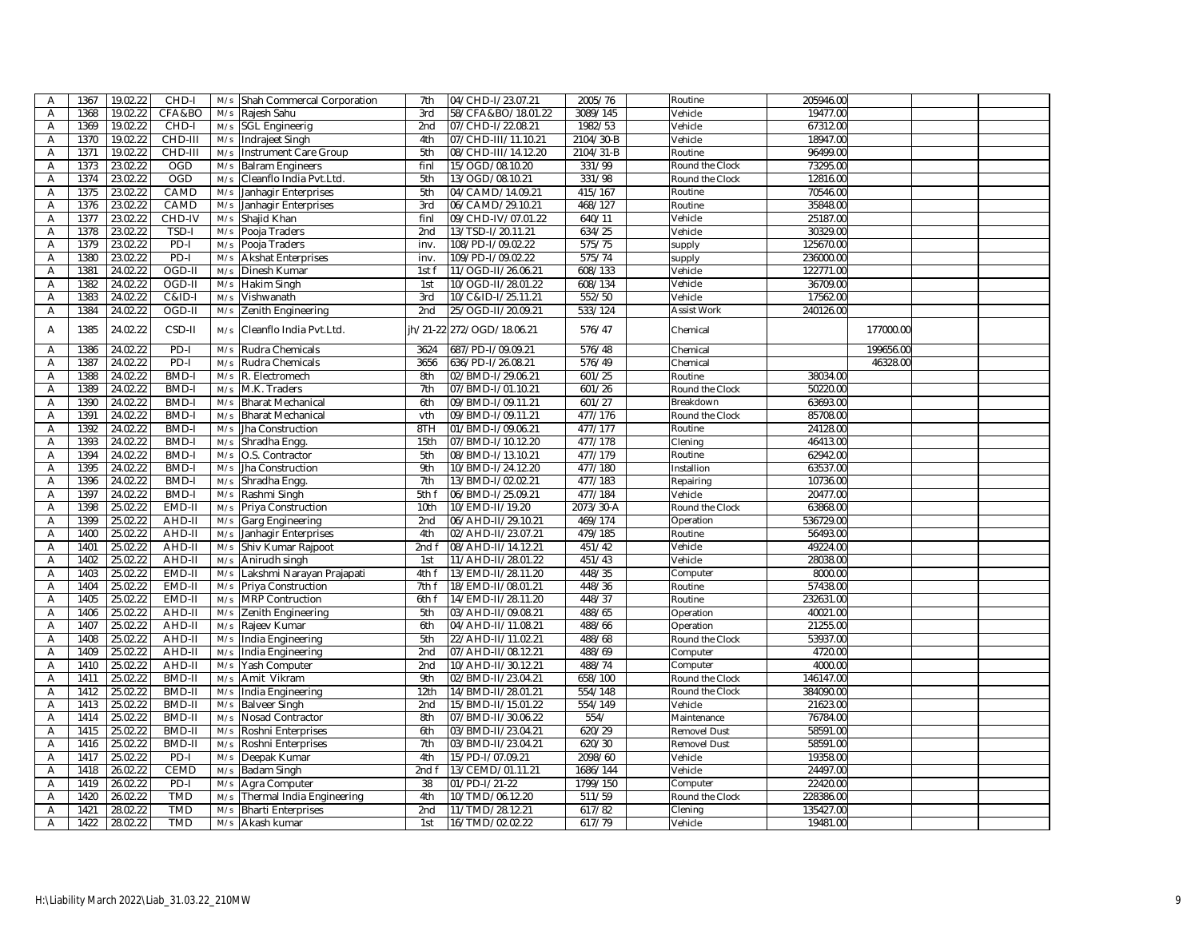| A | 1367 | 19.02.22 | CHD-I | M/s | Shah Commercal Corporation | 7th | 04/CHD-I/23.07.21 | 2005/76 | | Routine | 205946.00 | | | |
|---|---|---|---|---|---|---|---|---|---|---|---|---|---|---|
| A | 1368 | 19.02.22 | CFA&BO | M/s | Rajesh Sahu | 3rd | 58/CFA&BO/18.01.22 | 3089/145 | | Vehicle | 19477.00 | | | |
| A | 1369 | 19.02.22 | CHD-I | M/s | SGL Engineerig | 2nd | 07/CHD-I/22.08.21 | 1982/53 | | Vehicle | 67312.00 | | | |
| A | 1370 | 19.02.22 | CHD-III | M/s | Indrajeet Singh | 4th | 07/CHD-III/11.10.21 | 2104/30-B | | Vehicle | 18947.00 | | | |
| A | 1371 | 19.02.22 | CHD-III | M/s | Instrument Care Group | 5th | 08/CHD-III/14.12.20 | 2104/31-B | | Routine | 96499.00 | | | |
| A | 1373 | 23.02.22 | OGD | M/s | Balram Engineers | finl | 15/OGD/08.10.20 | 331/99 | | Round the Clock | 73295.00 | | | |
| A | 1374 | 23.02.22 | OGD | M/s | Cleanflo India Pvt.Ltd. | 5th | 13/OGD/08.10.21 | 331/98 | | Round the Clock | 12816.00 | | | |
| A | 1375 | 23.02.22 | CAMD | M/s | Janhagir Enterprises | 5th | 04/CAMD/14.09.21 | 415/167 | | Routine | 70546.00 | | | |
| A | 1376 | 23.02.22 | CAMD | M/s | Janhagir Enterprises | 3rd | 06/CAMD/29.10.21 | 468/127 | | Routine | 35848.00 | | | |
| A | 1377 | 23.02.22 | CHD-IV | M/s | Shajid Khan | finl | 09/CHD-IV/07.01.22 | 640/11 | | Vehicle | 25187.00 | | | |
| A | 1378 | 23.02.22 | TSD-I | M/s | Pooja Traders | 2nd | 13/TSD-I/20.11.21 | 634/25 | | Vehicle | 30329.00 | | | |
| A | 1379 | 23.02.22 | PD-I | M/s | Pooja Traders | inv. | 108/PD-I/09.02.22 | 575/75 | | supply | 125670.00 | | | |
| A | 1380 | 23.02.22 | PD-I | M/s | Akshat Enterprises | inv. | 109/PD-I/09.02.22 | 575/74 | | supply | 236000.00 | | | |
| A | 1381 | 24.02.22 | OGD-II | M/s | Dinesh Kumar | 1st f | 11/OGD-II/26.06.21 | 608/133 | | Vehicle | 122771.00 | | | |
| A | 1382 | 24.02.22 | OGD-II | M/s | Hakim Singh | 1st | 10/OGD-II/28.01.22 | 608/134 | | Vehicle | 36709.00 | | | |
| A | 1383 | 24.02.22 | C&ID-I | M/s | Vishwanath | 3rd | 10/C&ID-I/25.11.21 | 552/50 | | Vehicle | 17562.00 | | | |
| A | 1384 | 24.02.22 | OGD-II | M/s | Zenith Engineering | 2nd | 25/OGD-II/20.09.21 | 533/124 | | Assist Work | 240126.00 | | | |
| A | 1385 | 24.02.22 | CSD-II | M/s | Cleanflo India Pvt.Ltd. | jh/21-22 | 272/OGD/18.06.21 | 576/47 | | Chemical | | 177000.00 | | |
| A | 1386 | 24.02.22 | PD-I | M/s | Rudra Chemicals | 3624 | 687/PD-I/09.09.21 | 576/48 | | Chemical | | 199656.00 | | |
| A | 1387 | 24.02.22 | PD-I | M/s | Rudra Chemicals | 3656 | 636/PD-I/26.08.21 | 576/49 | | Chemical | | 46328.00 | | |
| A | 1388 | 24.02.22 | BMD-I | M/s | R. Electromech | 8th | 02/BMD-I/29.06.21 | 601/25 | | Routine | 38034.00 | | | |
| A | 1389 | 24.02.22 | BMD-I | M/s | M.K. Traders | 7th | 07/BMD-I/01.10.21 | 601/26 | | Round the Clock | 50220.00 | | | |
| A | 1390 | 24.02.22 | BMD-I | M/s | Bharat Mechanical | 6th | 09/BMD-I/09.11.21 | 601/27 | | Breakdown | 63693.00 | | | |
| A | 1391 | 24.02.22 | BMD-I | M/s | Bharat Mechanical | vth | 09/BMD-I/09.11.21 | 477/176 | | Round the Clock | 85708.00 | | | |
| A | 1392 | 24.02.22 | BMD-I | M/s | Jha Construction | 8TH | 01/BMD-I/09.06.21 | 477/177 | | Routine | 24128.00 | | | |
| A | 1393 | 24.02.22 | BMD-I | M/s | Shradha Engg. | 15th | 07/BMD-I/10.12.20 | 477/178 | | Clening | 46413.00 | | | |
| A | 1394 | 24.02.22 | BMD-I | M/s | O.S. Contractor | 5th | 08/BMD-I/13.10.21 | 477/179 | | Routine | 62942.00 | | | |
| A | 1395 | 24.02.22 | BMD-I | M/s | Jha Construction | 9th | 10/BMD-I/24.12.20 | 477/180 | | Installion | 63537.00 | | | |
| A | 1396 | 24.02.22 | BMD-I | M/s | Shradha Engg. | 7th | 13/BMD-I/02.02.21 | 477/183 | | Repairing | 10736.00 | | | |
| A | 1397 | 24.02.22 | BMD-I | M/s | Rashmi Singh | 5th f | 06/BMD-I/25.09.21 | 477/184 | | Vehicle | 20477.00 | | | |
| A | 1398 | 25.02.22 | EMD-II | M/s | Priya Construction | 10th | 10/EMD-II/19.20 | 2073/30-A | | Round the Clock | 63868.00 | | | |
| A | 1399 | 25.02.22 | AHD-II | M/s | Garg Engineering | 2nd | 06/AHD-II/29.10.21 | 469/174 | | Operation | 536729.00 | | | |
| A | 1400 | 25.02.22 | AHD-II | M/s | Janhagir Enterprises | 4th | 02/AHD-II/23.07.21 | 479/185 | | Routine | 56493.00 | | | |
| A | 1401 | 25.02.22 | AHD-II | M/s | Shiv Kumar Rajpoot | 2nd f | 08/AHD-II/14.12.21 | 451/42 | | Vehicle | 49224.00 | | | |
| A | 1402 | 25.02.22 | AHD-II | M/s | Anirudh singh | 1st | 11/AHD-II/28.01.22 | 451/43 | | Vehicle | 28038.00 | | | |
| A | 1403 | 25.02.22 | EMD-II | M/s | Lakshmi Narayan Prajapati | 4th f | 13/EMD-II/28.11.20 | 448/35 | | Computer | 8000.00 | | | |
| A | 1404 | 25.02.22 | EMD-II | M/s | Priya Construction | 7th f | 18/EMD-II/08.01.21 | 448/36 | | Routine | 57438.00 | | | |
| A | 1405 | 25.02.22 | EMD-II | M/s | MRP Contruction | 6th f | 14/EMD-II/28.11.20 | 448/37 | | Routine | 232631.00 | | | |
| A | 1406 | 25.02.22 | AHD-II | M/s | Zenith Engineering | 5th | 03/AHD-II/09.08.21 | 488/65 | | Operation | 40021.00 | | | |
| A | 1407 | 25.02.22 | AHD-II | M/s | Rajeev Kumar | 6th | 04/AHD-II/11.08.21 | 488/66 | | Operation | 21255.00 | | | |
| A | 1408 | 25.02.22 | AHD-II | M/s | India Engineering | 5th | 22/AHD-II/11.02.21 | 488/68 | | Round the Clock | 53937.00 | | | |
| A | 1409 | 25.02.22 | AHD-II | M/s | India Engineering | 2nd | 07/AHD-II/08.12.21 | 488/69 | | Computer | 4720.00 | | | |
| A | 1410 | 25.02.22 | AHD-II | M/s | Yash Computer | 2nd | 10/AHD-II/30.12.21 | 488/74 | | Computer | 4000.00 | | | |
| A | 1411 | 25.02.22 | BMD-II | M/s | Amit Vikram | 9th | 02/BMD-II/23.04.21 | 658/100 | | Round the Clock | 146147.00 | | | |
| A | 1412 | 25.02.22 | BMD-II | M/s | India Engineering | 12th | 14/BMD-II/28.01.21 | 554/148 | | Round the Clock | 384090.00 | | | |
| A | 1413 | 25.02.22 | BMD-II | M/s | Balveer Singh | 2nd | 15/BMD-II/15.01.22 | 554/149 | | Vehicle | 21623.00 | | | |
| A | 1414 | 25.02.22 | BMD-II | M/s | Nosad Contractor | 8th | 07/BMD-II/30.06.22 | 554/ | | Maintenance | 76784.00 | | | |
| A | 1415 | 25.02.22 | BMD-II | M/s | Roshni Enterprises | 6th | 03/BMD-II/23.04.21 | 620/29 | | Removel Dust | 58591.00 | | | |
| A | 1416 | 25.02.22 | BMD-II | M/s | Roshni Enterprises | 7th | 03/BMD-II/23.04.21 | 620/30 | | Removel Dust | 58591.00 | | | |
| A | 1417 | 25.02.22 | PD-I | M/s | Deepak Kumar | 4th | 15/PD-I/07.09.21 | 2098/60 | | Vehicle | 19358.00 | | | |
| A | 1418 | 26.02.22 | CEMD | M/s | Badam Singh | 2nd f | 13/CEMD/01.11.21 | 1686/144 | | Vehicle | 24497.00 | | | |
| A | 1419 | 26.02.22 | PD-I | M/s | Agra Computer | 38 | 01/PD-I/21-22 | 1799/150 | | Computer | 22420.00 | | | |
| A | 1420 | 26.02.22 | TMD | M/s | Thermal India Engineering | 4th | 10/TMD/06.12.20 | 511/59 | | Round the Clock | 228386.00 | | | |
| A | 1421 | 28.02.22 | TMD | M/s | Bharti Enterprises | 2nd | 11/TMD/28.12.21 | 617/82 | | Clening | 135427.00 | | | |
| A | 1422 | 28.02.22 | TMD | M/s | Akash kumar | 1st | 16/TMD/02.02.22 | 617/79 | | Vehicle | 19481.00 | | | |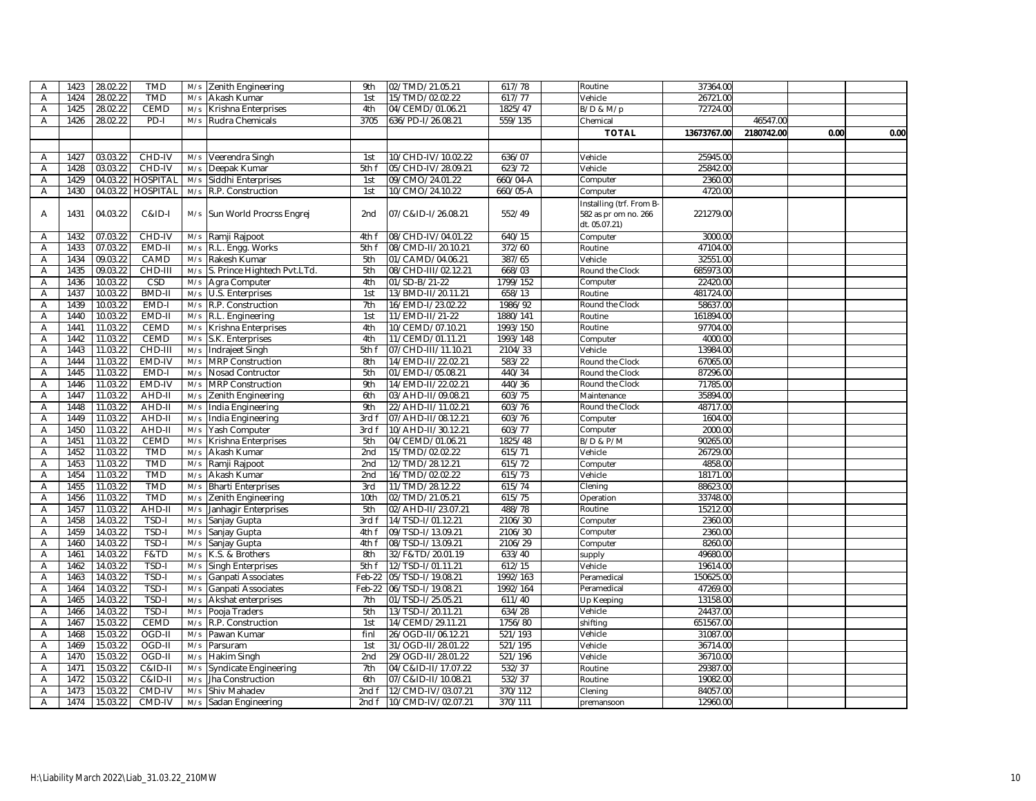| | | | | | | | | | | | | | | |
|---|---|---|---|---|---|---|---|---|---|---|---|---|---|---|
| A | 1423 | 28.02.22 | TMD | M/s | Zenith Engineering | 9th | 02/TMD/21.05.21 | 617/78 | | Routine | 37364.00 | | | |
| A | 1424 | 28.02.22 | TMD | M/s | Akash Kumar | 1st | 15/TMD/02.02.22 | 617/77 | | Vehicle | 26721.00 | | | |
| A | 1425 | 28.02.22 | CEMD | M/s | Krishna Enterprises | 4th | 04/CEMD/01.06.21 | 1825/47 | | B/D & M/p | 72724.00 | | | |
| A | 1426 | 28.02.22 | PD-I | M/s | Rudra Chemicals | 3705 | 636/PD-I/26.08.21 | 559/135 | | Chemical | | 46547.00 | | |
| | | | | | | | | | | **TOTAL** | **13673767.00** | **2180742.00** | **0.00** | **0.00** |
| | | | | | | | | | | | | | | |
| A | 1427 | 03.03.22 | CHD-IV | M/s | Veerendra Singh | 1st | 10/CHD-IV/10.02.22 | 636/07 | | Vehicle | 25945.00 | | | |
| A | 1428 | 03.03.22 | CHD-IV | M/s | Deepak Kumar | 5th f | 05/CHD-IV/28.09.21 | 623/72 | | Vehicle | 25842.00 | | | |
| A | 1429 | 04.03.22 | HOSPITAL | M/s | Siddhi Enterprises | 1st | 09/CMO/24.01.22 | 660/04-A | | Computer | 2360.00 | | | |
| A | 1430 | 04.03.22 | HOSPITAL | M/s | R.P. Construction | 1st | 10/CMO/24.10.22 | 660/05-A | | Computer | 4720.00 | | | |
| A | 1431 | 04.03.22 | C&ID-I | M/s | Sun World Procrss Engrej | 2nd | 07/C&ID-I/26.08.21 | 552/49 | | Installing (trf. From B-582 as pr om no. 266 dt. 05.07.21) | 221279.00 | | | |
| A | 1432 | 07.03.22 | CHD-IV | M/s | Ramji Rajpoot | 4th f | 08/CHD-IV/04.01.22 | 640/15 | | Computer | 3000.00 | | | |
| A | 1433 | 07.03.22 | EMD-II | M/s | R.L. Engg. Works | 5th f | 08/CMD-II/20.10.21 | 372/60 | | Routine | 47104.00 | | | |
| A | 1434 | 09.03.22 | CAMD | M/s | Rakesh Kumar | 5th | 01/CAMD/04.06.21 | 387/65 | | Vehicle | 32551.00 | | | |
| A | 1435 | 09.03.22 | CHD-III | M/s | S. Prince Hightech Pvt.LTd. | 5th | 08/CHD-III/02.12.21 | 668/03 | | Round the Clock | 685973.00 | | | |
| A | 1436 | 10.03.22 | CSD | M/s | Agra Computer | 4th | 01/SD-B/21-22 | 1799/152 | | Computer | 22420.00 | | | |
| A | 1437 | 10.03.22 | BMD-II | M/s | U.S. Enterprises | 1st | 13/BMD-II/20.11.21 | 658/13 | | Routine | 481724.00 | | | |
| A | 1439 | 10.03.22 | EMD-I | M/s | R.P. Construction | 7th | 16/EMD-I/23.02.22 | 1986/92 | | Round the Clock | 58637.00 | | | |
| A | 1440 | 10.03.22 | EMD-II | M/s | R.L. Engineering | 1st | 11/EMD-II/21-22 | 1880/141 | | Routine | 161894.00 | | | |
| A | 1441 | 11.03.22 | CEMD | M/s | Krishna Enterprises | 4th | 10/CEMD/07.10.21 | 1993/150 | | Routine | 97704.00 | | | |
| A | 1442 | 11.03.22 | CEMD | M/s | S.K. Enterprises | 4th | 11/CEMD/01.11.21 | 1993/148 | | Computer | 4000.00 | | | |
| A | 1443 | 11.03.22 | CHD-III | M/s | Indrajeet Singh | 5th f | 07/CHD-III/11.10.21 | 2104/33 | | Vehicle | 13984.00 | | | |
| A | 1444 | 11.03.22 | EMD-IV | M/s | MRP Construction | 8th | 14/EMD-II/22.02.21 | 583/22 | | Round the Clock | 67065.00 | | | |
| A | 1445 | 11.03.22 | EMD-I | M/s | Nosad Contructor | 5th | 01/EMD-I/05.08.21 | 440/34 | | Round the Clock | 87296.00 | | | |
| A | 1446 | 11.03.22 | EMD-IV | M/s | MRP Construction | 9th | 14/EMD-II/22.02.21 | 440/36 | | Round the Clock | 71785.00 | | | |
| A | 1447 | 11.03.22 | AHD-II | M/s | Zenith Engineering | 6th | 03/AHD-II/09.08.21 | 603/75 | | Maintenance | 35894.00 | | | |
| A | 1448 | 11.03.22 | AHD-II | M/s | India Engineering | 9th | 22/AHD-II/11.02.21 | 603/76 | | Round the Clock | 48717.00 | | | |
| A | 1449 | 11.03.22 | AHD-II | M/s | India Engineering | 3rd f | 07/AHD-II/08.12.21 | 603/76 | | Computer | 1604.00 | | | |
| A | 1450 | 11.03.22 | AHD-II | M/s | Yash Computer | 3rd f | 10/AHD-II/30.12.21 | 603/77 | | Computer | 2000.00 | | | |
| A | 1451 | 11.03.22 | CEMD | M/s | Krishna Enterprises | 5th | 04/CEMD/01.06.21 | 1825/48 | | B/D & P/M | 90265.00 | | | |
| A | 1452 | 11.03.22 | TMD | M/s | Akash Kumar | 2nd | 15/TMD/02.02.22 | 615/71 | | Vehicle | 26729.00 | | | |
| A | 1453 | 11.03.22 | TMD | M/s | Ramji Rajpoot | 2nd | 12/TMD/28.12.21 | 615/72 | | Computer | 4858.00 | | | |
| A | 1454 | 11.03.22 | TMD | M/s | Akash Kumar | 2nd | 16/TMD/02.02.22 | 615/73 | | Vehicle | 18171.00 | | | |
| A | 1455 | 11.03.22 | TMD | M/s | Bharti Enterprises | 3rd | 11/TMD/28.12.22 | 615/74 | | Clening | 88623.00 | | | |
| A | 1456 | 11.03.22 | TMD | M/s | Zenith Engineering | 10th | 02/TMD/21.05.21 | 615/75 | | Operation | 33748.00 | | | |
| A | 1457 | 11.03.22 | AHD-II | M/s | Janhagir Enterprises | 5th | 02/AHD-II/23.07.21 | 488/78 | | Routine | 15212.00 | | | |
| A | 1458 | 14.03.22 | TSD-I | M/s | Sanjay Gupta | 3rd f | 14/TSD-I/01.12.21 | 2106/30 | | Computer | 2360.00 | | | |
| A | 1459 | 14.03.22 | TSD-I | M/s | Sanjay Gupta | 4th f | 09/TSD-I/13.09.21 | 2106/30 | | Computer | 2360.00 | | | |
| A | 1460 | 14.03.22 | TSD-I | M/s | Sanjay Gupta | 4th f | 08/TSD-I/13.09.21 | 2106/29 | | Computer | 8260.00 | | | |
| A | 1461 | 14.03.22 | F&TD | M/s | K.S. & Brothers | 8th | 32/F&TD/20.01.19 | 633/40 | | supply | 49680.00 | | | |
| A | 1462 | 14.03.22 | TSD-I | M/s | Singh Enterprises | 5th f | 12/TSD-I/01.11.21 | 612/15 | | Vehicle | 19614.00 | | | |
| A | 1463 | 14.03.22 | TSD-I | M/s | Ganpati Associates | Feb-22 | 05/TSD-I/19.08.21 | 1992/163 | | Peramedical | 150625.00 | | | |
| A | 1464 | 14.03.22 | TSD-I | M/s | Ganpati Associates | Feb-22 | 06/TSD-I/19.08.21 | 1992/164 | | Peramedical | 47269.00 | | | |
| A | 1465 | 14.03.22 | TSD-I | M/s | Akshat enterprises | 7th | 01/TSD-I/25.05.21 | 611/40 | | Up Keeping | 13158.00 | | | |
| A | 1466 | 14.03.22 | TSD-I | M/s | Pooja Traders | 5th | 13/TSD-I/20.11.21 | 634/28 | | Vehicle | 24437.00 | | | |
| A | 1467 | 15.03.22 | CEMD | M/s | R.P. Construction | 1st | 14/CEMD/29.11.21 | 1756/80 | | shifting | 651567.00 | | | |
| A | 1468 | 15.03.22 | OGD-II | M/s | Pawan Kumar | finl | 26/OGD-II/06.12.21 | 521/193 | | Vehicle | 31087.00 | | | |
| A | 1469 | 15.03.22 | OGD-II | M/s | Parsuram | 1st | 31/OGD-II/28.01.22 | 521/195 | | Vehicle | 36714.00 | | | |
| A | 1470 | 15.03.22 | OGD-II | M/s | Hakim Singh | 2nd | 29/OGD-II/28.01.22 | 521/196 | | Vehicle | 36710.00 | | | |
| A | 1471 | 15.03.22 | C&ID-II | M/s | Syndicate Engineering | 7th | 04/C&ID-II/17.07.22 | 532/37 | | Routine | 29387.00 | | | |
| A | 1472 | 15.03.22 | C&ID-II | M/s | Jha Construction | 6th | 07/C&ID-II/10.08.21 | 532/37 | | Routine | 19082.00 | | | |
| A | 1473 | 15.03.22 | CMD-IV | M/s | Shiv Mahadev | 2nd f | 12/CMD-IV/03.07.21 | 370/112 | | Clening | 84057.00 | | | |
| A | 1474 | 15.03.22 | CMD-IV | M/s | Sadan Engineering | 2nd f | 10/CMD-IV/02.07.21 | 370/111 | | premansoon | 12960.00 | | | |

H:\Liability March 2022\Liab_31.03.22_210MW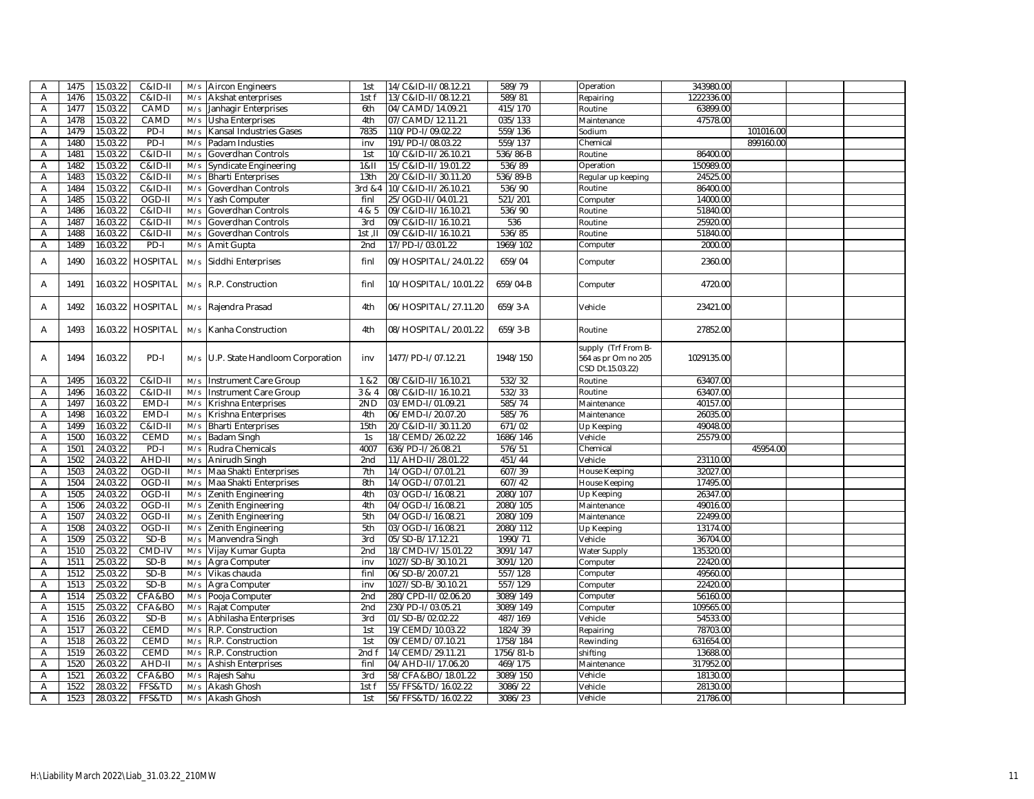| A | 1475 | 15.03.22 | C&ID-II | M/s | Aircon Engineers | 1st | 14/C&ID-II/08.12.21 | 589/79 | | Operation | 343980.00 | | | |
|---|---|---|---|---|---|---|---|---|---|---|---|---|---|---|
| A | 1476 | 15.03.22 | C&ID-II | M/s | Akshat enterprises | 1st f | 13/C&ID-II/08.12.21 | 589/81 | | Repairing | 1222336.00 | | | |
| A | 1477 | 15.03.22 | CAMD | M/s | Janhagir Enterprises | 6th | 04/CAMD/14.09.21 | 415/170 | | Routine | 63899.00 | | | |
| A | 1478 | 15.03.22 | CAMD | M/s | Usha Enterprises | 4th | 07/CAMD/12.11.21 | 035/133 | | Maintenance | 47578.00 | | | |
| A | 1479 | 15.03.22 | PD-I | M/s | Kansal Industries Gases | 7835 | 110/PD-I/09.02.22 | 559/136 | | Sodium | | 101016.00 | | |
| A | 1480 | 15.03.22 | PD-I | M/s | Padam Industies | inv | 191/PD-I/08.03.22 | 559/137 | | Chemical | | 899160.00 | | |
| A | 1481 | 15.03.22 | C&ID-II | M/s | Goverdhan Controls | 1st | 10/C&ID-II/26.10.21 | 536/86-B | | Routine | 86400.00 | | | |
| A | 1482 | 15.03.22 | C&ID-II | M/s | Syndicate Engineering | 1&II | 15/C&ID-II/19.01.22 | 536/89 | | Operation | 150989.00 | | | |
| A | 1483 | 15.03.22 | C&ID-II | M/s | Bharti Enterprises | 13th | 20/C&ID-II/30.11.20 | 536/89-B | | Regular up keeping | 24525.00 | | | |
| A | 1484 | 15.03.22 | C&ID-II | M/s | Goverdhan Controls | 3rd &4 | 10/C&ID-II/26.10.21 | 536/90 | | Routine | 86400.00 | | | |
| A | 1485 | 15.03.22 | OGD-II | M/s | Yash Computer | finl | 25/OGD-II/04.01.21 | 521/201 | | Computer | 14000.00 | | | |
| A | 1486 | 16.03.22 | C&ID-II | M/s | Goverdhan Controls | 4 & 5 | 09/C&ID-II/16.10.21 | 536/90 | | Routine | 51840.00 | | | |
| A | 1487 | 16.03.22 | C&ID-II | M/s | Goverdhan Controls | 3rd | 09/C&ID-II/16.10.21 | 536 | | Routine | 25920.00 | | | |
| A | 1488 | 16.03.22 | C&ID-II | M/s | Goverdhan Controls | 1st ,II | 09/C&ID-II/16.10.21 | 536/85 | | Routine | 51840.00 | | | |
| A | 1489 | 16.03.22 | PD-I | M/s | Amit Gupta | 2nd | 17/PD-I/03.01.22 | 1969/102 | | Computer | 2000.00 | | | |
| A | 1490 | 16.03.22 | HOSPITAL | M/s | Siddhi Enterprises | finl | 09/HOSPITAL/24.01.22 | 659/04 | | Computer | 2360.00 | | | |
| A | 1491 | 16.03.22 | HOSPITAL | M/s | R.P. Construction | finl | 10/HOSPITAL/10.01.22 | 659/04-B | | Computer | 4720.00 | | | |
| A | 1492 | 16.03.22 | HOSPITAL | M/s | Rajendra Prasad | 4th | 06/HOSPITAL/27.11.20 | 659/3-A | | Vehicle | 23421.00 | | | |
| A | 1493 | 16.03.22 | HOSPITAL | M/s | Kanha Construction | 4th | 08/HOSPITAL/20.01.22 | 659/3-B | | Routine | 27852.00 | | | |
| A | 1494 | 16.03.22 | PD-I | M/s | U.P. State Handloom Corporation | inv | 1477/PD-I/07.12.21 | 1948/150 | | supply (Trf From B-564 as pr Om no 205 CSD Dt.15.03.22) | 1029135.00 | | | |
| A | 1495 | 16.03.22 | C&ID-II | M/s | Instrument Care Group | 1 &2 | 08/C&ID-II/16.10.21 | 532/32 | | Routine | 63407.00 | | | |
| A | 1496 | 16.03.22 | C&ID-II | M/s | Instrument Care Group | 3 & 4 | 08/C&ID-II/16.10.21 | 532/33 | | Routine | 63407.00 | | | |
| A | 1497 | 16.03.22 | EMD-I | M/s | Krishna Enterprises | 2ND | 03/EMD-I/01.09.21 | 585/74 | | Maintenance | 40157.00 | | | |
| A | 1498 | 16.03.22 | EMD-I | M/s | Krishna Enterprises | 4th | 06/EMD-I/20.07.20 | 585/76 | | Maintenance | 26035.00 | | | |
| A | 1499 | 16.03.22 | C&ID-II | M/s | Bharti Enterprises | 15th | 20/C&ID-II/30.11.20 | 671/02 | | Up Keeping | 49048.00 | | | |
| A | 1500 | 16.03.22 | CEMD | M/s | Badam Singh | 1s | 18/CEMD/26.02.22 | 1686/146 | | Vehicle | 25579.00 | | | |
| A | 1501 | 24.03.22 | PD-I | M/s | Rudra Chemicals | 4007 | 636/PD-I/26.08.21 | 576/51 | | Chemical | | 45954.00 | | |
| A | 1502 | 24.03.22 | AHD-II | M/s | Anirudh Singh | 2nd | 11/AHD-II/28.01.22 | 451/44 | | Vehicle | 23110.00 | | | |
| A | 1503 | 24.03.22 | OGD-II | M/s | Maa Shakti Enterprises | 7th | 14/OGD-I/07.01.21 | 607/39 | | House Keeping | 32027.00 | | | |
| A | 1504 | 24.03.22 | OGD-II | M/s | Maa Shakti Enterprises | 8th | 14/OGD-I/07.01.21 | 607/42 | | House Keeping | 17495.00 | | | |
| A | 1505 | 24.03.22 | OGD-II | M/s | Zenith Engineering | 4th | 03/OGD-I/16.08.21 | 2080/107 | | Up Keeping | 26347.00 | | | |
| A | 1506 | 24.03.22 | OGD-II | M/s | Zenith Engineering | 4th | 04/OGD-I/16.08.21 | 2080/105 | | Maintenance | 49016.00 | | | |
| A | 1507 | 24.03.22 | OGD-II | M/s | Zenith Engineering | 5th | 04/OGD-I/16.08.21 | 2080/109 | | Maintenance | 22499.00 | | | |
| A | 1508 | 24.03.22 | OGD-II | M/s | Zenith Engineering | 5th | 03/OGD-I/16.08.21 | 2080/112 | | Up Keeping | 13174.00 | | | |
| A | 1509 | 25.03.22 | SD-B | M/s | Manvendra Singh | 3rd | 05/SD-B/17.12.21 | 1990/71 | | Vehicle | 36704.00 | | | |
| A | 1510 | 25.03.22 | CMD-IV | M/s | Vijay Kumar Gupta | 2nd | 18/CMD-IV/15.01.22 | 3091/147 | | Water Supply | 135320.00 | | | |
| A | 1511 | 25.03.22 | SD-B | M/s | Agra Computer | inv | 1027/SD-B/30.10.21 | 3091/120 | | Computer | 22420.00 | | | |
| A | 1512 | 25.03.22 | SD-B | M/s | Vikas chauda | finl | 06/SD-B/20.07.21 | 557/128 | | Computer | 49560.00 | | | |
| A | 1513 | 25.03.22 | SD-B | M/s | Agra Computer | inv | 1027/SD-B/30.10.21 | 557/129 | | Computer | 22420.00 | | | |
| A | 1514 | 25.03.22 | CFA&BO | M/s | Pooja Computer | 2nd | 280/CPD-II/02.06.20 | 3089/149 | | Computer | 56160.00 | | | |
| A | 1515 | 25.03.22 | CFA&BO | M/s | Rajat Computer | 2nd | 230/PD-I/03.05.21 | 3089/149 | | Computer | 109565.00 | | | |
| A | 1516 | 26.03.22 | SD-B | M/s | Abhilasha Enterprises | 3rd | 01/SD-B/02.02.22 | 487/169 | | Vehicle | 54533.00 | | | |
| A | 1517 | 26.03.22 | CEMD | M/s | R.P. Construction | 1st | 19/CEMD/10.03.22 | 1824/39 | | Repairing | 78703.00 | | | |
| A | 1518 | 26.03.22 | CEMD | M/s | R.P. Construction | 1st | 09/CEMD/07.10.21 | 1758/184 | | Rewinding | 631654.00 | | | |
| A | 1519 | 26.03.22 | CEMD | M/s | R.P. Construction | 2nd f | 14/CEMD/29.11.21 | 1756/81-b | | shifting | 13688.00 | | | |
| A | 1520 | 26.03.22 | AHD-II | M/s | Ashish Enterprises | finl | 04/AHD-II/17.06.20 | 469/175 | | Maintenance | 317952.00 | | | |
| A | 1521 | 26.03.22 | CFA&BO | M/s | Rajesh Sahu | 3rd | 58/CFA&BO/18.01.22 | 3089/150 | | Vehicle | 18130.00 | | | |
| A | 1522 | 28.03.22 | FFS&TD | M/s | Akash Ghosh | 1st f | 55/FFS&TD/16.02.22 | 3086/22 | | Vehicle | 28130.00 | | | |
| A | 1523 | 28.03.22 | FFS&TD | M/s | Akash Ghosh | 1st | 56/FFS&TD/16.02.22 | 3086/23 | | Vehicle | 21786.00 | | | |

H:\Liability March 2022\Liab_31.03.22_210MW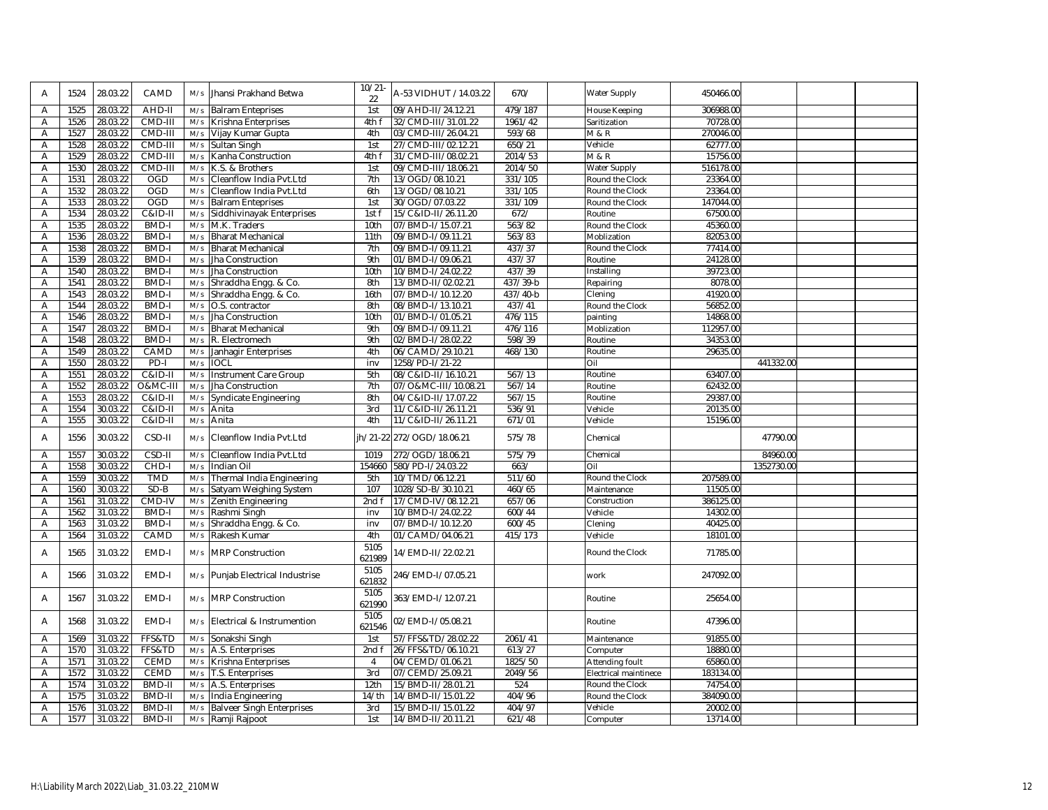| | | | | | | | | | | | | | | |
|---|---|---|---|---|---|---|---|---|---|---|---|---|---|---|
| A | 1524 | 28.03.22 | CAMD | M/s | Jhansi Prakhand Betwa | 10/21-22 | A-53 VIDHUT / 14.03.22 | 670/ | | Water Supply | 450466.00 | | | |
| A | 1525 | 28.03.22 | AHD-II | M/s | Balram Enteprises | 1st | 09/AHD-II/24.12.21 | 479/187 | | House Keeping | 306988.00 | | | |
| A | 1526 | 28.03.22 | CMD-III | M/s | Krishna Enterprises | 4th f | 32/CMD-III/31.01.22 | 1961/42 | | Saritization | 70728.00 | | | |
| A | 1527 | 28.03.22 | CMD-III | M/s | Vijay Kumar Gupta | 4th | 03/CMD-III/26.04.21 | 593/68 | | M & R | 270046.00 | | | |
| A | 1528 | 28.03.22 | CMD-III | M/s | Sultan Singh | 1st | 27/CMD-III/02.12.21 | 650/21 | | Vehicle | 62777.00 | | | |
| A | 1529 | 28.03.22 | CMD-III | M/s | Kanha Construction | 4th f | 31/CMD-III/08.02.21 | 2014/53 | | M & R | 15756.00 | | | |
| A | 1530 | 28.03.22 | CMD-III | M/s | K.S. & Brothers | 1st | 09/CMD-III/18.06.21 | 2014/50 | | Water Supply | 516178.00 | | | |
| A | 1531 | 28.03.22 | OGD | M/s | Cleanflow India Pvt.Ltd | 7th | 13/OGD/08.10.21 | 331/105 | | Round the Clock | 23364.00 | | | |
| A | 1532 | 28.03.22 | OGD | M/s | Cleanflow India Pvt.Ltd | 6th | 13/OGD/08.10.21 | 331/105 | | Round the Clock | 23364.00 | | | |
| A | 1533 | 28.03.22 | OGD | M/s | Balram Enteprises | 1st | 30/OGD/07.03.22 | 331/109 | | Round the Clock | 147044.00 | | | |
| A | 1534 | 28.03.22 | C&ID-II | M/s | Siddhivinayak Enterprises | 1st f | 15/C&ID-II/26.11.20 | 672/ | | Routine | 67500.00 | | | |
| A | 1535 | 28.03.22 | BMD-I | M/s | M.K. Traders | 10th | 07/BMD-I/15.07.21 | 563/82 | | Round the Clock | 45360.00 | | | |
| A | 1536 | 28.03.22 | BMD-I | M/s | Bharat Mechanical | 11th | 09/BMD-I/09.11.21 | 563/83 | | Moblization | 82053.00 | | | |
| A | 1538 | 28.03.22 | BMD-I | M/s | Bharat Mechanical | 7th | 09/BMD-I/09.11.21 | 437/37 | | Round the Clock | 77414.00 | | | |
| A | 1539 | 28.03.22 | BMD-I | M/s | Jha Construction | 9th | 01/BMD-I/09.06.21 | 437/37 | | Routine | 24128.00 | | | |
| A | 1540 | 28.03.22 | BMD-I | M/s | Jha Construction | 10th | 10/BMD-I/24.02.22 | 437/39 | | Installing | 39723.00 | | | |
| A | 1541 | 28.03.22 | BMD-I | M/s | Shraddha Engg. & Co. | 8th | 13/BMD-II/02.02.21 | 437/39-b | | Repairing | 8078.00 | | | |
| A | 1543 | 28.03.22 | BMD-I | M/s | Shraddha Engg. & Co. | 16th | 07/BMD-I/10.12.20 | 437/40-b | | Clening | 41920.00 | | | |
| A | 1544 | 28.03.22 | BMD-I | M/s | O.S. contractor | 8th | 08/BMD-I/13.10.21 | 437/41 | | Round the Clock | 56852.00 | | | |
| A | 1546 | 28.03.22 | BMD-I | M/s | Jha Construction | 10th | 01/BMD-I/01.05.21 | 476/115 | | painting | 14868.00 | | | |
| A | 1547 | 28.03.22 | BMD-I | M/s | Bharat Mechanical | 9th | 09/BMD-I/09.11.21 | 476/116 | | Moblization | 112957.00 | | | |
| A | 1548 | 28.03.22 | BMD-I | M/s | R. Electromech | 9th | 02/BMD-I/28.02.22 | 598/39 | | Routine | 34353.00 | | | |
| A | 1549 | 28.03.22 | CAMD | M/s | Janhagir Enterprises | 4th | 06/CAMD/29.10.21 | 468/130 | | Routine | 29635.00 | | | |
| A | 1550 | 28.03.22 | PD-I | M/s | IOCL | inv | 1258/PD-I/21-22 | | | Oil | | 441332.00 | | |
| A | 1551 | 28.03.22 | C&ID-II | M/s | Instrument Care Group | 5th | 08/C&ID-II/16.10.21 | 567/13 | | Routine | 63407.00 | | | |
| A | 1552 | 28.03.22 | O&MC-III | M/s | Jha Construction | 7th | 07/O&MC-III/10.08.21 | 567/14 | | Routine | 62432.00 | | | |
| A | 1553 | 28.03.22 | C&ID-II | M/s | Syndicate Engineering | 8th | 04/C&ID-II/17.07.22 | 567/15 | | Routine | 29387.00 | | | |
| A | 1554 | 30.03.22 | C&ID-II | M/s | Anita | 3rd | 11/C&ID-II/26.11.21 | 536/91 | | Vehicle | 20135.00 | | | |
| A | 1555 | 30.03.22 | C&ID-II | M/s | Anita | 4th | 11/C&ID-II/26.11.21 | 671/01 | | Vehicle | 15196.00 | | | |
| A | 1556 | 30.03.22 | CSD-II | M/s | Cleanflow India Pvt.Ltd | jh/21-22 | 272/OGD/18.06.21 | 575/78 | | Chemical | | 47790.00 | | |
| A | 1557 | 30.03.22 | CSD-II | M/s | Cleanflow India Pvt.Ltd | 1019 | 272/OGD/18.06.21 | 575/79 | | Chemical | | 84960.00 | | |
| A | 1558 | 30.03.22 | CHD-I | M/s | Indian Oil | 154660 | 580/PD-I/24.03.22 | 663/ | | Oil | | 1352730.00 | | |
| A | 1559 | 30.03.22 | TMD | M/s | Thermal India Engineering | 5th | 10/TMD/06.12.21 | 511/60 | | Round the Clock | 207589.00 | | | |
| A | 1560 | 30.03.22 | SD-B | M/s | Satyam Weighing System | 107 | 1028/SD-B/30.10.21 | 460/65 | | Maintenance | 11505.00 | | | |
| A | 1561 | 31.03.22 | CMD-IV | M/s | Zenith Engineering | 2nd f | 17/CMD-IV/08.12.21 | 657/06 | | Construction | 386125.00 | | | |
| A | 1562 | 31.03.22 | BMD-I | M/s | Rashmi Singh | inv | 10/BMD-I/24.02.22 | 600/44 | | Vehicle | 14302.00 | | | |
| A | 1563 | 31.03.22 | BMD-I | M/s | Shraddha Engg. & Co. | inv | 07/BMD-I/10.12.20 | 600/45 | | Clening | 40425.00 | | | |
| A | 1564 | 31.03.22 | CAMD | M/s | Rakesh Kumar | 4th | 01/CAMD/04.06.21 | 415/173 | | Vehicle | 18101.00 | | | |
| A | 1565 | 31.03.22 | EMD-I | M/s | MRP Construction | 5105 621989 | 14/EMD-II/22.02.21 | | | Round the Clock | 71785.00 | | | |
| A | 1566 | 31.03.22 | EMD-I | M/s | Punjab Electrical Industrise | 5105 621832 | 246/EMD-I/07.05.21 | | | work | 247092.00 | | | |
| A | 1567 | 31.03.22 | EMD-I | M/s | MRP Construction | 5105 621990 | 363/EMD-I/12.07.21 | | | Routine | 25654.00 | | | |
| A | 1568 | 31.03.22 | EMD-I | M/s | Electrical & Instrumention | 5105 621546 | 02/EMD-I/05.08.21 | | | Routine | 47396.00 | | | |
| A | 1569 | 31.03.22 | FFS&TD | M/s | Sonakshi Singh | 1st | 57/FFS&TD/28.02.22 | 2061/41 | | Maintenance | 91855.00 | | | |
| A | 1570 | 31.03.22 | FFS&TD | M/s | A.S. Enterprises | 2nd f | 26/FFS&TD/06.10.21 | 613/27 | | Computer | 18880.00 | | | |
| A | 1571 | 31.03.22 | CEMD | M/s | Krishna Enterprises | 4 | 04/CEMD/01.06.21 | 1825/50 | | Attending foult | 65860.00 | | | |
| A | 1572 | 31.03.22 | CEMD | M/s | T.S. Enterprises | 3rd | 07/CEMD/25.09.21 | 2049/56 | | Electrical maintinece | 183134.00 | | | |
| A | 1574 | 31.03.22 | BMD-II | M/s | A.S. Enterprises | 12th | 15/BMD-II/28.01.21 | 524 | | Round the Clock | 74754.00 | | | |
| A | 1575 | 31.03.22 | BMD-II | M/s | India Engineering | 14/th | 14/BMD-II/15.01.22 | 404/96 | | Round the Clock | 384090.00 | | | |
| A | 1576 | 31.03.22 | BMD-II | M/s | Balveer Singh Enterprises | 3rd | 15/BMD-II/15.01.22 | 404/97 | | Vehicle | 20002.00 | | | |
| A | 1577 | 31.03.22 | BMD-II | M/s | Ramji Rajpoot | 1st | 14/BMD-II/20.11.21 | 621/48 | | Computer | 13714.00 | | | |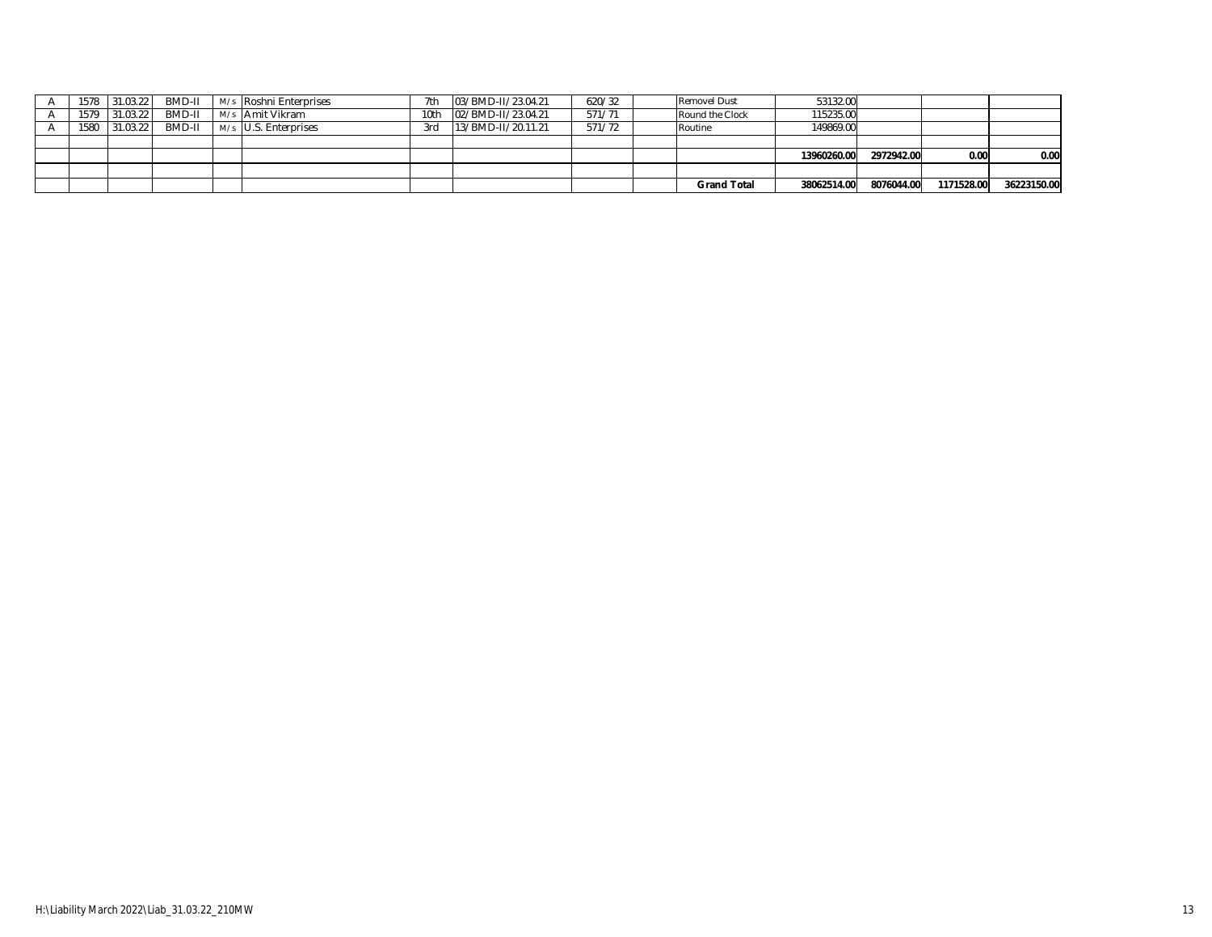| | | | | | | | | | | | | | |
|---|---|---|---|---|---|---|---|---|---|---|---|---|---|
| A | 1578 | 31.03.22 | BMD-II | M/s | Roshni Enterprises | 7th | 03/BMD-II/23.04.21 | 620/32 | | Removel Dust | 53132.00 | | |
| A | 1579 | 31.03.22 | BMD-II | M/s | Amit Vikram | 10th | 02/BMD-II/23.04.21 | 571/71 | | Round the Clock | 115235.00 | | |
| A | 1580 | 31.03.22 | BMD-II | M/s | U.S. Enterprises | 3rd | 13/BMD-II/20.11.21 | 571/72 | | Routine | 149869.00 | | |
| | | | | | | | | | | | | | |
| | | | | | | | | | | | **13960260.00** | **2972942.00** | **0.00** | **0.00** |
| | | | | | | | | | | | | | |
| | | | | | | | | | | **Grand Total** | **38062514.00** | **8076044.00** | **1171528.00** | **36223150.00** |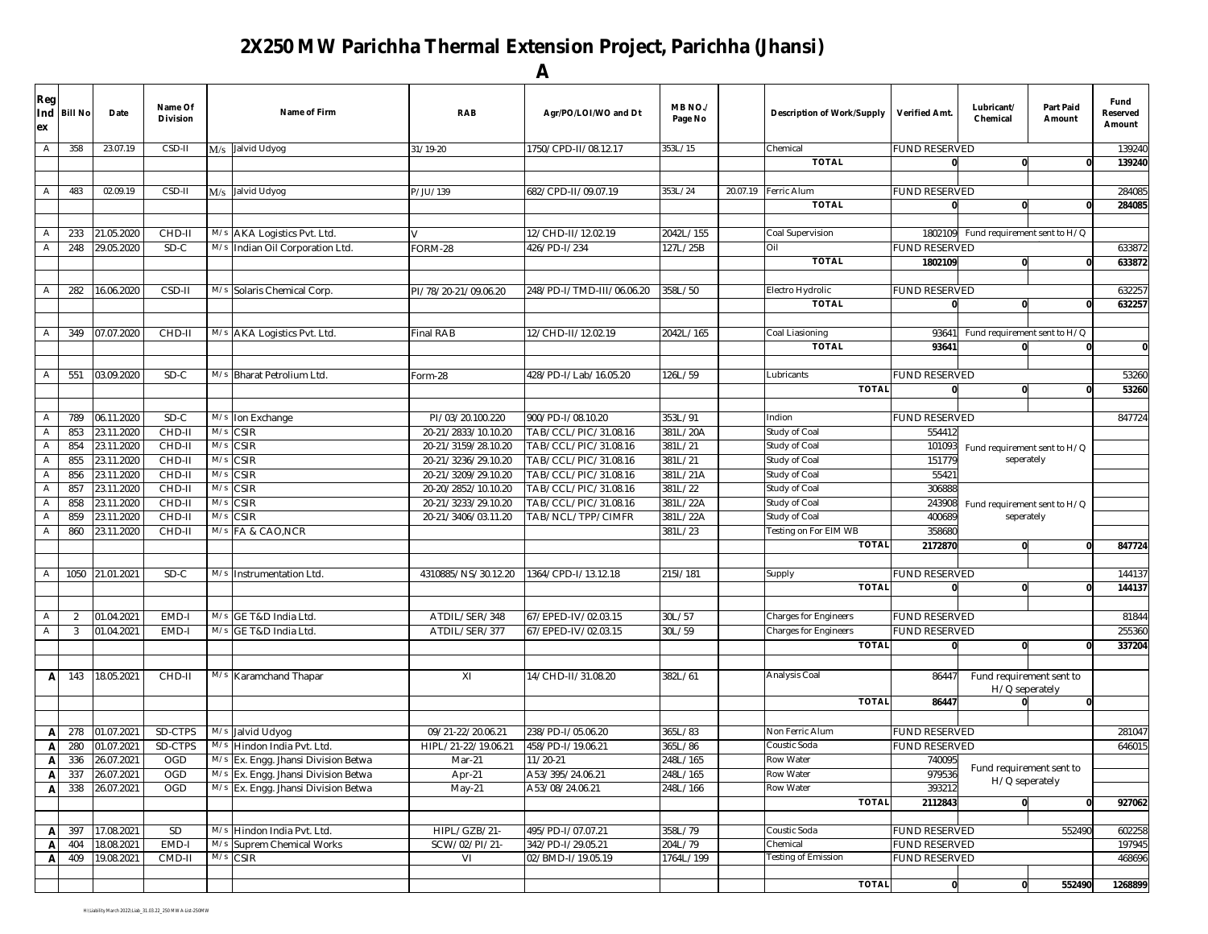# 2X250 MW Parichha Thermal Extension Project, Parichha (Jhansi)

## A

| Reg Index | Bill No | Date | Name Of Division | | Name of Firm | RAB | Agr/PO/LOI/WO and Dt | MB NO./ Page No | | Description of Work/Supply | Verified Amt. | Lubricant/ Chemical | Part Paid Amount | Fund Reserved Amount |
|---|---|---|---|---|---|---|---|---|---|---|---|---|---|---|
| A | 358 | 23.07.19 | CSD-II | M/s | Jalvid Udyog | 31/19-20 | 1750/CPD-II/08.12.17 | 353L/15 | | Chemical | FUND RESERVED | | | 139240 |
| | | | | | | | | | | TOTAL | 0 | 0 | 0 | 139240 |
| | | | | | | | | | | | | | | |
| A | 483 | 02.09.19 | CSD-II | M/s | Jalvid Udyog | P/JU/139 | 682/CPD-II/09.07.19 | 353L/24 | 20.07.19 | Ferric Alum | FUND RESERVED | | | 284085 |
| | | | | | | | | | | TOTAL | 0 | 0 | 0 | 284085 |
| | | | | | | | | | | | | | | |
| A | 233 | 21.05.2020 | CHD-II | M/s | AKA Logistics Pvt. Ltd. | V | 12/CHD-II/12.02.19 | 2042L/155 | | Coal Supervision | 1802109 | Fund requirement sent to H/Q | | |
| A | 248 | 29.05.2020 | SD-C | M/s | Indian Oil Corporation Ltd. | FORM-28 | 426/PD-I/234 | 127L/25B | | Oil | FUND RESERVED | | | 633872 |
| | | | | | | | | | | TOTAL | 1802109 | 0 | 0 | 633872 |
| | | | | | | | | | | | | | | |
| A | 282 | 16.06.2020 | CSD-II | M/s | Solaris Chemical Corp. | PI/78/20-21/09.06.20 | 248/PD-I/TMD-III/06.06.20 | 358L/50 | | Electro Hydrolic | FUND RESERVED | | | 632257 |
| | | | | | | | | | | TOTAL | 0 | 0 | 0 | 632257 |
| | | | | | | | | | | | | | | |
| A | 349 | 07.07.2020 | CHD-II | M/s | AKA Logistics Pvt. Ltd. | Final RAB | 12/CHD-II/12.02.19 | 2042L/165 | | Coal Liasioning | 93641 | Fund requirement sent to H/Q | | |
| | | | | | | | | | | TOTAL | 93641 | 0 | 0 | 0 |
| | | | | | | | | | | | | | | |
| A | 551 | 03.09.2020 | SD-C | M/s | Bharat Petrolium Ltd. | Form-28 | 428/PD-I/Lab/16.05.20 | 126L/59 | | Lubricants | FUND RESERVED | | | 53260 |
| | | | | | | | | | | TOTAL | 0 | 0 | 0 | 53260 |
| | | | | | | | | | | | | | | |
| A | 789 | 06.11.2020 | SD-C | M/s | Ion Exchange | PI/03/20.100.220 | 900/PD-I/08.10.20 | 353L/91 | | Indion | FUND RESERVED | | | 847724 |
| A | 853 | 23.11.2020 | CHD-II | M/s | CSIR | 20-21/2833/10.10.20 | TAB/CCL/PIC/31.08.16 | 381L/20A | | Study of Coal | 554412 | | | |
| A | 854 | 23.11.2020 | CHD-II | M/s | CSIR | 20-21/3159/28.10.20 | TAB/CCL/PIC/31.08.16 | 381L/21 | | Study of Coal | 101093 | Fund requirement sent to H/Q seperately | | |
| A | 855 | 23.11.2020 | CHD-II | M/s | CSIR | 20-21/3236/29.10.20 | TAB/CCL/PIC/31.08.16 | 381L/21 | | Study of Coal | 151779 | | | |
| A | 856 | 23.11.2020 | CHD-II | M/s | CSIR | 20-21/3209/29.10.20 | TAB/CCL/PIC/31.08.16 | 381L/21A | | Study of Coal | 55421 | | | |
| A | 857 | 23.11.2020 | CHD-II | M/s | CSIR | 20-20/2852/10.10.20 | TAB/CCL/PIC/31.08.16 | 381L/22 | | Study of Coal | 306888 | | | |
| A | 858 | 23.11.2020 | CHD-II | M/s | CSIR | 20-21/3233/29.10.20 | TAB/CCL/PIC/31.08.16 | 381L/22A | | Study of Coal | 243908 | Fund requirement sent to H/Q seperately | | |
| A | 859 | 23.11.2020 | CHD-II | M/s | CSIR | 20-21/3406/03.11.20 | TAB/NCL/TPP/CIMFR | 381L/22A | | Study of Coal | 400689 | | | |
| A | 860 | 23.11.2020 | CHD-II | M/s | FA & CAO,NCR | | | 381L/23 | | Testing on For EIM WB | 358680 | | | |
| | | | | | | | | | | TOTAL | 2172870 | 0 | 0 | 847724 |
| | | | | | | | | | | | | | | |
| A | 1050 | 21.01.2021 | SD-C | M/s | Instrumentation Ltd. | 4310885/NS/30.12.20 | 1364/CPD-I/13.12.18 | 215l/181 | | Supply | FUND RESERVED | | | 144137 |
| | | | | | | | | | | TOTAL | 0 | 0 | 0 | 144137 |
| | | | | | | | | | | | | | | |
| A | 2 | 01.04.2021 | EMD-I | M/s | GE T&D India Ltd. | ATDIL/SER/348 | 67/EPED-IV/02.03.15 | 30L/57 | | Charges for Engineers | FUND RESERVED | | | 81844 |
| A | 3 | 01.04.2021 | EMD-I | M/s | GE T&D India Ltd. | ATDIL/SER/377 | 67/EPED-IV/02.03.15 | 30L/59 | | Charges for Engineers | FUND RESERVED | | | 255360 |
| | | | | | | | | | | TOTAL | 0 | 0 | 0 | 337204 |
| | | | | | | | | | | | | | | |
| A | 143 | 18.05.2021 | CHD-II | M/s | Karamchand Thapar | XI | 14/CHD-II/31.08.20 | 382L/61 | | Analysis Coal | 86447 | Fund requirement sent to H/Q seperately | | |
| | | | | | | | | | | TOTAL | 86447 | 0 | 0 | |
| | | | | | | | | | | | | | | |
| A | 278 | 01.07.2021 | SD-CTPS | M/s | Jalvid Udyog | 09/21-22/20.06.21 | 238/PD-I/05.06.20 | 365L/83 | | Non Ferric Alum | FUND RESERVED | | | 281047 |
| A | 280 | 01.07.2021 | SD-CTPS | M/s | Hindon India Pvt. Ltd. | HIPL/21-22/19.06.21 | 458/PD-I/19.06.21 | 365L/86 | | Coustic Soda | FUND RESERVED | | | 646015 |
| A | 336 | 26.07.2021 | OGD | M/s | Ex. Engg. Jhansi Division Betwa | Mar-21 | 11/20-21 | 248L/165 | | Row Water | 740095 | Fund requirement sent to H/Q seperately | | |
| A | 337 | 26.07.2021 | OGD | M/s | Ex. Engg. Jhansi Division Betwa | Apr-21 | A53/395/24.06.21 | 248L/165 | | Row Water | 979536 | | | |
| A | 338 | 26.07.2021 | OGD | M/s | Ex. Engg. Jhansi Division Betwa | May-21 | A53/08/24.06.21 | 248L/166 | | Row Water | 393212 | | | |
| | | | | | | | | | | TOTAL | 2112843 | 0 | 0 | 927062 |
| | | | | | | | | | | | | | | |
| A | 397 | 17.08.2021 | SD | M/s | Hindon India Pvt. Ltd. | HIPL/GZB/21- | 495/PD-I/07.07.21 | 358L/79 | | Coustic Soda | FUND RESERVED | | 552490 | 602258 |
| A | 404 | 18.08.2021 | EMD-I | M/s | Suprem Chemical Works | SCW/02/PI/21- | 342/PD-I/29.05.21 | 204L/79 | | Chemical | FUND RESERVED | | | 197945 |
| A | 409 | 19.08.2021 | CMD-II | M/s | CSIR | VI | 02/BMD-I/19.05.19 | 1764L/199 | | Testing of Emission | FUND RESERVED | | | 468696 |
| | | | | | | | | | | | | | | |
| | | | | | | | | | | TOTAL | 0 | 0 | 552490 | 1268899 |

H:\Liability March 2022\Liab_31.03.22_250 MW A-List-250MW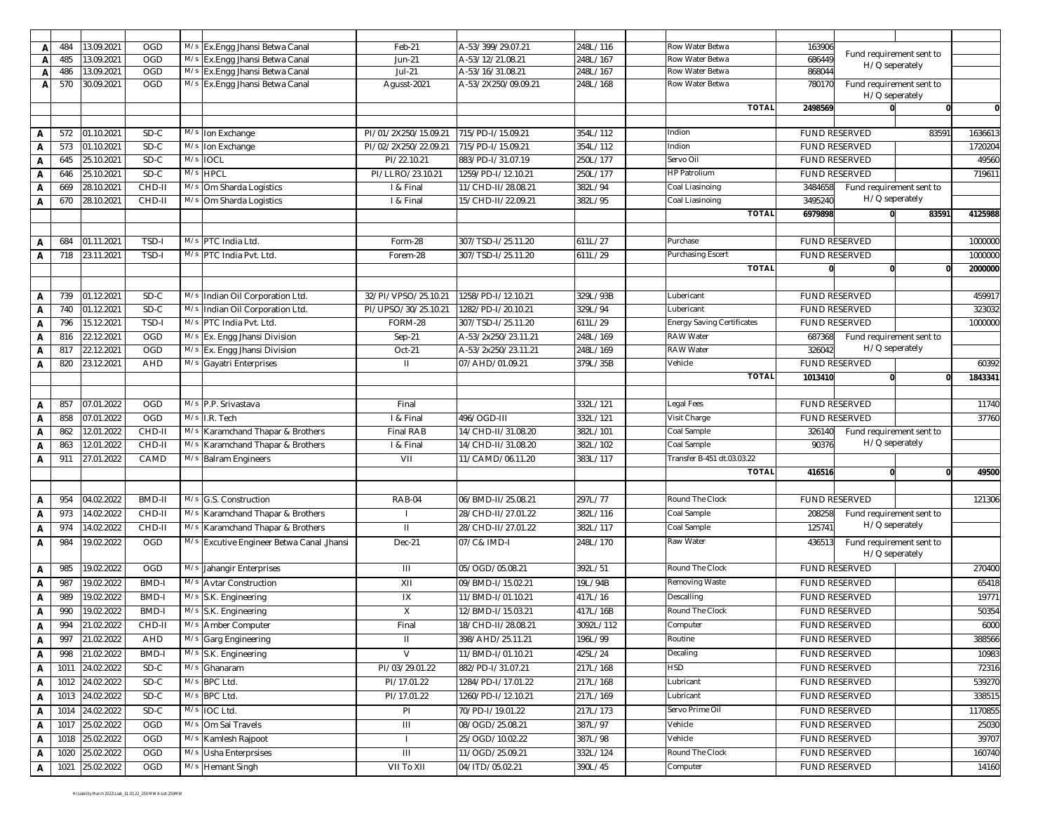| | | | | | | | | | | | | | | |
|---|---|---|---|---|---|---|---|---|---|---|---|---|---|---|
| A | 484 | 13.09.2021 | OGD | M/s | Ex.Engg Jhansi Betwa Canal | Feb-21 | A-53/399/29.07.21 | 248L/116 | | Row Water Betwa | 163906 | Fund requirement sent to H/Q seperately | | |
| A | 485 | 13.09.2021 | OGD | M/s | Ex.Engg Jhansi Betwa Canal | Jun-21 | A-53/12/21.08.21 | 248L/167 | | Row Water Betwa | 686449 | | | |
| A | 486 | 13.09.2021 | OGD | M/s | Ex.Engg Jhansi Betwa Canal | Jul-21 | A-53/16/31.08.21 | 248L/167 | | Row Water Betwa | 868044 | | | |
| A | 570 | 30.09.2021 | OGD | M/s | Ex.Engg Jhansi Betwa Canal | Agusst-2021 | A-53/2X250/09.09.21 | 248L/168 | | Row Water Betwa | 780170 | Fund requirement sent to H/Q seperately | | |
| | | | | | | | | | | TOTAL | 2498569 | 0 | 0 | 0 |
| | | | | | | | | | | | | | | |
| A | 572 | 01.10.2021 | SD-C | M/s | Ion Exchange | PI/01/2X250/15.09.21 | 715/PD-I/15.09.21 | 354L/112 | | Indion | FUND RESERVED | | 83591 | 1636613 |
| A | 573 | 01.10.2021 | SD-C | M/s | Ion Exchange | PI/02/2X250/22.09.21 | 715/PD-I/15.09.21 | 354L/112 | | Indion | FUND RESERVED | | | 1720204 |
| A | 645 | 25.10.2021 | SD-C | M/s | IOCL | PI/22.10.21 | 883/PD-I/31.07.19 | 250L/177 | | Servo Oil | FUND RESERVED | | | 49560 |
| A | 646 | 25.10.2021 | SD-C | M/s | HPCL | PI/LLRO/23.10.21 | 1259/PD-I/12.10.21 | 250L/177 | | HP Patrolium | FUND RESERVED | | | 719611 |
| A | 669 | 28.10.2021 | CHD-II | M/s | Om Sharda Logistics | I & Final | 11/CHD-II/28.08.21 | 382L/94 | | Coal Liasinoing | 3484658 | Fund requirement sent to H/Q seperately | | |
| A | 670 | 28.10.2021 | CHD-II | M/s | Om Sharda Logistics | I & Final | 15/CHD-II/22.09.21 | 382L/95 | | Coal Liasinoing | 3495240 | | | |
| | | | | | | | | | | TOTAL | 6979898 | 0 | 83591 | 4125988 |
| | | | | | | | | | | | | | | |
| A | 684 | 01.11.2021 | TSD-I | M/s | PTC India Ltd. | Form-28 | 307/TSD-I/25.11.20 | 611L/27 | | Purchase | FUND RESERVED | | | 1000000 |
| A | 718 | 23.11.2021 | TSD-I | M/s | PTC India Pvt. Ltd. | Forem-28 | 307/TSD-I/25.11.20 | 611L/29 | | Purchasing Escert | FUND RESERVED | | | 1000000 |
| | | | | | | | | | | TOTAL | 0 | 0 | 0 | 2000000 |
| | | | | | | | | | | | | | | |
| A | 739 | 01.12.2021 | SD-C | M/s | Indian Oil Corporation Ltd. | 32/PI/VPSO/25.10.21 | 1258/PD-I/12.10.21 | 329L/93B | | Lubericant | FUND RESERVED | | | 459917 |
| A | 740 | 01.12.2021 | SD-C | M/s | Indian Oil Corporation Ltd. | PI/UPSO/30/25.10.21 | 1282/PD-I/20.10.21 | 329L/94 | | Lubericant | FUND RESERVED | | | 323032 |
| A | 796 | 15.12.2021 | TSD-I | M/s | PTC India Pvt. Ltd. | FORM-28 | 307/TSD-I/25.11.20 | 611L/29 | | Energy Saving Certificates | FUND RESERVED | | | 1000000 |
| A | 816 | 22.12.2021 | OGD | M/s | Ex. Engg Jhansi Division | Sep-21 | A-53/2x250/23.11.21 | 248L/169 | | RAW Water | 687368 | Fund requirement sent to H/Q seperately | | |
| A | 817 | 22.12.2021 | OGD | M/s | Ex. Engg Jhansi Division | Oct-21 | A-53/2x250/23.11.21 | 248L/169 | | RAW Water | 326042 | | | |
| A | 820 | 23.12.2021 | AHD | M/s | Gayatri Enterprises | II | 07/AHD/01.09.21 | 379L/35B | | Vehicle | FUND RESERVED | | | 60392 |
| | | | | | | | | | | TOTAL | 1013410 | 0 | 0 | 1843341 |
| | | | | | | | | | | | | | | |
| A | 857 | 07.01.2022 | OGD | M/s | P.P. Srivastava | Final | | 332L/121 | | Legal Fees | FUND RESERVED | | | 11740 |
| A | 858 | 07.01.2022 | OGD | M/s | I.R. Tech | I & Final | 496/OGD-III | 332L/121 | | Visit Charge | FUND RESERVED | | | 37760 |
| A | 862 | 12.01.2022 | CHD-II | M/s | Karamchand Thapar & Brothers | Final RAB | 14/CHD-II/31.08.20 | 382L/101 | | Coal Sample | 326140 | Fund requirement sent to H/Q seperately | | |
| A | 863 | 12.01.2022 | CHD-II | M/s | Karamchand Thapar & Brothers | I & Final | 14/CHD-II/31.08.20 | 382L/102 | | Coal Sample | 90376 | | | |
| A | 911 | 27.01.2022 | CAMD | M/s | Balram Engineers | VII | 11/CAMD/06.11.20 | 383L/117 | | Transfer B-451 dt.03.03.22 | | | | |
| | | | | | | | | | | TOTAL | 416516 | 0 | 0 | 49500 |
| | | | | | | | | | | | | | | |
| A | 954 | 04.02.2022 | BMD-II | M/s | G.S. Construction | RAB-04 | 06/BMD-II/25.08.21 | 297L/77 | | Round The Clock | FUND RESERVED | | | 121306 |
| A | 973 | 14.02.2022 | CHD-II | M/s | Karamchand Thapar & Brothers | I | 28/CHD-II/27.01.22 | 382L/116 | | Coal Sample | 208258 | Fund requirement sent to H/Q seperately | | |
| A | 974 | 14.02.2022 | CHD-II | M/s | Karamchand Thapar & Brothers | II | 28/CHD-II/27.01.22 | 382L/117 | | Coal Sample | 125741 | | | |
| A | 984 | 19.02.2022 | OGD | M/s | Excutive Engineer Betwa Canal ,Jhansi | Dec-21 | 07/C& IMD-I | 248L/170 | | Raw Water | 436513 | Fund requirement sent to H/Q seperately | | |
| A | 985 | 19.02.2022 | OGD | M/s | Jahangir Enterprises | III | 05/OGD/05.08.21 | 392L/51 | | Round The Clock | FUND RESERVED | | | 270400 |
| A | 987 | 19.02.2022 | BMD-I | M/s | Avtar Construction | XII | 09/BMD-I/15.02.21 | 19L/94B | | Removing Waste | FUND RESERVED | | | 65418 |
| A | 989 | 19.02.2022 | BMD-I | M/s | S.K. Engineering | IX | 11/BMD-I/01.10.21 | 417L/16 | | Descalling | FUND RESERVED | | | 19771 |
| A | 990 | 19.02.2022 | BMD-I | M/s | S.K. Engineering | X | 12/BMD-I/15.03.21 | 417L/16B | | Round The Clock | FUND RESERVED | | | 50354 |
| A | 994 | 21.02.2022 | CHD-II | M/s | Amber Computer | Final | 18/CHD-II/28.08.21 | 3092L/112 | | Computer | FUND RESERVED | | | 6000 |
| A | 997 | 21.02.2022 | AHD | M/s | Garg Engineering | II | 398/AHD/25.11.21 | 196L/99 | | Routine | FUND RESERVED | | | 388566 |
| A | 998 | 21.02.2022 | BMD-I | M/s | S.K. Engineering | V | 11/BMD-I/01.10.21 | 425L/24 | | Decaling | FUND RESERVED | | | 10983 |
| A | 1011 | 24.02.2022 | SD-C | M/s | Ghanaram | PI/03/29.01.22 | 882/PD-I/31.07.21 | 217L/168 | | HSD | FUND RESERVED | | | 72316 |
| A | 1012 | 24.02.2022 | SD-C | M/s | BPC Ltd. | PI/17.01.22 | 1284/PD-I/17.01.22 | 217L/168 | | Lubricant | FUND RESERVED | | | 539270 |
| A | 1013 | 24.02.2022 | SD-C | M/s | BPC Ltd. | PI/17.01.22 | 1260/PD-I/12.10.21 | 217L/169 | | Lubricant | FUND RESERVED | | | 338515 |
| A | 1014 | 24.02.2022 | SD-C | M/s | IOC Ltd. | PI | 70/PD-I/19.01.22 | 217L/173 | | Servo Prime Oil | FUND RESERVED | | | 1170855 |
| A | 1017 | 25.02.2022 | OGD | M/s | Om Sai Travels | III | 08/OGD/25.08.21 | 387L/97 | | Vehicle | FUND RESERVED | | | 25030 |
| A | 1018 | 25.02.2022 | OGD | M/s | Kamlesh Rajpoot | I | 25/OGD/10.02.22 | 387L/98 | | Vehicle | FUND RESERVED | | | 39707 |
| A | 1020 | 25.02.2022 | OGD | M/s | Usha Enterprsises | III | 11/OGD/25.09.21 | 332L/124 | | Round The Clock | FUND RESERVED | | | 160740 |
| A | 1021 | 25.02.2022 | OGD | M/s | Hemant Singh | VII To XII | 04/ITD/05.02.21 | 390L/45 | | Computer | FUND RESERVED | | | 14160 |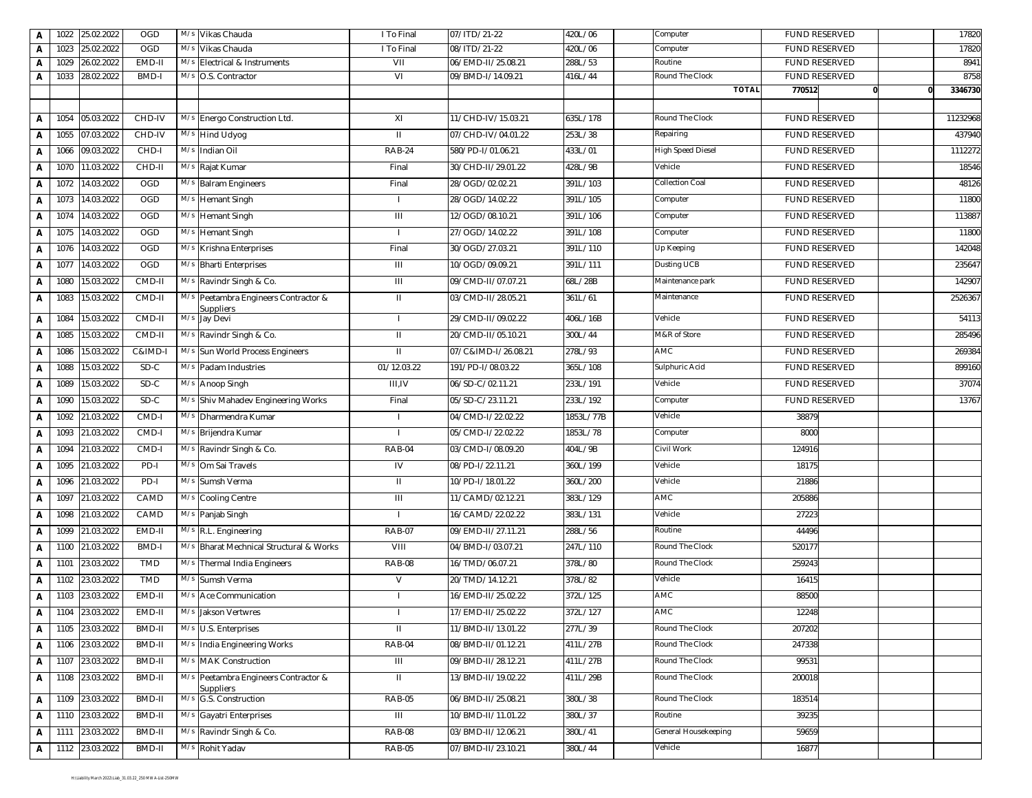| | | | | | | | | | | | | | |
|---|---|---|---|---|---|---|---|---|---|---|---|---|---|
| A | 1022 | 25.02.2022 | OGD | M/s Vikas Chauda | I To Final | 07/ITD/21-22 | 420L/06 | | Computer | FUND RESERVED | | | 17820 |
| A | 1023 | 25.02.2022 | OGD | M/s Vikas Chauda | I To Final | 08/ITD/21-22 | 420L/06 | | Computer | FUND RESERVED | | | 17820 |
| A | 1029 | 26.02.2022 | EMD-II | M/s Electrical & Instruments | VII | 06/EMD-II/25.08.21 | 288L/53 | | Routine | FUND RESERVED | | | 8941 |
| A | 1033 | 28.02.2022 | BMD-I | M/s O.S. Contractor | VI | 09/BMD-I/14.09.21 | 416L/44 | | Round The Clock | FUND RESERVED | | | 8758 |
| | | | | | | | | | TOTAL | 770512 | 0 | 0 | 3346730 |
| | | | | | | | | | | | | | |
| A | 1054 | 05.03.2022 | CHD-IV | M/s Energo Construction Ltd. | XI | 11/CHD-IV/15.03.21 | 635L/178 | | Round The Clock | FUND RESERVED | | | 11232968 |
| A | 1055 | 07.03.2022 | CHD-IV | M/s Hind Udyog | II | 07/CHD-IV/04.01.22 | 253L/38 | | Repairing | FUND RESERVED | | | 437940 |
| A | 1066 | 09.03.2022 | CHD-I | M/s Indian Oil | RAB-24 | 580/PD-I/01.06.21 | 433L/01 | | High Speed Diesel | FUND RESERVED | | | 1112272 |
| A | 1070 | 11.03.2022 | CHD-II | M/s Rajat Kumar | Final | 30/CHD-II/29.01.22 | 428L/9B | | Vehicle | FUND RESERVED | | | 18546 |
| A | 1072 | 14.03.2022 | OGD | M/s Balram Engineers | Final | 28/OGD/02.02.21 | 391L/103 | | Collection Coal | FUND RESERVED | | | 48126 |
| A | 1073 | 14.03.2022 | OGD | M/s Hemant Singh | I | 28/OGD/14.02.22 | 391L/105 | | Computer | FUND RESERVED | | | 11800 |
| A | 1074 | 14.03.2022 | OGD | M/s Hemant Singh | III | 12/OGD/08.10.21 | 391L/106 | | Computer | FUND RESERVED | | | 113887 |
| A | 1075 | 14.03.2022 | OGD | M/s Hemant Singh | I | 27/OGD/14.02.22 | 391L/108 | | Computer | FUND RESERVED | | | 11800 |
| A | 1076 | 14.03.2022 | OGD | M/s Krishna Enterprises | Final | 30/OGD/27.03.21 | 391L/110 | | Up Keeping | FUND RESERVED | | | 142048 |
| A | 1077 | 14.03.2022 | OGD | M/s Bharti Enterprises | III | 10/OGD/09.09.21 | 391L/111 | | Dusting UCB | FUND RESERVED | | | 235647 |
| A | 1080 | 15.03.2022 | CMD-II | M/s Ravindr Singh & Co. | III | 09/CMD-II/07.07.21 | 68L/28B | | Maintenance park | FUND RESERVED | | | 142907 |
| A | 1083 | 15.03.2022 | CMD-II | M/s Peetambra Engineers Contractor & Suppliers | II | 03/CMD-II/28.05.21 | 361L/61 | | Maintenance | FUND RESERVED | | | 2526367 |
| A | 1084 | 15.03.2022 | CMD-II | M/s Jay Devi | I | 29/CMD-II/09.02.22 | 406L/16B | | Vehicle | FUND RESERVED | | | 54113 |
| A | 1085 | 15.03.2022 | CMD-II | M/s Ravindr Singh & Co. | II | 20/CMD-II/05.10.21 | 300L/44 | | M&R of Store | FUND RESERVED | | | 285496 |
| A | 1086 | 15.03.2022 | C&IMD-I | M/s Sun World Process Engineers | II | 07/C&IMD-I/26.08.21 | 278L/93 | | AMC | FUND RESERVED | | | 269384 |
| A | 1088 | 15.03.2022 | SD-C | M/s Padam Industries | 01/12.03.22 | 191/PD-I/08.03.22 | 365L/108 | | Sulphuric Acid | FUND RESERVED | | | 899160 |
| A | 1089 | 15.03.2022 | SD-C | M/s Anoop Singh | III,IV | 06/SD-C/02.11.21 | 233L/191 | | Vehicle | FUND RESERVED | | | 37074 |
| A | 1090 | 15.03.2022 | SD-C | M/s Shiv Mahadev Engineering Works | Final | 05/SD-C/23.11.21 | 233L/192 | | Computer | FUND RESERVED | | | 13767 |
| A | 1092 | 21.03.2022 | CMD-I | M/s Dharmendra Kumar | I | 04/CMD-I/22.02.22 | 1853L/77B | | Vehicle | 38879 | | | |
| A | 1093 | 21.03.2022 | CMD-I | M/s Brijendra Kumar | I | 05/CMD-I/22.02.22 | 1853L/78 | | Computer | 8000 | | | |
| A | 1094 | 21.03.2022 | CMD-I | M/s Ravindr Singh & Co. | RAB-04 | 03/CMD-I/08.09.20 | 404L/9B | | Civil Work | 124916 | | | |
| A | 1095 | 21.03.2022 | PD-I | M/s Om Sai Travels | IV | 08/PD-I/22.11.21 | 360L/199 | | Vehicle | 18175 | | | |
| A | 1096 | 21.03.2022 | PD-I | M/s Sumsh Verma | II | 10/PD-I/18.01.22 | 360L/200 | | Vehicle | 21886 | | | |
| A | 1097 | 21.03.2022 | CAMD | M/s Cooling Centre | III | 11/CAMD/02.12.21 | 383L/129 | | AMC | 205886 | | | |
| A | 1098 | 21.03.2022 | CAMD | M/s Panjab Singh | I | 16/CAMD/22.02.22 | 383L/131 | | Vehicle | 27223 | | | |
| A | 1099 | 21.03.2022 | EMD-II | M/s R.L. Engineering | RAB-07 | 09/EMD-II/27.11.21 | 288L/56 | | Routine | 44496 | | | |
| A | 1100 | 21.03.2022 | BMD-I | M/s Bharat Mechnical Structural & Works | VIII | 04/BMD-I/03.07.21 | 247L/110 | | Round The Clock | 520177 | | | |
| A | 1101 | 23.03.2022 | TMD | M/s Thermal India Engineers | RAB-08 | 16/TMD/06.07.21 | 378L/80 | | Round The Clock | 259243 | | | |
| A | 1102 | 23.03.2022 | TMD | M/s Sumsh Verma | V | 20/TMD/14.12.21 | 378L/82 | | Vehicle | 16415 | | | |
| A | 1103 | 23.03.2022 | EMD-II | M/s Ace Communication | I | 16/EMD-II/25.02.22 | 372L/125 | | AMC | 88500 | | | |
| A | 1104 | 23.03.2022 | EMD-II | M/s Jakson Vertwres | I | 17/EMD-II/25.02.22 | 372L/127 | | AMC | 12248 | | | |
| A | 1105 | 23.03.2022 | BMD-II | M/s U.S. Enterprises | II | 11/BMD-II/13.01.22 | 277L/39 | | Round The Clock | 207202 | | | |
| A | 1106 | 23.03.2022 | BMD-II | M/s India Engineering Works | RAB-04 | 08/BMD-II/01.12.21 | 411L/27B | | Round The Clock | 247338 | | | |
| A | 1107 | 23.03.2022 | BMD-II | M/s MAK Construction | III | 09/BMD-II/28.12.21 | 411L/27B | | Round The Clock | 99531 | | | |
| A | 1108 | 23.03.2022 | BMD-II | M/s Peetambra Engineers Contractor & Suppliers | II | 13/BMD-II/19.02.22 | 411L/29B | | Round The Clock | 200018 | | | |
| A | 1109 | 23.03.2022 | BMD-II | M/s G.S. Construction | RAB-05 | 06/BMD-II/25.08.21 | 380L/38 | | Round The Clock | 183514 | | | |
| A | 1110 | 23.03.2022 | BMD-II | M/s Gayatri Enterprises | III | 10/BMD-II/11.01.22 | 380L/37 | | Routine | 39235 | | | |
| A | 1111 | 23.03.2022 | BMD-II | M/s Ravindr Singh & Co. | RAB-08 | 03/BMD-II/12.06.21 | 380L/41 | | General Housekeeping | 59659 | | | |
| A | 1112 | 23.03.2022 | BMD-II | M/s Rohit Yadav | RAB-05 | 07/BMD-II/23.10.21 | 380L/44 | | Vehicle | 16877 | | | |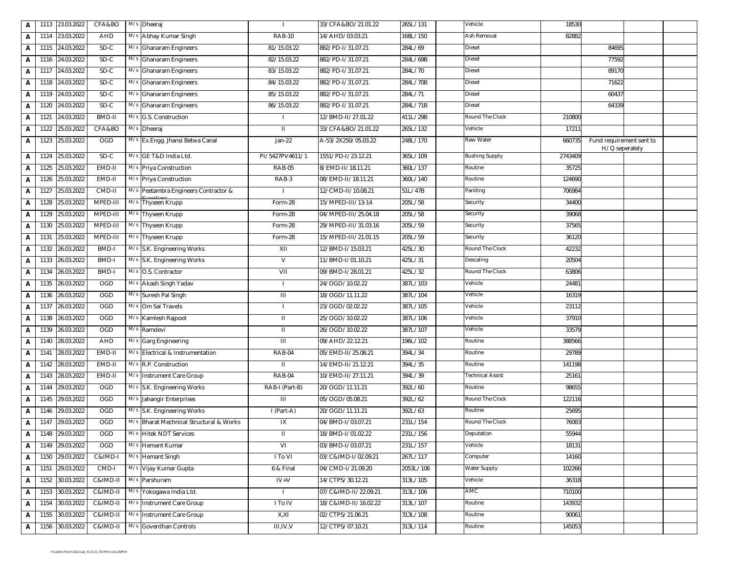| | | | | | | | | | | | | | |
|---|---|---|---|---|---|---|---|---|---|---|---|---|---|
| A | 1113 | 23.03.2022 | CFA&BO | M/s Dheeraj | I | 33/CFA&BO/21.01.22 | 265L/131 | | Vehicle | 18530 | | | |
| A | 1114 | 23.03.2022 | AHD | M/s Abhay Kumar Singh | RAB-10 | 14/AHD/03.03.21 | 168L/150 | | Ash Removal | 82882 | | | |
| A | 1115 | 24.03.2022 | SD-C | M/s Ghanaram Engineers | 81/15.03.22 | 882/PD-I/31.07.21 | 284L/69 | | Diesel | | 84695 | | |
| A | 1116 | 24.03.2022 | SD-C | M/s Ghanaram Engineers | 82/15.03.22 | 882/PD-I/31.07.21 | 284L/69B | | Diesel | | 77592 | | |
| A | 1117 | 24.03.2022 | SD-C | M/s Ghanaram Engineers | 83/15.03.22 | 882/PD-I/31.07.21 | 284L/70 | | Diesel | | 89170 | | |
| A | 1118 | 24.03.2022 | SD-C | M/s Ghanaram Engineers | 84/15.03.22 | 882/PD-I/31.07.21 | 284L/70B | | Diesel | | 71622 | | |
| A | 1119 | 24.03.2022 | SD-C | M/s Ghanaram Engineers | 85/15.03.22 | 882/PD-I/31.07.21 | 284L/71 | | Diesel | | 60437 | | |
| A | 1120 | 24.03.2022 | SD-C | M/s Ghanaram Engineers | 86/15.03.22 | 882/PD-I/31.07.21 | 284L/71B | | Diesel | | 64339 | | |
| A | 1121 | 24.03.2022 | BMD-II | M/s G.S. Construction | I | 12/BMD-II/27.01.22 | 411L/29B | | Round The Clock | 210800 | | | |
| A | 1122 | 25.03.2022 | CFA&BO | M/s Dheeraj | II | 33/CFA&BO/21.01.22 | 265L/132 | | Vehicle | 17211 | | | |
| A | 1123 | 25.03.2022 | OGD | M/s Ex.Engg. Jhansi Betwa Canal | Jan-22 | A-53/2X250/05.03.22 | 248L/170 | | Raw Water | 660735 | Fund requirement sent to H/Q seperately | | |
| A | 1124 | 25.03.2022 | SD-C | M/s GE T&D India Ltd. | PI/5427PV4611/1 | 1551/PD-I/23.12.21 | 365L/109 | | Bushing Supply | 2743409 | | | |
| A | 1125 | 25.03.2022 | EMD-II | M/s Priya Construction | RAB-05 | 8/EMD-II/18.11.21 | 360L/137 | | Routine | 35725 | | | |
| A | 1126 | 25.03.2022 | EMD-II | M/s Priya Construction | RAB-3 | 08/EMD-II/18.11.21 | 360L/140 | | Routine | 124690 | | | |
| A | 1127 | 25.03.2022 | CMD-II | M/s Peetambra Engineers Contractor & Suppliers | I | 12/CMD-II/10.08.21 | 51L/47B | | Paniting | 706984 | | | |
| A | 1128 | 25.03.2022 | MPED-III | M/s Thyseen Krupp | Form-28 | 15/MPED-III/13-14 | 205L/58 | | Security | 34400 | | | |
| A | 1129 | 25.03.2022 | MPED-III | M/s Thyseen Krupp | Form-28 | 04/MPED-III/25.04.18 | 205L/58 | | Security | 39068 | | | |
| A | 1130 | 25.03.2022 | MPED-III | M/s Thyseen Krupp | Form-28 | 29/MPED-III/31.03.16 | 205L/59 | | Security | 37565 | | | |
| A | 1131 | 25.03.2022 | MPED-III | M/s Thyseen Krupp | Form-28 | 15/MPED-III/21.01.15 | 205L/59 | | Security | 36120 | | | |
| A | 1132 | 26.03.2022 | BMD-I | M/s S.K. Engineering Works | XII | 12/BMD-I/15.03.21 | 425L/30 | | Round The Clock | 42232 | | | |
| A | 1133 | 26.03.2022 | BMD-I | M/s S.K. Engineering Works | V | 11/BMD-I/01.10.21 | 425L/31 | | Descaling | 20504 | | | |
| A | 1134 | 26.03.2022 | BMD-I | M/s O.S. Contractor | VII | 09/BMD-I/28.01.21 | 425L/32 | | Round The Clock | 63806 | | | |
| A | 1135 | 26.03.2022 | OGD | M/s Akash Singh Yadav | I | 24/OGD/10.02.22 | 387L/103 | | Vehicle | 24481 | | | |
| A | 1136 | 26.03.2022 | OGD | M/s Suresh Pal Singh | III | 18/OGD/11.11.22 | 387L/104 | | Vehicle | 16319 | | | |
| A | 1137 | 26.03.2022 | OGD | M/s Om Sai Travels | I | 23/OGD/02.02.22 | 387L/105 | | Vehicle | 23112 | | | |
| A | 1138 | 26.03.2022 | OGD | M/s Kamlesh Rajpoot | II | 25/OGD/10.02.22 | 387L/106 | | Vehicle | 37910 | | | |
| A | 1139 | 26.03.2022 | OGD | M/s Ramdevi | II | 26/OGD/10.02.22 | 387L/107 | | Vehicle | 33579 | | | |
| A | 1140 | 28.03.2022 | AHD | M/s Garg Engineering | III | 09/AHD/22.12.21 | 196L/102 | | Routine | 388566 | | | |
| A | 1141 | 28.03.2022 | EMD-II | M/s Electrical & Instrumentation | RAB-04 | 05/EMD-II/25.08.21 | 394L/34 | | Routine | 29789 | | | |
| A | 1142 | 28.03.2022 | EMD-II | M/s R.P. Construction | II | 14/EMD-II/21.12.21 | 394L/35 | | Routine | 141198 | | | |
| A | 1143 | 28.03.2022 | EMD-II | M/s Instrument Care Group | RAB-04 | 10/EMD-II/27.11.21 | 394L/39 | | Technical Assist | 25161 | | | |
| A | 1144 | 29.03.2022 | OGD | M/s S.K. Engineering Works | RAB-I (Part-B) | 20/OGD/11.11.21 | 392L/60 | | Routine | 98655 | | | |
| A | 1145 | 29.03.2022 | OGD | M/s Jahangir Enterprises | III | 05/OGD/05.08.21 | 392L/62 | | Round The Clock | 122116 | | | |
| A | 1146 | 29.03.2022 | OGD | M/s S.K. Engineering Works | I (Part-A) | 20/OGD/11.11.21 | 392L/63 | | Routine | 25695 | | | |
| A | 1147 | 29.03.2022 | OGD | M/s Bharat Mechnical Structural & Works | IX | 04/BMD-I/03.07.21 | 231L/154 | | Round The Clock | 76083 | | | |
| A | 1148 | 29.03.2022 | OGD | M/s Hitek NDT Services | II | 18/BMD-I/01.02.22 | 231L/156 | | Deputation | 55944 | | | |
| A | 1149 | 29.03.2022 | OGD | M/s Hemant Kumar | VI | 03/BMD-I/03.07.21 | 231L/157 | | Vehicle | 18131 | | | |
| A | 1150 | 29.03.2022 | C&IMD-I | M/s Hemant Singh | I To VI | 03/C&IMD-I/02.09.21 | 267L/117 | | Computer | 14160 | | | |
| A | 1151 | 29.03.2022 | CMD-I | M/s Vijay Kumar Gupta | 6 & Final | 04/CMD-I/21.09.20 | 2053L/106 | | Water Supply | 102266 | | | |
| A | 1152 | 30.03.2022 | C&IMD-II | M/s Parshuram | IV+V | 14/CTPS/30.12.21 | 313L/105 | | Vehicle | 36318 | | | |
| A | 1153 | 30.03.2022 | C&IMD-II | M/s Yokogawa India Ltd. | I | 07/C&IMD-II/22.09.21 | 313L/106 | | AMC | 710100 | | | |
| A | 1154 | 30.03.2022 | C&IMD-II | M/s Instrument Care Group | I To IV | 18/C&IMD-II/16.02.22 | 313L/107 | | Routine | 143932 | | | |
| A | 1155 | 30.03.2022 | C&IMD-II | M/s Instrument Care Group | X,XI | 02/CTPS/21.06.21 | 313L/108 | | Routine | 90061 | | | |
| A | 1156 | 30.03.2022 | C&IMD-II | M/s Goverdhan Controls | III,IV,V | 12/CTPS/07.10.21 | 313L/114 | | Routine | 145053 | | | |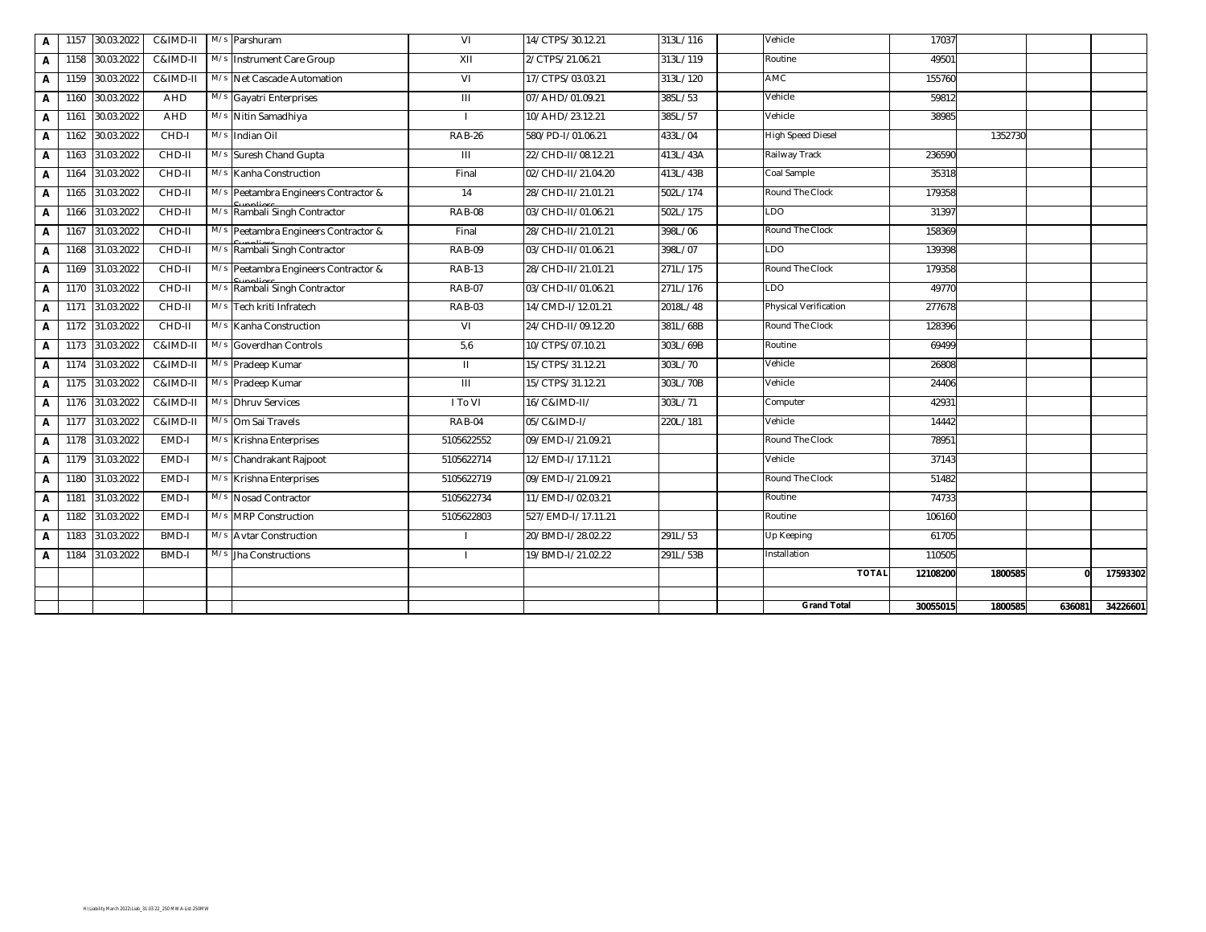| | | | | | | | | | | | | | | |
|---|---|---|---|---|---|---|---|---|---|---|---|---|---|---|
| A | 1157 | 30.03.2022 | C&IMD-II | M/s | Parshuram | VI | 14/CTPS/30.12.21 | 313L/116 | | Vehicle | 17037 | | | |
| A | 1158 | 30.03.2022 | C&IMD-II | M/s | Instrument Care Group | XII | 2/CTPS/21.06.21 | 313L/119 | | Routine | 49501 | | | |
| A | 1159 | 30.03.2022 | C&IMD-II | M/s | Net Cascade Automation | VI | 17/CTPS/03.03.21 | 313L/120 | | AMC | 155760 | | | |
| A | 1160 | 30.03.2022 | AHD | M/s | Gayatri Enterprises | III | 07/AHD/01.09.21 | 385L/53 | | Vehicle | 59812 | | | |
| A | 1161 | 30.03.2022 | AHD | M/s | Nitin Samadhiya | I | 10/AHD/23.12.21 | 385L/57 | | Vehicle | 38985 | | | |
| A | 1162 | 30.03.2022 | CHD-I | M/s | Indian Oil | RAB-26 | 580/PD-I/01.06.21 | 433L/04 | | High Speed Diesel | | 1352730 | | |
| A | 1163 | 31.03.2022 | CHD-II | M/s | Suresh Chand Gupta | III | 22/CHD-II/08.12.21 | 413L/43A | | Railway Track | 236590 | | | |
| A | 1164 | 31.03.2022 | CHD-II | M/s | Kanha Construction | Final | 02/CHD-II/21.04.20 | 413L/43B | | Coal Sample | 35318 | | | |
| A | 1165 | 31.03.2022 | CHD-II | M/s | Peetambra Engineers Contractor & Suppliers | 14 | 28/CHD-II/21.01.21 | 502L/174 | | Round The Clock | 179358 | | | |
| A | 1166 | 31.03.2022 | CHD-II | M/s | Rambali Singh Contractor | RAB-08 | 03/CHD-II/01.06.21 | 502L/175 | | LDO | 31397 | | | |
| A | 1167 | 31.03.2022 | CHD-II | M/s | Peetambra Engineers Contractor & Suppliers | Final | 28/CHD-II/21.01.21 | 398L/06 | | Round The Clock | 158369 | | | |
| A | 1168 | 31.03.2022 | CHD-II | M/s | Rambali Singh Contractor | RAB-09 | 03/CHD-II/01.06.21 | 398L/07 | | LDO | 139398 | | | |
| A | 1169 | 31.03.2022 | CHD-II | M/s | Peetambra Engineers Contractor & Suppliers | RAB-13 | 28/CHD-II/21.01.21 | 271L/175 | | Round The Clock | 179358 | | | |
| A | 1170 | 31.03.2022 | CHD-II | M/s | Rambali Singh Contractor | RAB-07 | 03/CHD-II/01.06.21 | 271L/176 | | LDO | 49770 | | | |
| A | 1171 | 31.03.2022 | CHD-II | M/s | Tech kriti Infratech | RAB-03 | 14/CMD-I/12.01.21 | 2018L/48 | | Physical Verification | 277678 | | | |
| A | 1172 | 31.03.2022 | CHD-II | M/s | Kanha Construction | VI | 24/CHD-II/09.12.20 | 381L/68B | | Round The Clock | 128396 | | | |
| A | 1173 | 31.03.2022 | C&IMD-II | M/s | Goverdhan Controls | 5,6 | 10/CTPS/07.10.21 | 303L/69B | | Routine | 69499 | | | |
| A | 1174 | 31.03.2022 | C&IMD-II | M/s | Pradeep Kumar | II | 15/CTPS/31.12.21 | 303L/70 | | Vehicle | 26808 | | | |
| A | 1175 | 31.03.2022 | C&IMD-II | M/s | Pradeep Kumar | III | 15/CTPS/31.12.21 | 303L/70B | | Vehicle | 24406 | | | |
| A | 1176 | 31.03.2022 | C&IMD-II | M/s | Dhruv Services | I To VI | 16/C&IMD-II/ | 303L/71 | | Computer | 42931 | | | |
| A | 1177 | 31.03.2022 | C&IMD-II | M/s | Om Sai Travels | RAB-04 | 05/C&IMD-I/ | 220L/181 | | Vehicle | 14442 | | | |
| A | 1178 | 31.03.2022 | EMD-I | M/s | Krishna Enterprises | 5105622552 | 09/EMD-I/21.09.21 | | | Round The Clock | 78951 | | | |
| A | 1179 | 31.03.2022 | EMD-I | M/s | Chandrakant Rajpoot | 5105622714 | 12/EMD-I/17.11.21 | | | Vehicle | 37143 | | | |
| A | 1180 | 31.03.2022 | EMD-I | M/s | Krishna Enterprises | 5105622719 | 09/EMD-I/21.09.21 | | | Round The Clock | 51482 | | | |
| A | 1181 | 31.03.2022 | EMD-I | M/s | Nosad Contractor | 5105622734 | 11/EMD-I/02.03.21 | | | Routine | 74733 | | | |
| A | 1182 | 31.03.2022 | EMD-I | M/s | MRP Construction | 5105622803 | 527/EMD-I/17.11.21 | | | Routine | 106160 | | | |
| A | 1183 | 31.03.2022 | BMD-I | M/s | Avtar Construction | I | 20/BMD-I/28.02.22 | 291L/53 | | Up Keeping | 61705 | | | |
| A | 1184 | 31.03.2022 | BMD-I | M/s | Jha Constructions | I | 19/BMD-I/21.02.22 | 291L/53B | | Installation | 110505 | | | |
| | | | | | | | | | | **TOTAL** | **12108200** | **1800585** | **0** | **17593302** |
| | | | | | | | | | | | | | | |
| | | | | | | | | | | **Grand Total** | **30055015** | **1800585** | **636081** | **34226601** |

H:\Liability March 2022\Liab_31.03.22_250 MW A-List-250MW